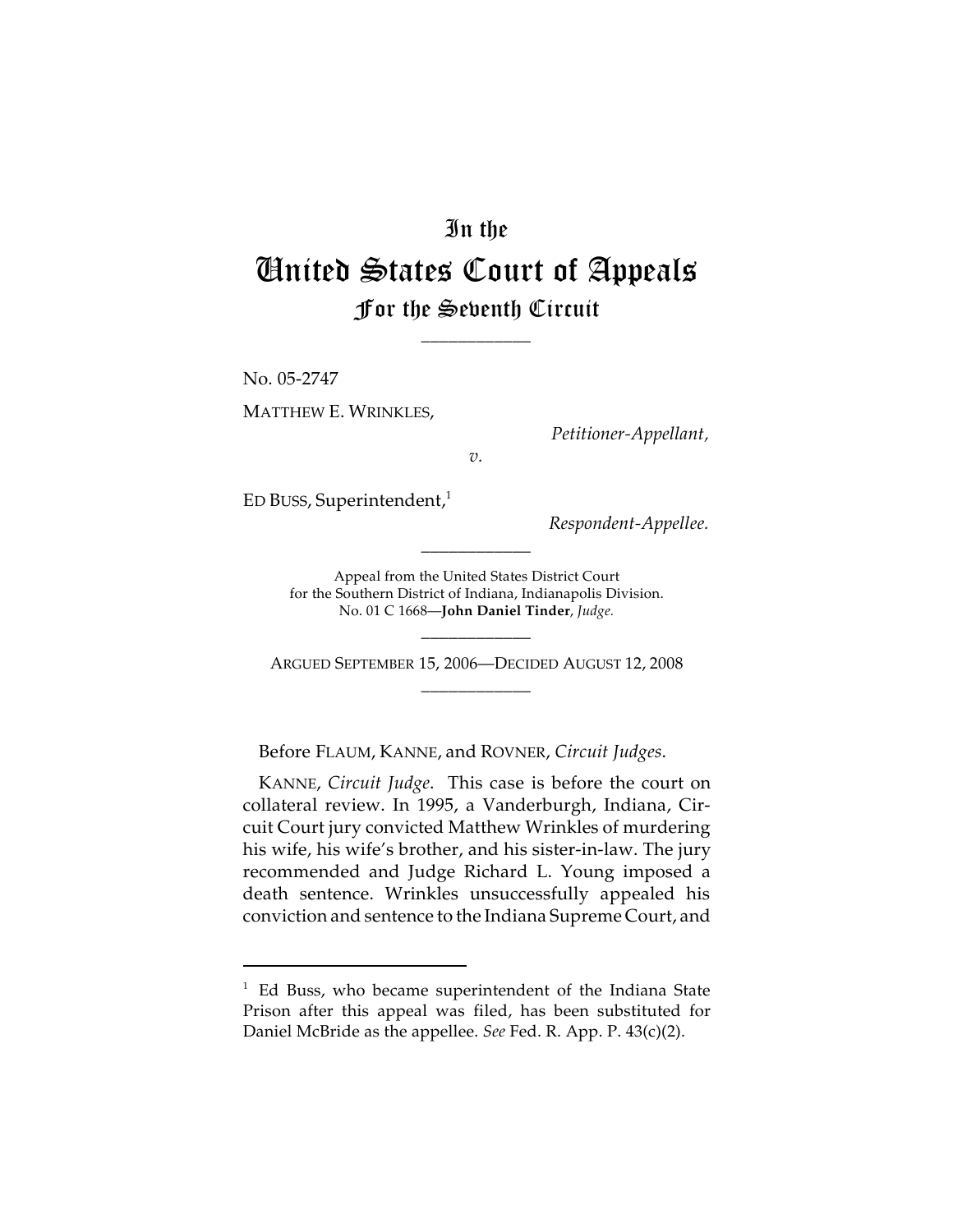# In the
# United States Court of Appeals
## For the Seventh Circuit

No. 05-2747

MATTHEW E. WRINKLES,

*Petitioner-Appellant,*

*v.*

ED BUSS, Superintendent,[1]

*Respondent-Appellee.*

Appeal from the United States District Court for the Southern District of Indiana, Indianapolis Division.
No. 01 C 1668—**John Daniel Tinder**, *Judge.*

ARGUED SEPTEMBER 15, 2006—DECIDED AUGUST 12, 2008

Before FLAUM, KANNE, and ROVNER, *Circuit Judges*.

KANNE, *Circuit Judge*. This case is before the court on collateral review. In 1995, a Vanderburgh, Indiana, Circuit Court jury convicted Matthew Wrinkles of murdering his wife, his wife's brother, and his sister-in-law. The jury recommended and Judge Richard L. Young imposed a death sentence. Wrinkles unsuccessfully appealed his conviction and sentence to the Indiana Supreme Court, and

[1] Ed Buss, who became superintendent of the Indiana State Prison after this appeal was filed, has been substituted for Daniel McBride as the appellee. *See* Fed. R. App. P. 43(c)(2).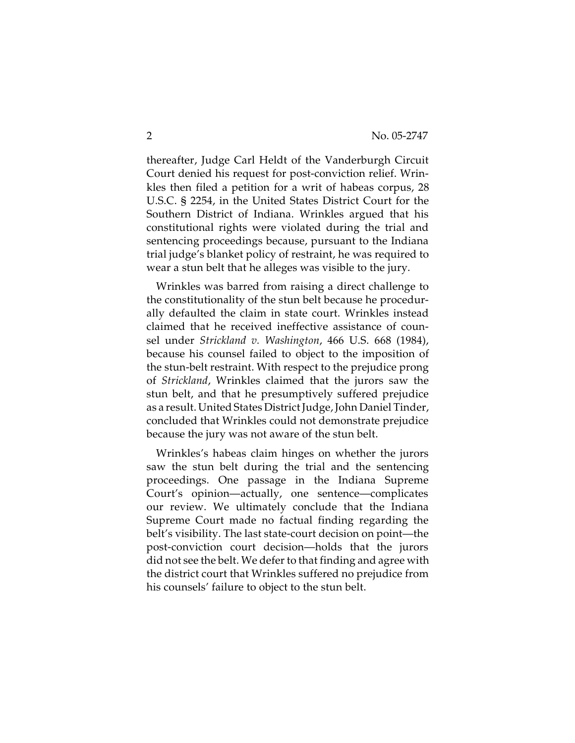thereafter, Judge Carl Heldt of the Vanderburgh Circuit Court denied his request for post-conviction relief. Wrinkles then filed a petition for a writ of habeas corpus, 28 U.S.C. § 2254, in the United States District Court for the Southern District of Indiana. Wrinkles argued that his constitutional rights were violated during the trial and sentencing proceedings because, pursuant to the Indiana trial judge's blanket policy of restraint, he was required to wear a stun belt that he alleges was visible to the jury.

Wrinkles was barred from raising a direct challenge to the constitutionality of the stun belt because he procedurally defaulted the claim in state court. Wrinkles instead claimed that he received ineffective assistance of counsel under *Strickland v. Washington*, 466 U.S. 668 (1984), because his counsel failed to object to the imposition of the stun-belt restraint. With respect to the prejudice prong of *Strickland*, Wrinkles claimed that the jurors saw the stun belt, and that he presumptively suffered prejudice as a result. United States District Judge, John Daniel Tinder, concluded that Wrinkles could not demonstrate prejudice because the jury was not aware of the stun belt.

Wrinkles's habeas claim hinges on whether the jurors saw the stun belt during the trial and the sentencing proceedings. One passage in the Indiana Supreme Court's opinion—actually, one sentence—complicates our review. We ultimately conclude that the Indiana Supreme Court made no factual finding regarding the belt's visibility. The last state-court decision on point—the post-conviction court decision—holds that the jurors did not see the belt. We defer to that finding and agree with the district court that Wrinkles suffered no prejudice from his counsels' failure to object to the stun belt.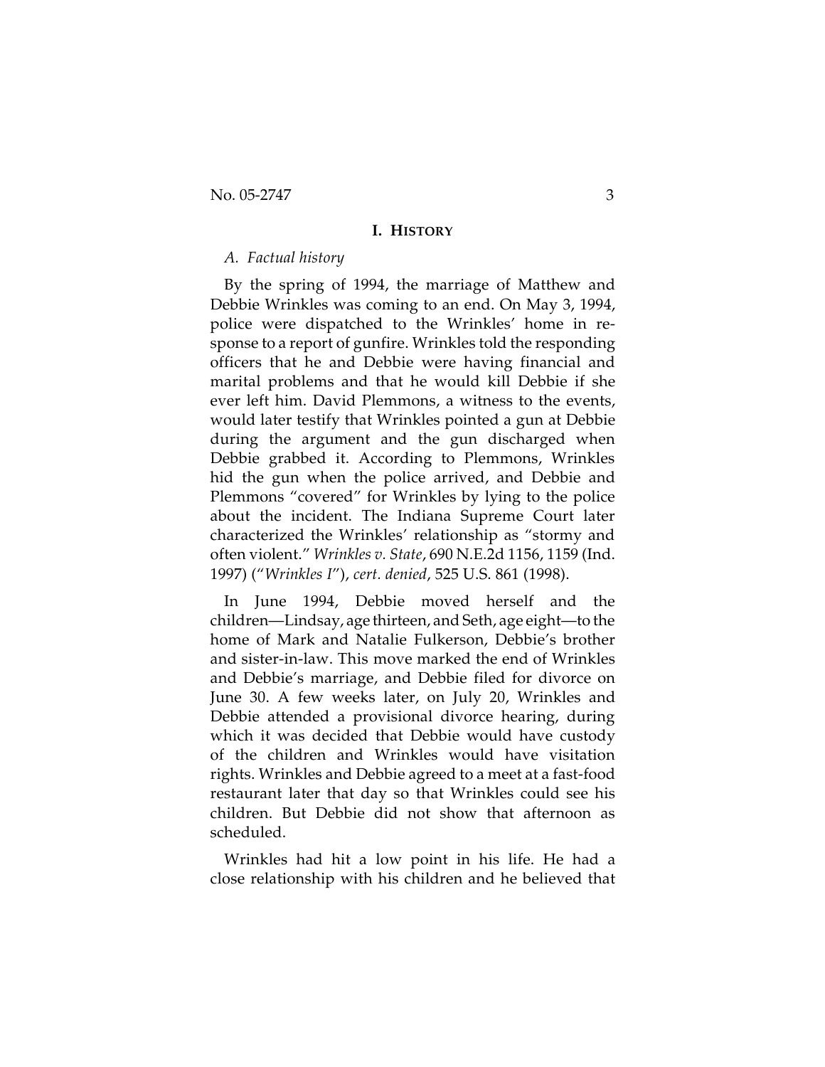## I. HISTORY

### *A. Factual history*

By the spring of 1994, the marriage of Matthew and Debbie Wrinkles was coming to an end. On May 3, 1994, police were dispatched to the Wrinkles' home in response to a report of gunfire. Wrinkles told the responding officers that he and Debbie were having financial and marital problems and that he would kill Debbie if she ever left him. David Plemmons, a witness to the events, would later testify that Wrinkles pointed a gun at Debbie during the argument and the gun discharged when Debbie grabbed it. According to Plemmons, Wrinkles hid the gun when the police arrived, and Debbie and Plemmons "covered" for Wrinkles by lying to the police about the incident. The Indiana Supreme Court later characterized the Wrinkles' relationship as "stormy and often violent." *Wrinkles v. State*, 690 N.E.2d 1156, 1159 (Ind. 1997) ("*Wrinkles I*"), *cert. denied*, 525 U.S. 861 (1998).

In June 1994, Debbie moved herself and the children—Lindsay, age thirteen, and Seth, age eight—to the home of Mark and Natalie Fulkerson, Debbie's brother and sister-in-law. This move marked the end of Wrinkles and Debbie's marriage, and Debbie filed for divorce on June 30. A few weeks later, on July 20, Wrinkles and Debbie attended a provisional divorce hearing, during which it was decided that Debbie would have custody of the children and Wrinkles would have visitation rights. Wrinkles and Debbie agreed to a meet at a fast-food restaurant later that day so that Wrinkles could see his children. But Debbie did not show that afternoon as scheduled.

Wrinkles had hit a low point in his life. He had a close relationship with his children and he believed that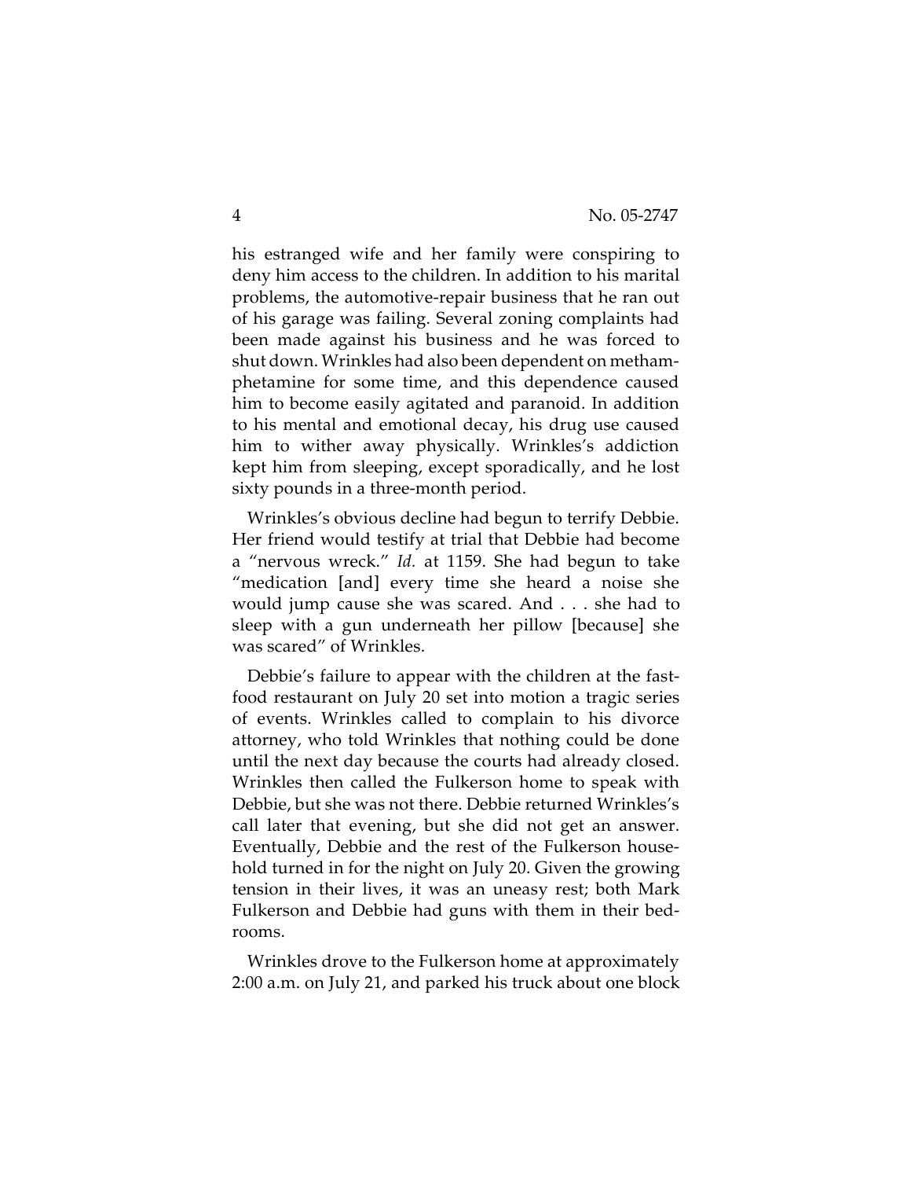his estranged wife and her family were conspiring to deny him access to the children. In addition to his marital problems, the automotive-repair business that he ran out of his garage was failing. Several zoning complaints had been made against his business and he was forced to shut down. Wrinkles had also been dependent on methamphetamine for some time, and this dependence caused him to become easily agitated and paranoid. In addition to his mental and emotional decay, his drug use caused him to wither away physically. Wrinkles's addiction kept him from sleeping, except sporadically, and he lost sixty pounds in a three-month period.

Wrinkles's obvious decline had begun to terrify Debbie. Her friend would testify at trial that Debbie had become a "nervous wreck." *Id.* at 1159. She had begun to take "medication [and] every time she heard a noise she would jump cause she was scared. And . . . she had to sleep with a gun underneath her pillow [because] she was scared" of Wrinkles.

Debbie's failure to appear with the children at the fast-food restaurant on July 20 set into motion a tragic series of events. Wrinkles called to complain to his divorce attorney, who told Wrinkles that nothing could be done until the next day because the courts had already closed. Wrinkles then called the Fulkerson home to speak with Debbie, but she was not there. Debbie returned Wrinkles's call later that evening, but she did not get an answer. Eventually, Debbie and the rest of the Fulkerson household turned in for the night on July 20. Given the growing tension in their lives, it was an uneasy rest; both Mark Fulkerson and Debbie had guns with them in their bedrooms.

Wrinkles drove to the Fulkerson home at approximately 2:00 a.m. on July 21, and parked his truck about one block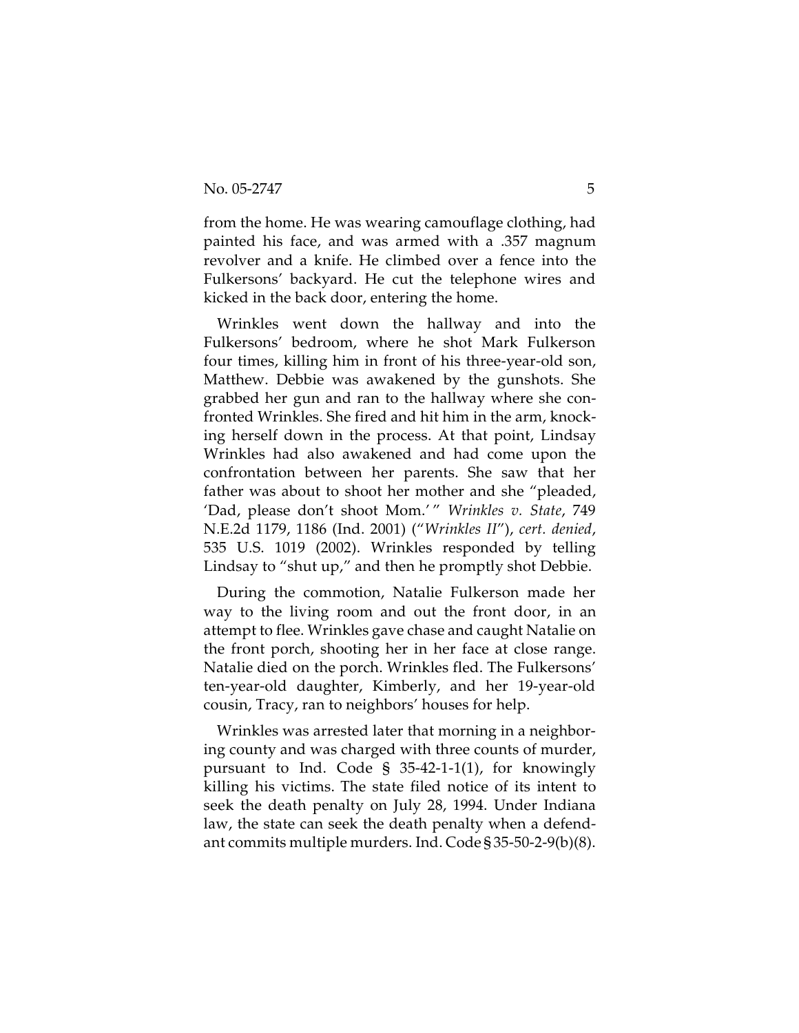from the home. He was wearing camouflage clothing, had painted his face, and was armed with a .357 magnum revolver and a knife. He climbed over a fence into the Fulkersons' backyard. He cut the telephone wires and kicked in the back door, entering the home.

Wrinkles went down the hallway and into the Fulkersons' bedroom, where he shot Mark Fulkerson four times, killing him in front of his three-year-old son, Matthew. Debbie was awakened by the gunshots. She grabbed her gun and ran to the hallway where she confronted Wrinkles. She fired and hit him in the arm, knocking herself down in the process. At that point, Lindsay Wrinkles had also awakened and had come upon the confrontation between her parents. She saw that her father was about to shoot her mother and she "pleaded, 'Dad, please don't shoot Mom.' " *Wrinkles v. State*, 749 N.E.2d 1179, 1186 (Ind. 2001) ("*Wrinkles II*"), *cert. denied*, 535 U.S. 1019 (2002). Wrinkles responded by telling Lindsay to "shut up," and then he promptly shot Debbie.

During the commotion, Natalie Fulkerson made her way to the living room and out the front door, in an attempt to flee. Wrinkles gave chase and caught Natalie on the front porch, shooting her in her face at close range. Natalie died on the porch. Wrinkles fled. The Fulkersons' ten-year-old daughter, Kimberly, and her 19-year-old cousin, Tracy, ran to neighbors' houses for help.

Wrinkles was arrested later that morning in a neighboring county and was charged with three counts of murder, pursuant to Ind. Code § 35-42-1-1(1), for knowingly killing his victims. The state filed notice of its intent to seek the death penalty on July 28, 1994. Under Indiana law, the state can seek the death penalty when a defendant commits multiple murders. Ind. Code § 35-50-2-9(b)(8).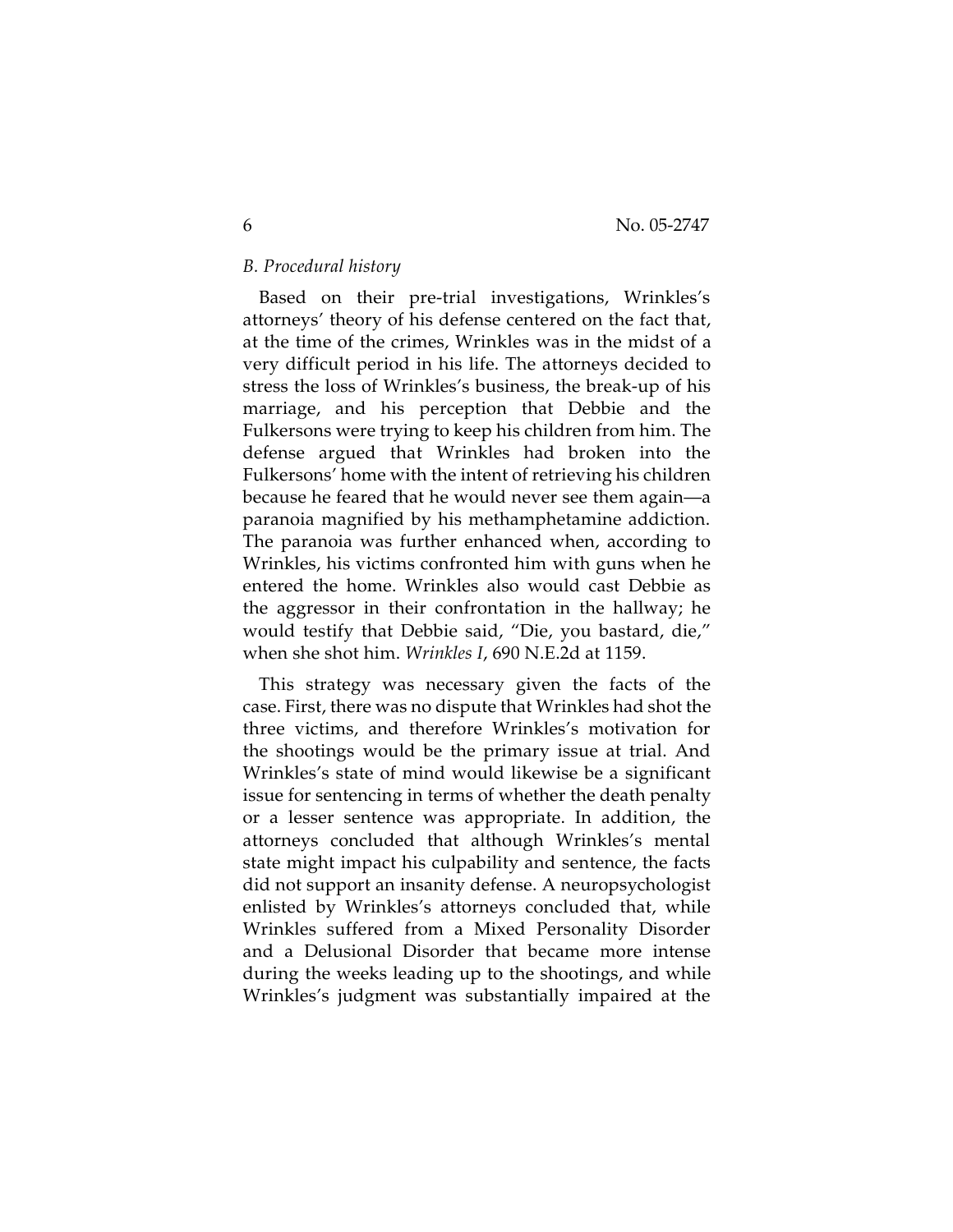*B. Procedural history*

Based on their pre-trial investigations, Wrinkles's attorneys' theory of his defense centered on the fact that, at the time of the crimes, Wrinkles was in the midst of a very difficult period in his life. The attorneys decided to stress the loss of Wrinkles's business, the break-up of his marriage, and his perception that Debbie and the Fulkersons were trying to keep his children from him. The defense argued that Wrinkles had broken into the Fulkersons' home with the intent of retrieving his children because he feared that he would never see them again—a paranoia magnified by his methamphetamine addiction. The paranoia was further enhanced when, according to Wrinkles, his victims confronted him with guns when he entered the home. Wrinkles also would cast Debbie as the aggressor in their confrontation in the hallway; he would testify that Debbie said, "Die, you bastard, die," when she shot him. *Wrinkles I*, 690 N.E.2d at 1159.

This strategy was necessary given the facts of the case. First, there was no dispute that Wrinkles had shot the three victims, and therefore Wrinkles's motivation for the shootings would be the primary issue at trial. And Wrinkles's state of mind would likewise be a significant issue for sentencing in terms of whether the death penalty or a lesser sentence was appropriate. In addition, the attorneys concluded that although Wrinkles's mental state might impact his culpability and sentence, the facts did not support an insanity defense. A neuropsychologist enlisted by Wrinkles's attorneys concluded that, while Wrinkles suffered from a Mixed Personality Disorder and a Delusional Disorder that became more intense during the weeks leading up to the shootings, and while Wrinkles's judgment was substantially impaired at the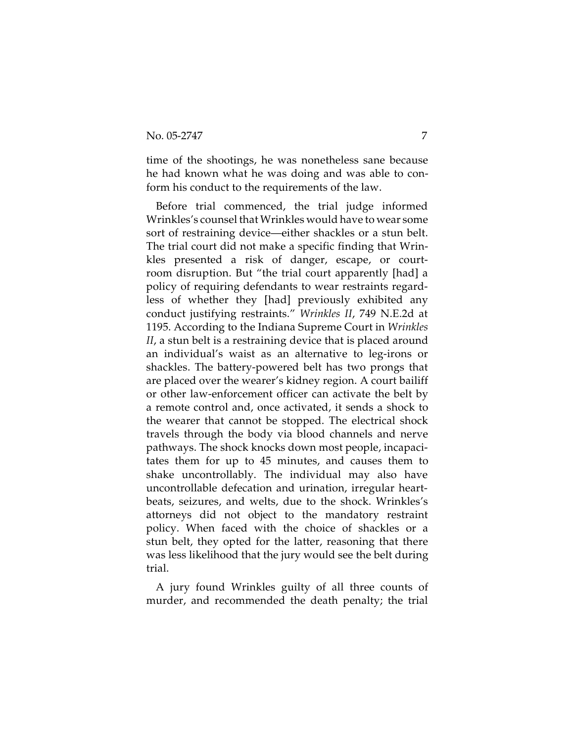time of the shootings, he was nonetheless sane because he had known what he was doing and was able to conform his conduct to the requirements of the law.

Before trial commenced, the trial judge informed Wrinkles's counsel that Wrinkles would have to wear some sort of restraining device—either shackles or a stun belt. The trial court did not make a specific finding that Wrinkles presented a risk of danger, escape, or courtroom disruption. But "the trial court apparently [had] a policy of requiring defendants to wear restraints regardless of whether they [had] previously exhibited any conduct justifying restraints." *Wrinkles II*, 749 N.E.2d at 1195. According to the Indiana Supreme Court in *Wrinkles II*, a stun belt is a restraining device that is placed around an individual's waist as an alternative to leg-irons or shackles. The battery-powered belt has two prongs that are placed over the wearer's kidney region. A court bailiff or other law-enforcement officer can activate the belt by a remote control and, once activated, it sends a shock to the wearer that cannot be stopped. The electrical shock travels through the body via blood channels and nerve pathways. The shock knocks down most people, incapacitates them for up to 45 minutes, and causes them to shake uncontrollably. The individual may also have uncontrollable defecation and urination, irregular heartbeats, seizures, and welts, due to the shock. Wrinkles's attorneys did not object to the mandatory restraint policy. When faced with the choice of shackles or a stun belt, they opted for the latter, reasoning that there was less likelihood that the jury would see the belt during trial.

A jury found Wrinkles guilty of all three counts of murder, and recommended the death penalty; the trial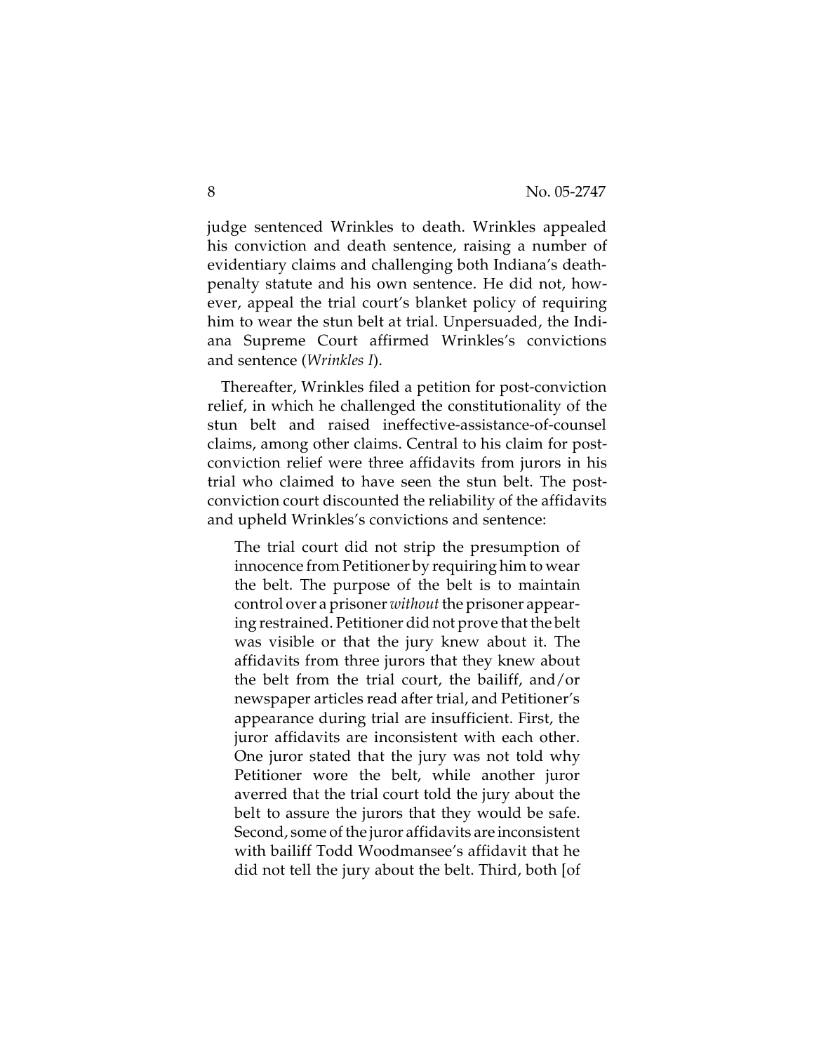judge sentenced Wrinkles to death. Wrinkles appealed his conviction and death sentence, raising a number of evidentiary claims and challenging both Indiana's death-penalty statute and his own sentence. He did not, however, appeal the trial court's blanket policy of requiring him to wear the stun belt at trial. Unpersuaded, the Indiana Supreme Court affirmed Wrinkles's convictions and sentence (*Wrinkles I*).

Thereafter, Wrinkles filed a petition for post-conviction relief, in which he challenged the constitutionality of the stun belt and raised ineffective-assistance-of-counsel claims, among other claims. Central to his claim for post-conviction relief were three affidavits from jurors in his trial who claimed to have seen the stun belt. The post-conviction court discounted the reliability of the affidavits and upheld Wrinkles's convictions and sentence:

> The trial court did not strip the presumption of innocence from Petitioner by requiring him to wear the belt. The purpose of the belt is to maintain control over a prisoner *without* the prisoner appearing restrained. Petitioner did not prove that the belt was visible or that the jury knew about it. The affidavits from three jurors that they knew about the belt from the trial court, the bailiff, and/or newspaper articles read after trial, and Petitioner's appearance during trial are insufficient. First, the juror affidavits are inconsistent with each other. One juror stated that the jury was not told why Petitioner wore the belt, while another juror averred that the trial court told the jury about the belt to assure the jurors that they would be safe. Second, some of the juror affidavits are inconsistent with bailiff Todd Woodmansee's affidavit that he did not tell the jury about the belt. Third, both [of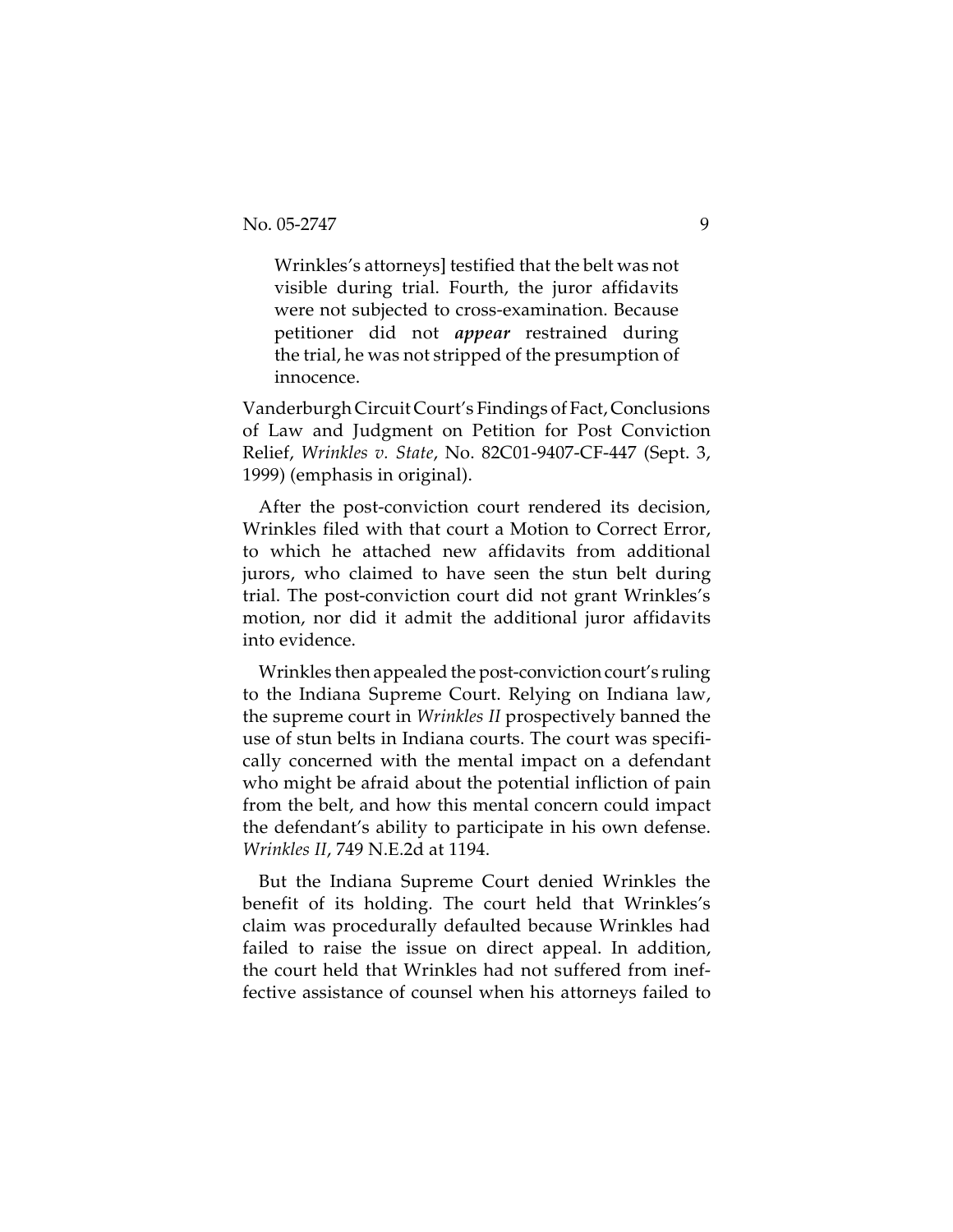> Wrinkles's attorneys] testified that the belt was not visible during trial. Fourth, the juror affidavits were not subjected to cross-examination. Because petitioner did not ***appear*** restrained during the trial, he was not stripped of the presumption of innocence.

Vanderburgh Circuit Court's Findings of Fact, Conclusions of Law and Judgment on Petition for Post Conviction Relief, *Wrinkles v. State*, No. 82C01-9407-CF-447 (Sept. 3, 1999) (emphasis in original).

After the post-conviction court rendered its decision, Wrinkles filed with that court a Motion to Correct Error, to which he attached new affidavits from additional jurors, who claimed to have seen the stun belt during trial. The post-conviction court did not grant Wrinkles's motion, nor did it admit the additional juror affidavits into evidence.

Wrinkles then appealed the post-conviction court's ruling to the Indiana Supreme Court. Relying on Indiana law, the supreme court in *Wrinkles II* prospectively banned the use of stun belts in Indiana courts. The court was specifically concerned with the mental impact on a defendant who might be afraid about the potential infliction of pain from the belt, and how this mental concern could impact the defendant's ability to participate in his own defense. *Wrinkles II*, 749 N.E.2d at 1194.

But the Indiana Supreme Court denied Wrinkles the benefit of its holding. The court held that Wrinkles's claim was procedurally defaulted because Wrinkles had failed to raise the issue on direct appeal. In addition, the court held that Wrinkles had not suffered from ineffective assistance of counsel when his attorneys failed to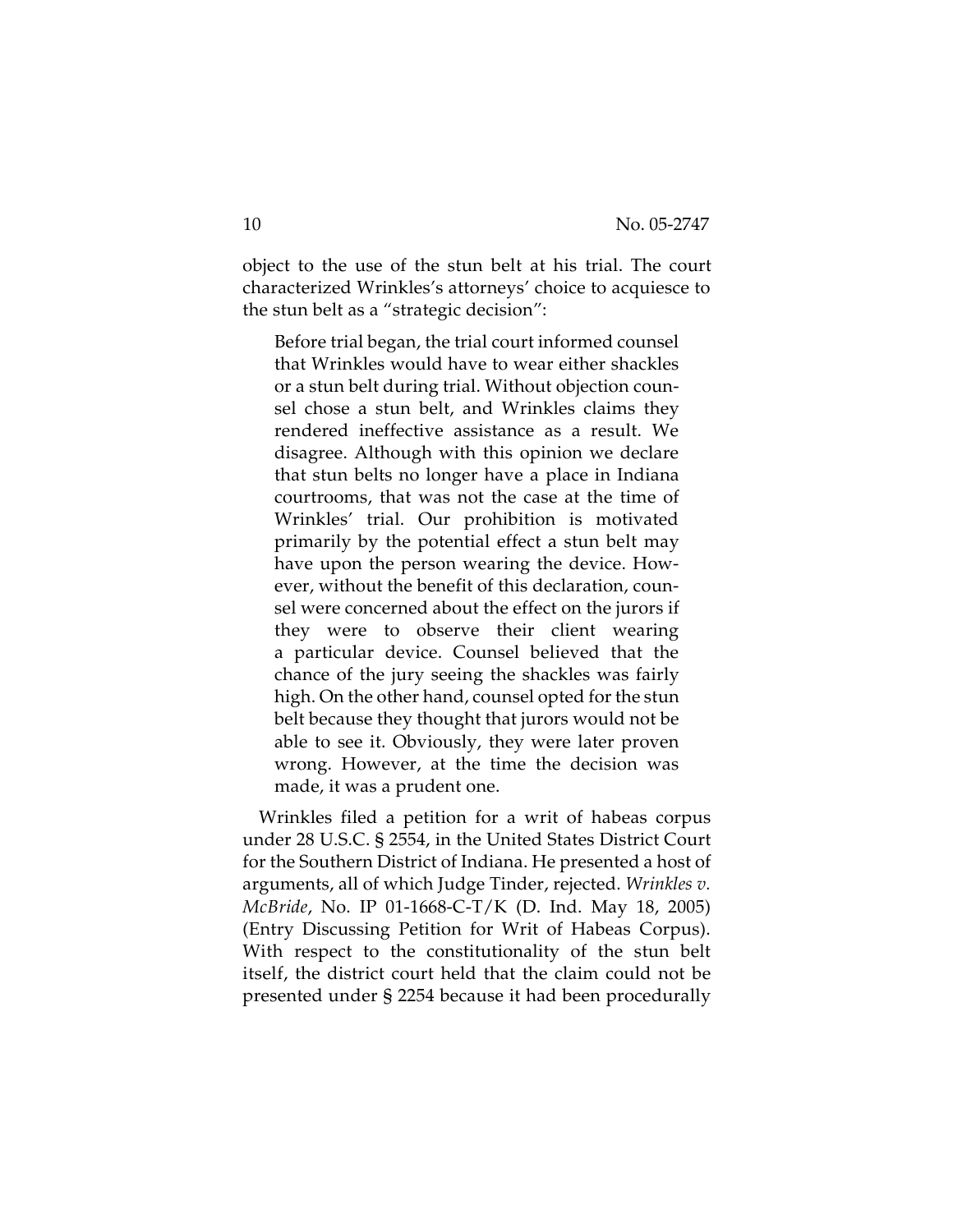object to the use of the stun belt at his trial. The court characterized Wrinkles's attorneys' choice to acquiesce to the stun belt as a "strategic decision":

> Before trial began, the trial court informed counsel that Wrinkles would have to wear either shackles or a stun belt during trial. Without objection counsel chose a stun belt, and Wrinkles claims they rendered ineffective assistance as a result. We disagree. Although with this opinion we declare that stun belts no longer have a place in Indiana courtrooms, that was not the case at the time of Wrinkles' trial. Our prohibition is motivated primarily by the potential effect a stun belt may have upon the person wearing the device. However, without the benefit of this declaration, counsel were concerned about the effect on the jurors if they were to observe their client wearing a particular device. Counsel believed that the chance of the jury seeing the shackles was fairly high. On the other hand, counsel opted for the stun belt because they thought that jurors would not be able to see it. Obviously, they were later proven wrong. However, at the time the decision was made, it was a prudent one.

Wrinkles filed a petition for a writ of habeas corpus under 28 U.S.C. § 2554, in the United States District Court for the Southern District of Indiana. He presented a host of arguments, all of which Judge Tinder, rejected. *Wrinkles v. McBride*, No. IP 01-1668-C-T/K (D. Ind. May 18, 2005) (Entry Discussing Petition for Writ of Habeas Corpus). With respect to the constitutionality of the stun belt itself, the district court held that the claim could not be presented under § 2254 because it had been procedurally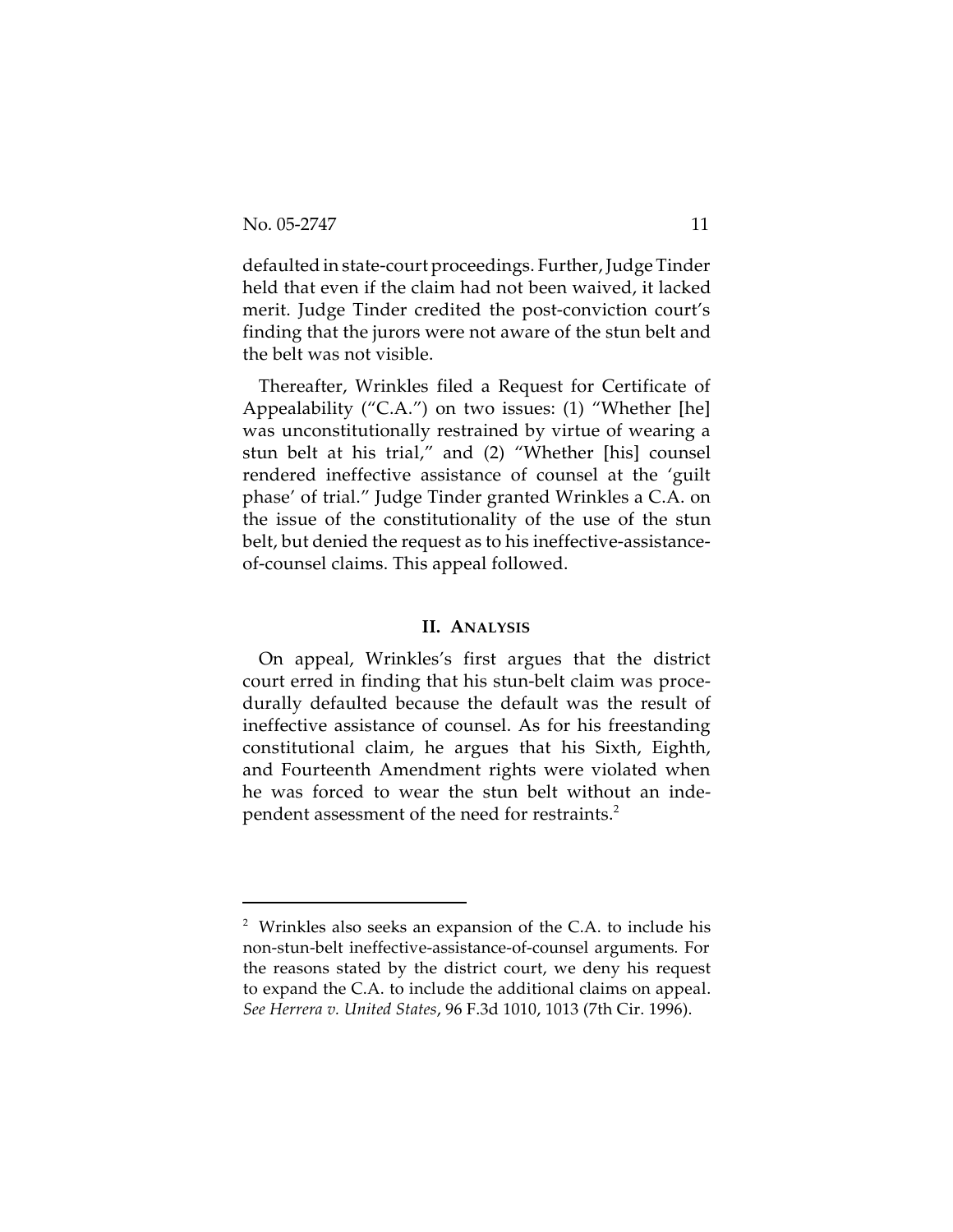defaulted in state-court proceedings. Further, Judge Tinder held that even if the claim had not been waived, it lacked merit. Judge Tinder credited the post-conviction court's finding that the jurors were not aware of the stun belt and the belt was not visible.

Thereafter, Wrinkles filed a Request for Certificate of Appealability ("C.A.") on two issues: (1) "Whether [he] was unconstitutionally restrained by virtue of wearing a stun belt at his trial," and (2) "Whether [his] counsel rendered ineffective assistance of counsel at the 'guilt phase' of trial." Judge Tinder granted Wrinkles a C.A. on the issue of the constitutionality of the use of the stun belt, but denied the request as to his ineffective-assistance-of-counsel claims. This appeal followed.

## II. ANALYSIS

On appeal, Wrinkles's first argues that the district court erred in finding that his stun-belt claim was procedurally defaulted because the default was the result of ineffective assistance of counsel. As for his freestanding constitutional claim, he argues that his Sixth, Eighth, and Fourteenth Amendment rights were violated when he was forced to wear the stun belt without an independent assessment of the need for restraints.[2]

---

[2] Wrinkles also seeks an expansion of the C.A. to include his non-stun-belt ineffective-assistance-of-counsel arguments. For the reasons stated by the district court, we deny his request to expand the C.A. to include the additional claims on appeal. *See Herrera v. United States*, 96 F.3d 1010, 1013 (7th Cir. 1996).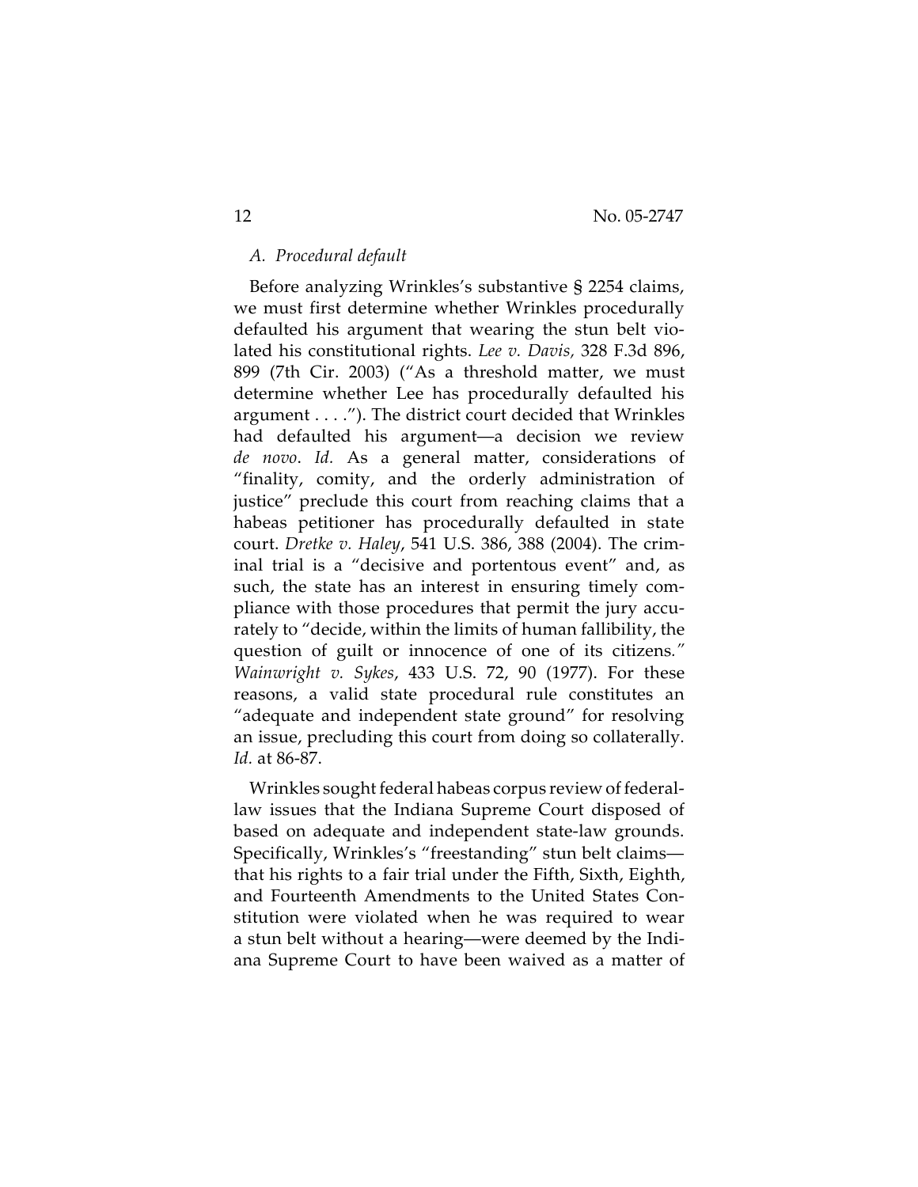*A. Procedural default*

Before analyzing Wrinkles's substantive § 2254 claims, we must first determine whether Wrinkles procedurally defaulted his argument that wearing the stun belt violated his constitutional rights. *Lee v. Davis,* 328 F.3d 896, 899 (7th Cir. 2003) ("As a threshold matter, we must determine whether Lee has procedurally defaulted his argument . . . ."). The district court decided that Wrinkles had defaulted his argument—a decision we review *de novo*. *Id.* As a general matter, considerations of "finality, comity, and the orderly administration of justice" preclude this court from reaching claims that a habeas petitioner has procedurally defaulted in state court. *Dretke v. Haley*, 541 U.S. 386, 388 (2004). The criminal trial is a "decisive and portentous event" and, as such, the state has an interest in ensuring timely compliance with those procedures that permit the jury accurately to "decide, within the limits of human fallibility, the question of guilt or innocence of one of its citizens." *Wainwright v. Sykes*, 433 U.S. 72, 90 (1977). For these reasons, a valid state procedural rule constitutes an "adequate and independent state ground" for resolving an issue, precluding this court from doing so collaterally. *Id.* at 86-87.

Wrinkles sought federal habeas corpus review of federal-law issues that the Indiana Supreme Court disposed of based on adequate and independent state-law grounds. Specifically, Wrinkles's "freestanding" stun belt claims—that his rights to a fair trial under the Fifth, Sixth, Eighth, and Fourteenth Amendments to the United States Constitution were violated when he was required to wear a stun belt without a hearing—were deemed by the Indiana Supreme Court to have been waived as a matter of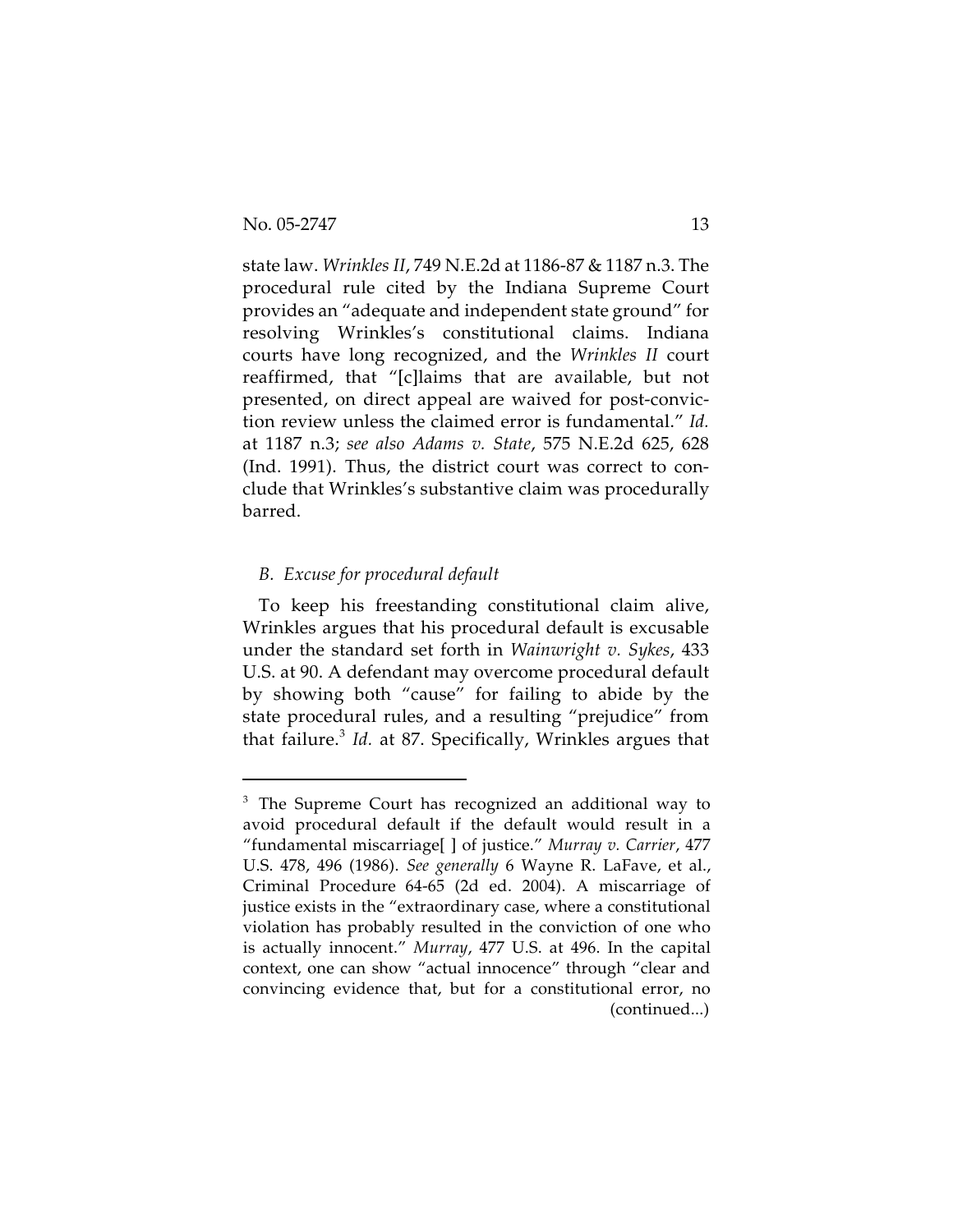state law. *Wrinkles II*, 749 N.E.2d at 1186-87 & 1187 n.3. The procedural rule cited by the Indiana Supreme Court provides an "adequate and independent state ground" for resolving Wrinkles's constitutional claims. Indiana courts have long recognized, and the *Wrinkles II* court reaffirmed, that "[c]laims that are available, but not presented, on direct appeal are waived for post-conviction review unless the claimed error is fundamental." *Id.* at 1187 n.3; *see also Adams v. State*, 575 N.E.2d 625, 628 (Ind. 1991). Thus, the district court was correct to conclude that Wrinkles's substantive claim was procedurally barred.

*B. Excuse for procedural default*

To keep his freestanding constitutional claim alive, Wrinkles argues that his procedural default is excusable under the standard set forth in *Wainwright v. Sykes*, 433 U.S. at 90. A defendant may overcome procedural default by showing both "cause" for failing to abide by the state procedural rules, and a resulting "prejudice" from that failure.[3] *Id.* at 87. Specifically, Wrinkles argues that

---

[3] The Supreme Court has recognized an additional way to avoid procedural default if the default would result in a "fundamental miscarriage[ ] of justice." *Murray v. Carrier*, 477 U.S. 478, 496 (1986). *See generally* 6 Wayne R. LaFave, et al., Criminal Procedure 64-65 (2d ed. 2004). A miscarriage of justice exists in the "extraordinary case, where a constitutional violation has probably resulted in the conviction of one who is actually innocent." *Murray*, 477 U.S. at 496. In the capital context, one can show "actual innocence" through "clear and convincing evidence that, but for a constitutional error, no (continued...)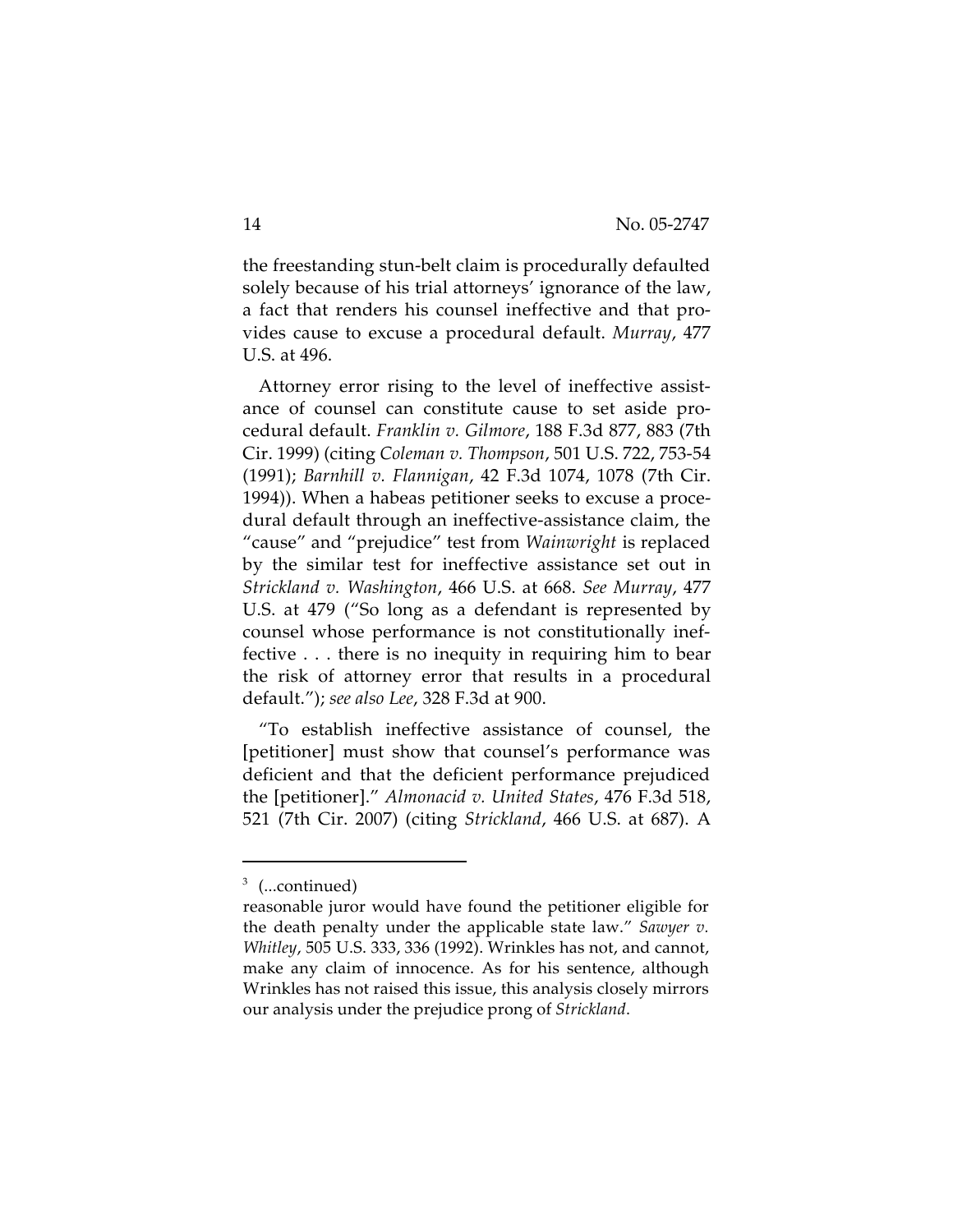the freestanding stun-belt claim is procedurally defaulted solely because of his trial attorneys' ignorance of the law, a fact that renders his counsel ineffective and that provides cause to excuse a procedural default. *Murray*, 477 U.S. at 496.

Attorney error rising to the level of ineffective assistance of counsel can constitute cause to set aside procedural default. *Franklin v. Gilmore*, 188 F.3d 877, 883 (7th Cir. 1999) (citing *Coleman v. Thompson*, 501 U.S. 722, 753-54 (1991); *Barnhill v. Flannigan*, 42 F.3d 1074, 1078 (7th Cir. 1994)). When a habeas petitioner seeks to excuse a procedural default through an ineffective-assistance claim, the "cause" and "prejudice" test from *Wainwright* is replaced by the similar test for ineffective assistance set out in *Strickland v. Washington*, 466 U.S. at 668. *See Murray*, 477 U.S. at 479 ("So long as a defendant is represented by counsel whose performance is not constitutionally ineffective . . . there is no inequity in requiring him to bear the risk of attorney error that results in a procedural default."); *see also Lee*, 328 F.3d at 900.

"To establish ineffective assistance of counsel, the [petitioner] must show that counsel's performance was deficient and that the deficient performance prejudiced the [petitioner]." *Almonacid v. United States*, 476 F.3d 518, 521 (7th Cir. 2007) (citing *Strickland*, 466 U.S. at 687). A

---

[3] (...continued)
reasonable juror would have found the petitioner eligible for the death penalty under the applicable state law." *Sawyer v. Whitley*, 505 U.S. 333, 336 (1992). Wrinkles has not, and cannot, make any claim of innocence. As for his sentence, although Wrinkles has not raised this issue, this analysis closely mirrors our analysis under the prejudice prong of *Strickland*.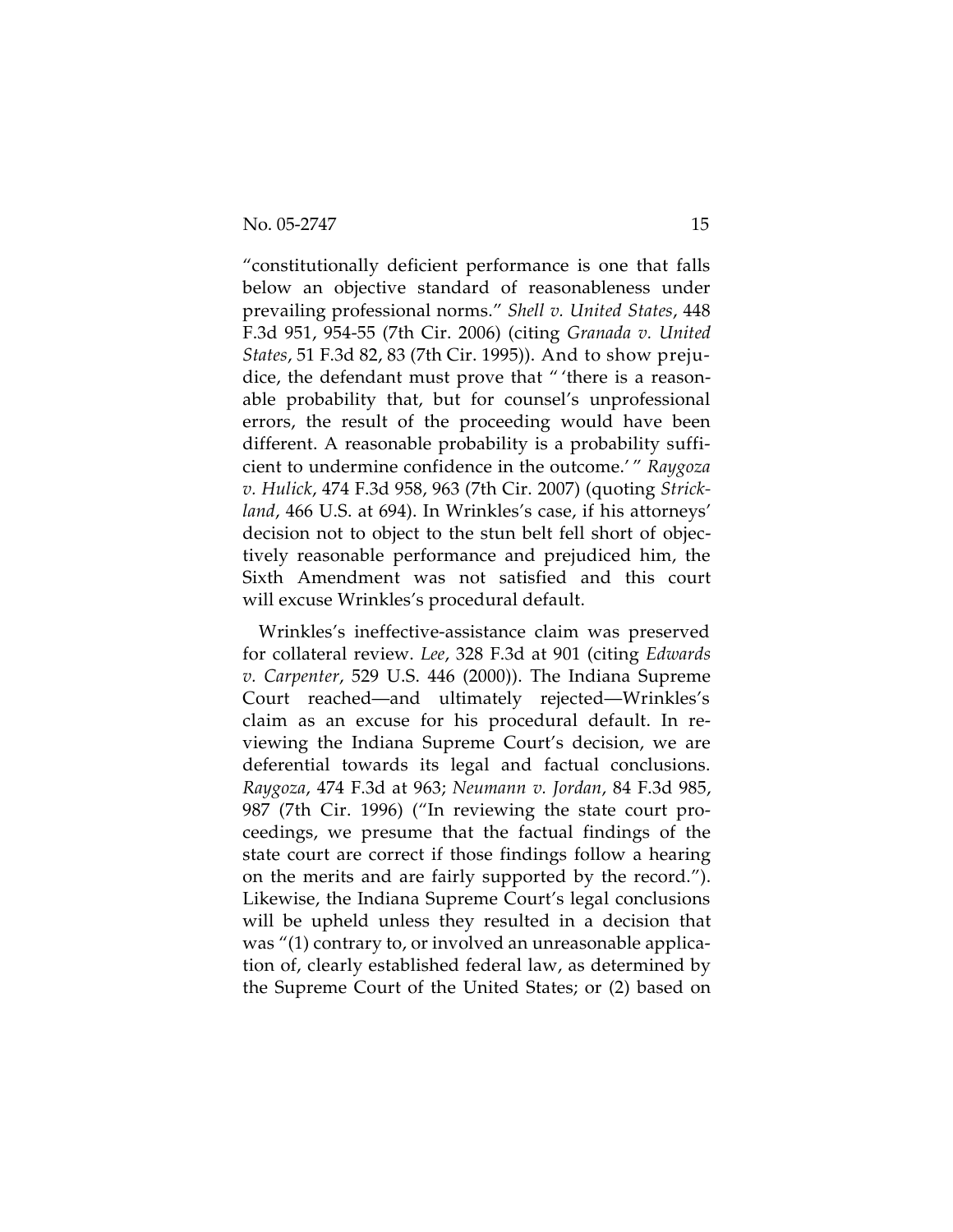"constitutionally deficient performance is one that falls below an objective standard of reasonableness under prevailing professional norms." *Shell v. United States*, 448 F.3d 951, 954-55 (7th Cir. 2006) (citing *Granada v. United States*, 51 F.3d 82, 83 (7th Cir. 1995)). And to show prejudice, the defendant must prove that " 'there is a reasonable probability that, but for counsel's unprofessional errors, the result of the proceeding would have been different. A reasonable probability is a probability sufficient to undermine confidence in the outcome.' " *Raygoza v. Hulick*, 474 F.3d 958, 963 (7th Cir. 2007) (quoting *Strickland*, 466 U.S. at 694). In Wrinkles's case, if his attorneys' decision not to object to the stun belt fell short of objectively reasonable performance and prejudiced him, the Sixth Amendment was not satisfied and this court will excuse Wrinkles's procedural default.

Wrinkles's ineffective-assistance claim was preserved for collateral review. *Lee*, 328 F.3d at 901 (citing *Edwards v. Carpenter*, 529 U.S. 446 (2000)). The Indiana Supreme Court reached—and ultimately rejected—Wrinkles's claim as an excuse for his procedural default. In reviewing the Indiana Supreme Court's decision, we are deferential towards its legal and factual conclusions. *Raygoza*, 474 F.3d at 963; *Neumann v. Jordan*, 84 F.3d 985, 987 (7th Cir. 1996) ("In reviewing the state court proceedings, we presume that the factual findings of the state court are correct if those findings follow a hearing on the merits and are fairly supported by the record."). Likewise, the Indiana Supreme Court's legal conclusions will be upheld unless they resulted in a decision that was "(1) contrary to, or involved an unreasonable application of, clearly established federal law, as determined by the Supreme Court of the United States; or (2) based on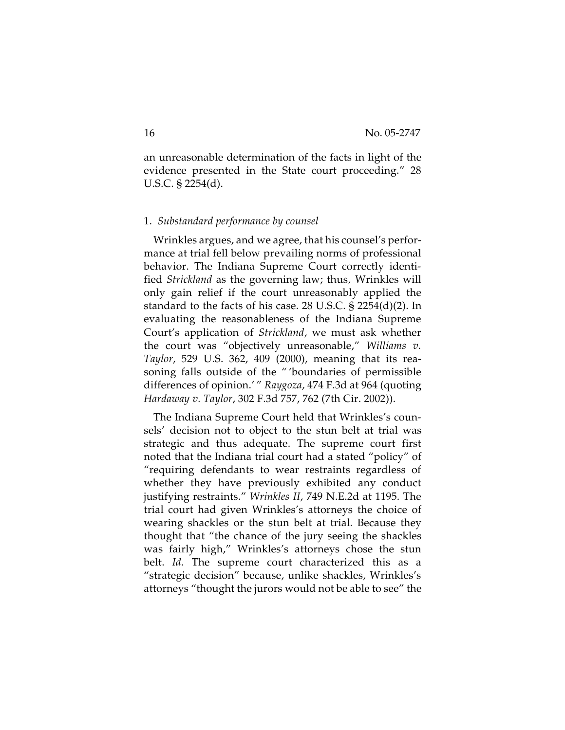an unreasonable determination of the facts in light of the evidence presented in the State court proceeding." 28 U.S.C. § 2254(d).

1. *Substandard performance by counsel*

Wrinkles argues, and we agree, that his counsel's performance at trial fell below prevailing norms of professional behavior. The Indiana Supreme Court correctly identified *Strickland* as the governing law; thus, Wrinkles will only gain relief if the court unreasonably applied the standard to the facts of his case. 28 U.S.C. § 2254(d)(2). In evaluating the reasonableness of the Indiana Supreme Court's application of *Strickland*, we must ask whether the court was "objectively unreasonable," *Williams v. Taylor*, 529 U.S. 362, 409 (2000), meaning that its reasoning falls outside of the "'boundaries of permissible differences of opinion.'" *Raygoza*, 474 F.3d at 964 (quoting *Hardaway v. Taylor*, 302 F.3d 757, 762 (7th Cir. 2002)).

The Indiana Supreme Court held that Wrinkles's counsels' decision not to object to the stun belt at trial was strategic and thus adequate. The supreme court first noted that the Indiana trial court had a stated "policy" of "requiring defendants to wear restraints regardless of whether they have previously exhibited any conduct justifying restraints." *Wrinkles II*, 749 N.E.2d at 1195. The trial court had given Wrinkles's attorneys the choice of wearing shackles or the stun belt at trial. Because they thought that "the chance of the jury seeing the shackles was fairly high," Wrinkles's attorneys chose the stun belt. *Id.* The supreme court characterized this as a "strategic decision" because, unlike shackles, Wrinkles's attorneys "thought the jurors would not be able to see" the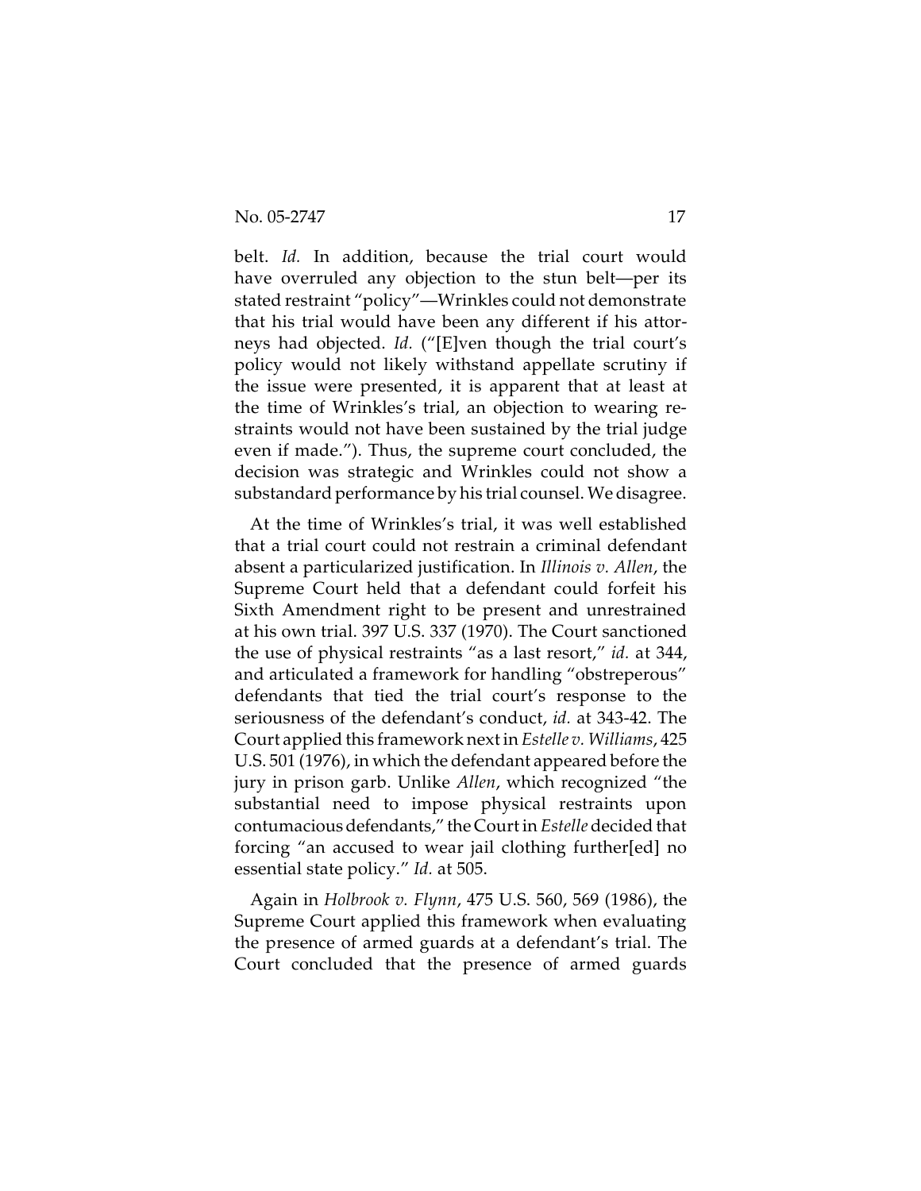belt. *Id.* In addition, because the trial court would have overruled any objection to the stun belt—per its stated restraint "policy"—Wrinkles could not demonstrate that his trial would have been any different if his attorneys had objected. *Id.* ("[E]ven though the trial court's policy would not likely withstand appellate scrutiny if the issue were presented, it is apparent that at least at the time of Wrinkles's trial, an objection to wearing restraints would not have been sustained by the trial judge even if made."). Thus, the supreme court concluded, the decision was strategic and Wrinkles could not show a substandard performance by his trial counsel. We disagree.

At the time of Wrinkles's trial, it was well established that a trial court could not restrain a criminal defendant absent a particularized justification. In *Illinois v. Allen*, the Supreme Court held that a defendant could forfeit his Sixth Amendment right to be present and unrestrained at his own trial. 397 U.S. 337 (1970). The Court sanctioned the use of physical restraints "as a last resort," *id.* at 344, and articulated a framework for handling "obstreperous" defendants that tied the trial court's response to the seriousness of the defendant's conduct, *id.* at 343-42. The Court applied this framework next in *Estelle v. Williams*, 425 U.S. 501 (1976), in which the defendant appeared before the jury in prison garb. Unlike *Allen*, which recognized "the substantial need to impose physical restraints upon contumacious defendants," the Court in *Estelle* decided that forcing "an accused to wear jail clothing further[ed] no essential state policy." *Id.* at 505.

Again in *Holbrook v. Flynn*, 475 U.S. 560, 569 (1986), the Supreme Court applied this framework when evaluating the presence of armed guards at a defendant's trial. The Court concluded that the presence of armed guards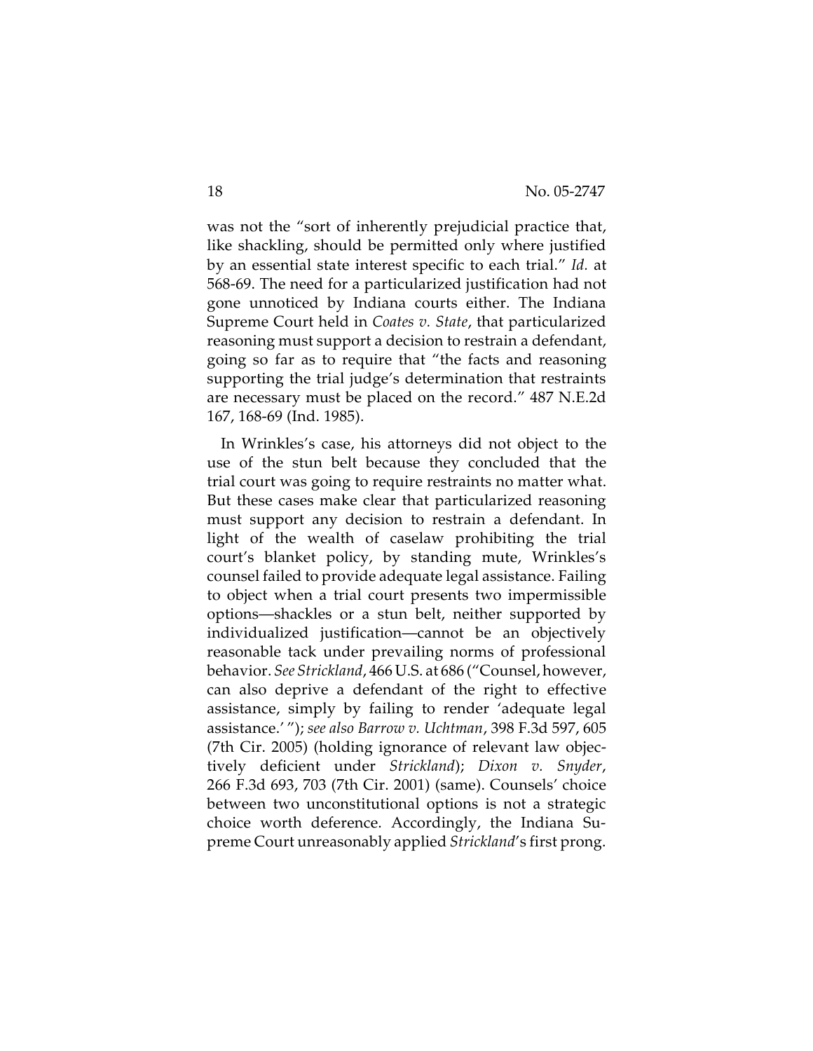was not the "sort of inherently prejudicial practice that, like shackling, should be permitted only where justified by an essential state interest specific to each trial." *Id.* at 568-69. The need for a particularized justification had not gone unnoticed by Indiana courts either. The Indiana Supreme Court held in *Coates v. State*, that particularized reasoning must support a decision to restrain a defendant, going so far as to require that "the facts and reasoning supporting the trial judge's determination that restraints are necessary must be placed on the record." 487 N.E.2d 167, 168-69 (Ind. 1985).

In Wrinkles's case, his attorneys did not object to the use of the stun belt because they concluded that the trial court was going to require restraints no matter what. But these cases make clear that particularized reasoning must support any decision to restrain a defendant. In light of the wealth of caselaw prohibiting the trial court's blanket policy, by standing mute, Wrinkles's counsel failed to provide adequate legal assistance. Failing to object when a trial court presents two impermissible options—shackles or a stun belt, neither supported by individualized justification—cannot be an objectively reasonable tack under prevailing norms of professional behavior. *See Strickland*, 466 U.S. at 686 ("Counsel, however, can also deprive a defendant of the right to effective assistance, simply by failing to render 'adequate legal assistance.'"); *see also Barrow v. Uchtman*, 398 F.3d 597, 605 (7th Cir. 2005) (holding ignorance of relevant law objectively deficient under *Strickland*); *Dixon v. Snyder*, 266 F.3d 693, 703 (7th Cir. 2001) (same). Counsels' choice between two unconstitutional options is not a strategic choice worth deference. Accordingly, the Indiana Supreme Court unreasonably applied *Strickland*'s first prong.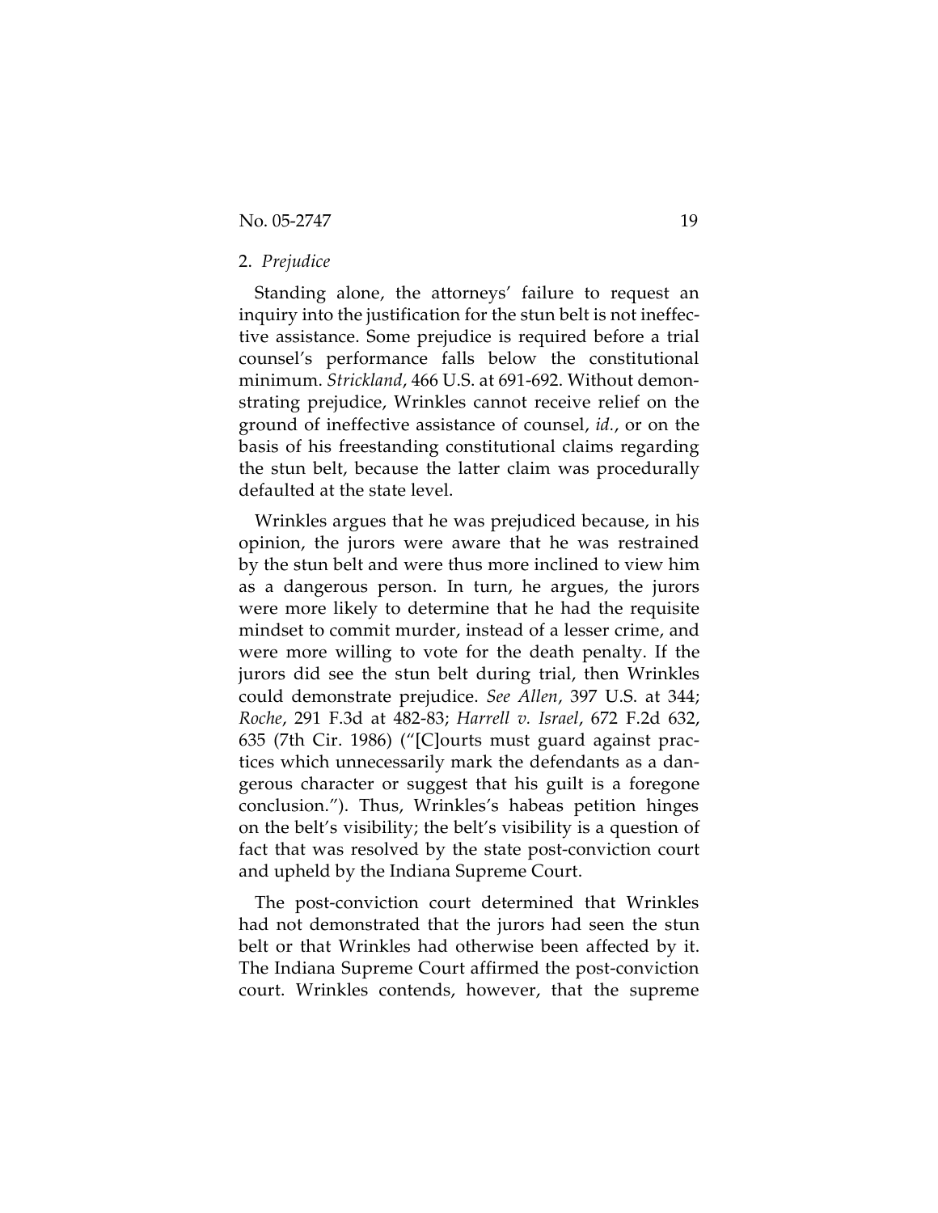2. *Prejudice*

Standing alone, the attorneys' failure to request an inquiry into the justification for the stun belt is not ineffective assistance. Some prejudice is required before a trial counsel's performance falls below the constitutional minimum. *Strickland*, 466 U.S. at 691-692. Without demonstrating prejudice, Wrinkles cannot receive relief on the ground of ineffective assistance of counsel, *id.*, or on the basis of his freestanding constitutional claims regarding the stun belt, because the latter claim was procedurally defaulted at the state level.

Wrinkles argues that he was prejudiced because, in his opinion, the jurors were aware that he was restrained by the stun belt and were thus more inclined to view him as a dangerous person. In turn, he argues, the jurors were more likely to determine that he had the requisite mindset to commit murder, instead of a lesser crime, and were more willing to vote for the death penalty. If the jurors did see the stun belt during trial, then Wrinkles could demonstrate prejudice. *See Allen*, 397 U.S. at 344; *Roche*, 291 F.3d at 482-83; *Harrell v. Israel*, 672 F.2d 632, 635 (7th Cir. 1986) ("[C]ourts must guard against practices which unnecessarily mark the defendants as a dangerous character or suggest that his guilt is a foregone conclusion."). Thus, Wrinkles's habeas petition hinges on the belt's visibility; the belt's visibility is a question of fact that was resolved by the state post-conviction court and upheld by the Indiana Supreme Court.

The post-conviction court determined that Wrinkles had not demonstrated that the jurors had seen the stun belt or that Wrinkles had otherwise been affected by it. The Indiana Supreme Court affirmed the post-conviction court. Wrinkles contends, however, that the supreme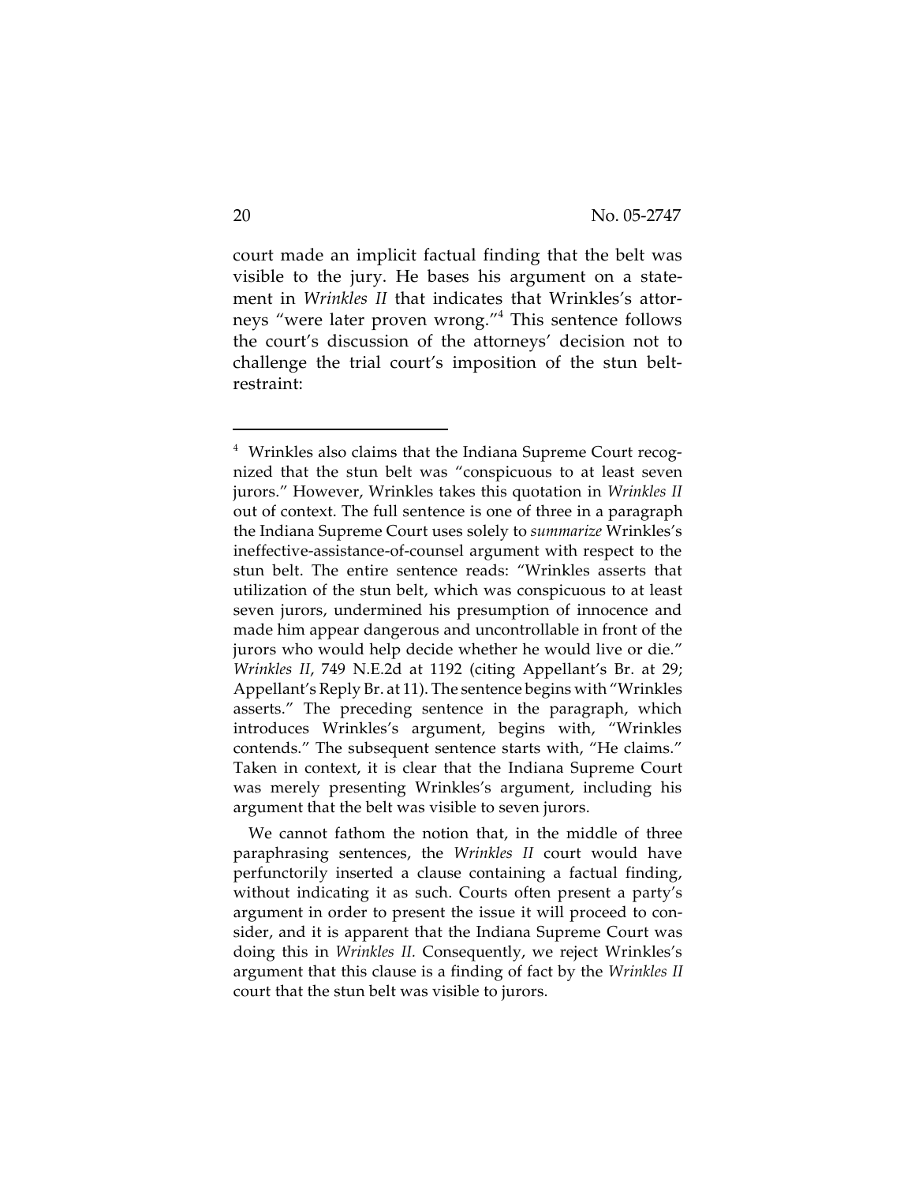court made an implicit factual finding that the belt was visible to the jury. He bases his argument on a statement in *Wrinkles II* that indicates that Wrinkles's attorneys "were later proven wrong."[4] This sentence follows the court's discussion of the attorneys' decision not to challenge the trial court's imposition of the stun belt-restraint:

---

[4] Wrinkles also claims that the Indiana Supreme Court recognized that the stun belt was "conspicuous to at least seven jurors." However, Wrinkles takes this quotation in *Wrinkles II* out of context. The full sentence is one of three in a paragraph the Indiana Supreme Court uses solely to *summarize* Wrinkles's ineffective-assistance-of-counsel argument with respect to the stun belt. The entire sentence reads: "Wrinkles asserts that utilization of the stun belt, which was conspicuous to at least seven jurors, undermined his presumption of innocence and made him appear dangerous and uncontrollable in front of the jurors who would help decide whether he would live or die." *Wrinkles II*, 749 N.E.2d at 1192 (citing Appellant's Br. at 29; Appellant's Reply Br. at 11). The sentence begins with "Wrinkles asserts." The preceding sentence in the paragraph, which introduces Wrinkles's argument, begins with, "Wrinkles contends." The subsequent sentence starts with, "He claims." Taken in context, it is clear that the Indiana Supreme Court was merely presenting Wrinkles's argument, including his argument that the belt was visible to seven jurors.

We cannot fathom the notion that, in the middle of three paraphrasing sentences, the *Wrinkles II* court would have perfunctorily inserted a clause containing a factual finding, without indicating it as such. Courts often present a party's argument in order to present the issue it will proceed to consider, and it is apparent that the Indiana Supreme Court was doing this in *Wrinkles II*. Consequently, we reject Wrinkles's argument that this clause is a finding of fact by the *Wrinkles II* court that the stun belt was visible to jurors.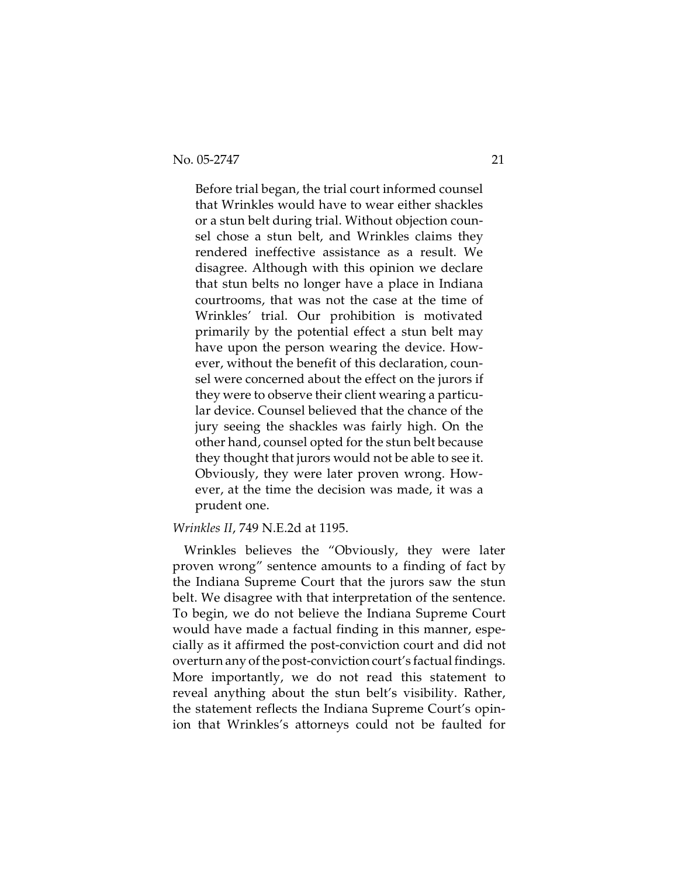> Before trial began, the trial court informed counsel that Wrinkles would have to wear either shackles or a stun belt during trial. Without objection counsel chose a stun belt, and Wrinkles claims they rendered ineffective assistance as a result. We disagree. Although with this opinion we declare that stun belts no longer have a place in Indiana courtrooms, that was not the case at the time of Wrinkles' trial. Our prohibition is motivated primarily by the potential effect a stun belt may have upon the person wearing the device. However, without the benefit of this declaration, counsel were concerned about the effect on the jurors if they were to observe their client wearing a particular device. Counsel believed that the chance of the jury seeing the shackles was fairly high. On the other hand, counsel opted for the stun belt because they thought that jurors would not be able to see it. Obviously, they were later proven wrong. However, at the time the decision was made, it was a prudent one.

*Wrinkles II*, 749 N.E.2d at 1195.

Wrinkles believes the "Obviously, they were later proven wrong" sentence amounts to a finding of fact by the Indiana Supreme Court that the jurors saw the stun belt. We disagree with that interpretation of the sentence. To begin, we do not believe the Indiana Supreme Court would have made a factual finding in this manner, especially as it affirmed the post-conviction court and did not overturn any of the post-conviction court's factual findings. More importantly, we do not read this statement to reveal anything about the stun belt's visibility. Rather, the statement reflects the Indiana Supreme Court's opinion that Wrinkles's attorneys could not be faulted for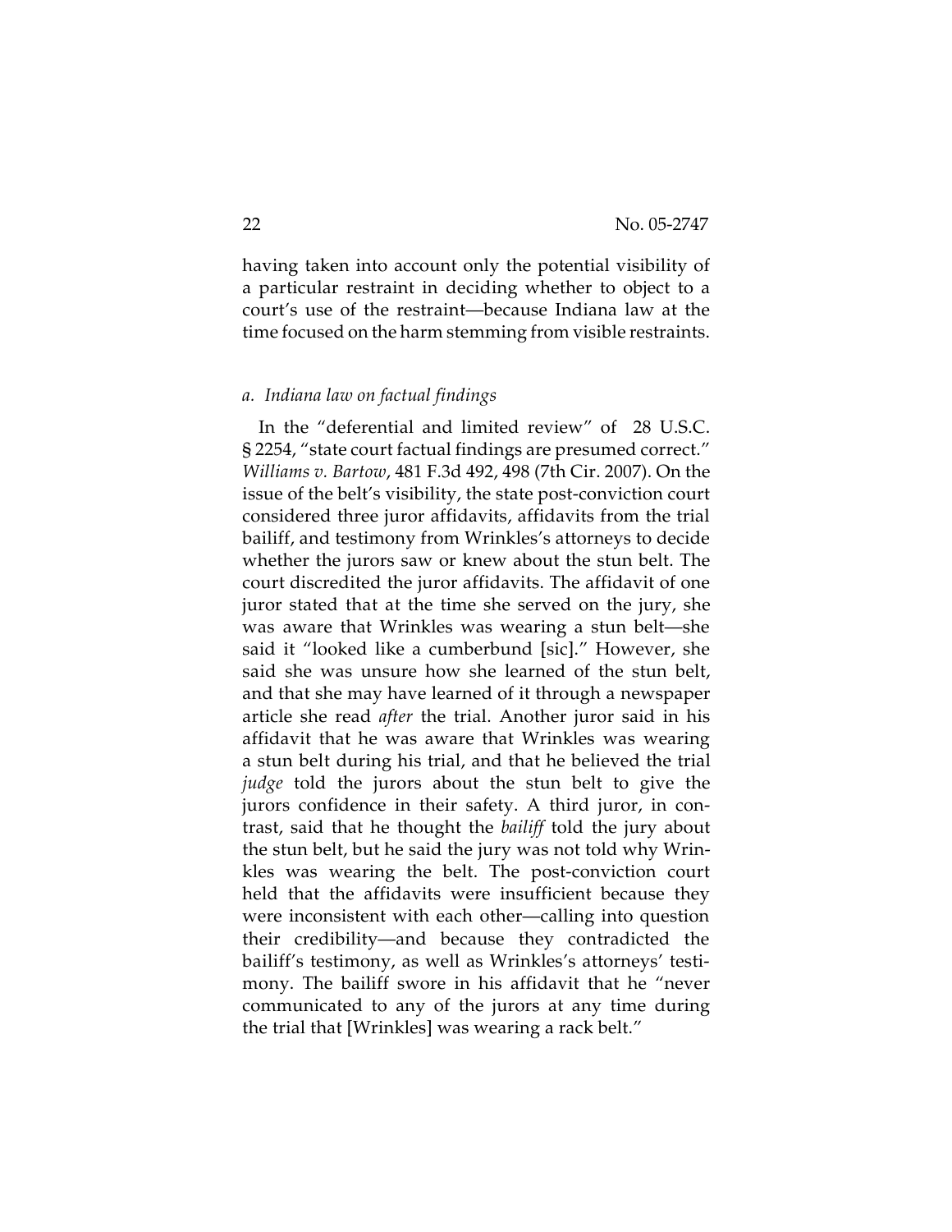having taken into account only the potential visibility of a particular restraint in deciding whether to object to a court's use of the restraint—because Indiana law at the time focused on the harm stemming from visible restraints.

*a. Indiana law on factual findings*

In the "deferential and limited review" of 28 U.S.C. § 2254, "state court factual findings are presumed correct." *Williams v. Bartow*, 481 F.3d 492, 498 (7th Cir. 2007). On the issue of the belt's visibility, the state post-conviction court considered three juror affidavits, affidavits from the trial bailiff, and testimony from Wrinkles's attorneys to decide whether the jurors saw or knew about the stun belt. The court discredited the juror affidavits. The affidavit of one juror stated that at the time she served on the jury, she was aware that Wrinkles was wearing a stun belt—she said it "looked like a cumberbund [sic]." However, she said she was unsure how she learned of the stun belt, and that she may have learned of it through a newspaper article she read *after* the trial. Another juror said in his affidavit that he was aware that Wrinkles was wearing a stun belt during his trial, and that he believed the trial *judge* told the jurors about the stun belt to give the jurors confidence in their safety. A third juror, in contrast, said that he thought the *bailiff* told the jury about the stun belt, but he said the jury was not told why Wrinkles was wearing the belt. The post-conviction court held that the affidavits were insufficient because they were inconsistent with each other—calling into question their credibility—and because they contradicted the bailiff's testimony, as well as Wrinkles's attorneys' testimony. The bailiff swore in his affidavit that he "never communicated to any of the jurors at any time during the trial that [Wrinkles] was wearing a rack belt."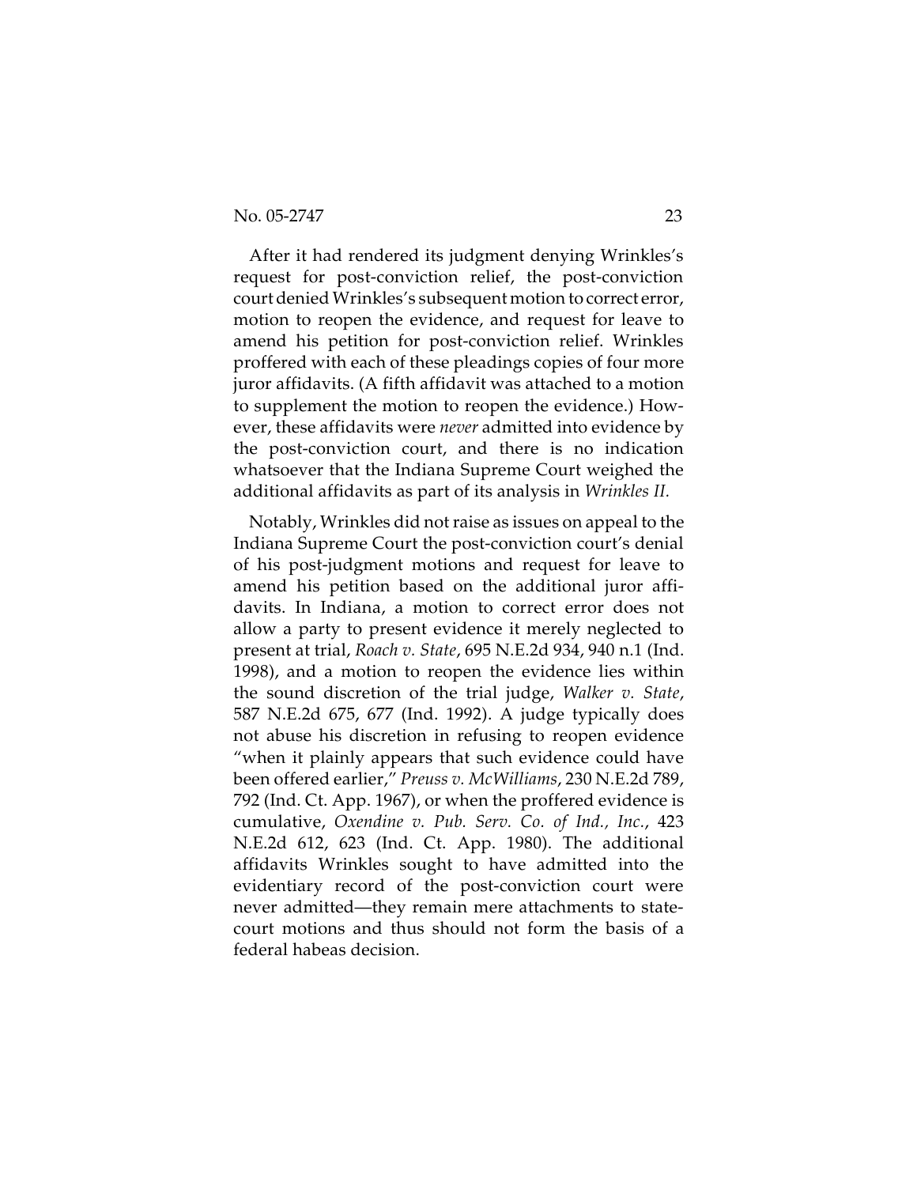After it had rendered its judgment denying Wrinkles's request for post-conviction relief, the post-conviction court denied Wrinkles's subsequent motion to correct error, motion to reopen the evidence, and request for leave to amend his petition for post-conviction relief. Wrinkles proffered with each of these pleadings copies of four more juror affidavits. (A fifth affidavit was attached to a motion to supplement the motion to reopen the evidence.) However, these affidavits were *never* admitted into evidence by the post-conviction court, and there is no indication whatsoever that the Indiana Supreme Court weighed the additional affidavits as part of its analysis in *Wrinkles II.*

Notably, Wrinkles did not raise as issues on appeal to the Indiana Supreme Court the post-conviction court's denial of his post-judgment motions and request for leave to amend his petition based on the additional juror affidavits. In Indiana, a motion to correct error does not allow a party to present evidence it merely neglected to present at trial, *Roach v. State*, 695 N.E.2d 934, 940 n.1 (Ind. 1998), and a motion to reopen the evidence lies within the sound discretion of the trial judge, *Walker v. State*, 587 N.E.2d 675, 677 (Ind. 1992). A judge typically does not abuse his discretion in refusing to reopen evidence "when it plainly appears that such evidence could have been offered earlier," *Preuss v. McWilliams*, 230 N.E.2d 789, 792 (Ind. Ct. App. 1967), or when the proffered evidence is cumulative, *Oxendine v. Pub. Serv. Co. of Ind., Inc.*, 423 N.E.2d 612, 623 (Ind. Ct. App. 1980). The additional affidavits Wrinkles sought to have admitted into the evidentiary record of the post-conviction court were never admitted—they remain mere attachments to state-court motions and thus should not form the basis of a federal habeas decision.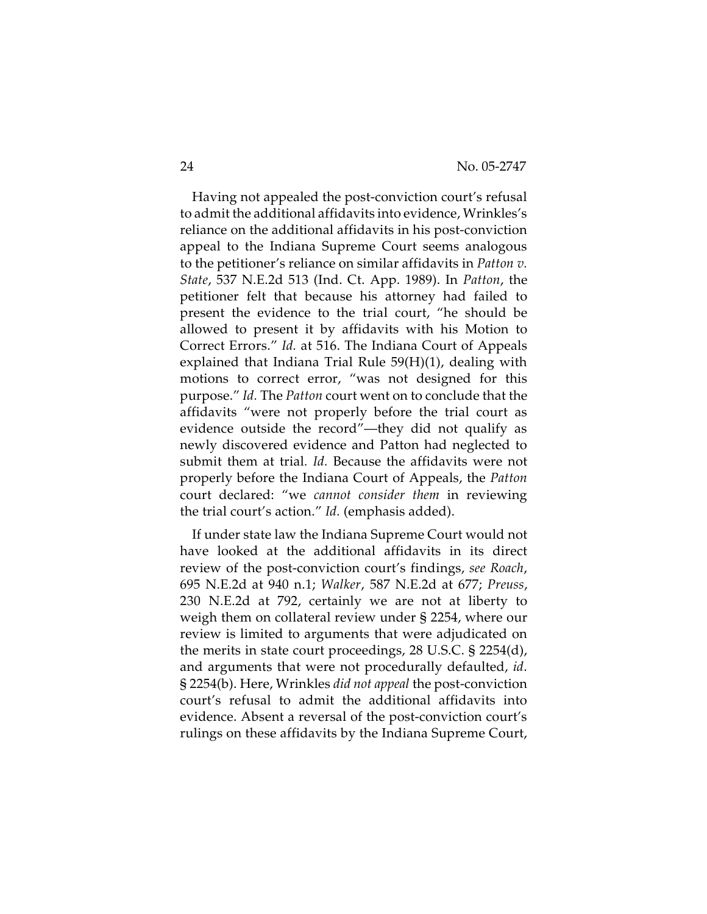Having not appealed the post-conviction court's refusal to admit the additional affidavits into evidence, Wrinkles's reliance on the additional affidavits in his post-conviction appeal to the Indiana Supreme Court seems analogous to the petitioner's reliance on similar affidavits in *Patton v. State*, 537 N.E.2d 513 (Ind. Ct. App. 1989). In *Patton*, the petitioner felt that because his attorney had failed to present the evidence to the trial court, "he should be allowed to present it by affidavits with his Motion to Correct Errors." *Id.* at 516. The Indiana Court of Appeals explained that Indiana Trial Rule 59(H)(1), dealing with motions to correct error, "was not designed for this purpose." *Id.* The *Patton* court went on to conclude that the affidavits "were not properly before the trial court as evidence outside the record"—they did not qualify as newly discovered evidence and Patton had neglected to submit them at trial. *Id.* Because the affidavits were not properly before the Indiana Court of Appeals, the *Patton* court declared: "we *cannot consider them* in reviewing the trial court's action." *Id.* (emphasis added).

If under state law the Indiana Supreme Court would not have looked at the additional affidavits in its direct review of the post-conviction court's findings, *see Roach*, 695 N.E.2d at 940 n.1; *Walker*, 587 N.E.2d at 677; *Preuss*, 230 N.E.2d at 792, certainly we are not at liberty to weigh them on collateral review under § 2254, where our review is limited to arguments that were adjudicated on the merits in state court proceedings, 28 U.S.C. § 2254(d), and arguments that were not procedurally defaulted, *id.* § 2254(b). Here, Wrinkles *did not appeal* the post-conviction court's refusal to admit the additional affidavits into evidence. Absent a reversal of the post-conviction court's rulings on these affidavits by the Indiana Supreme Court,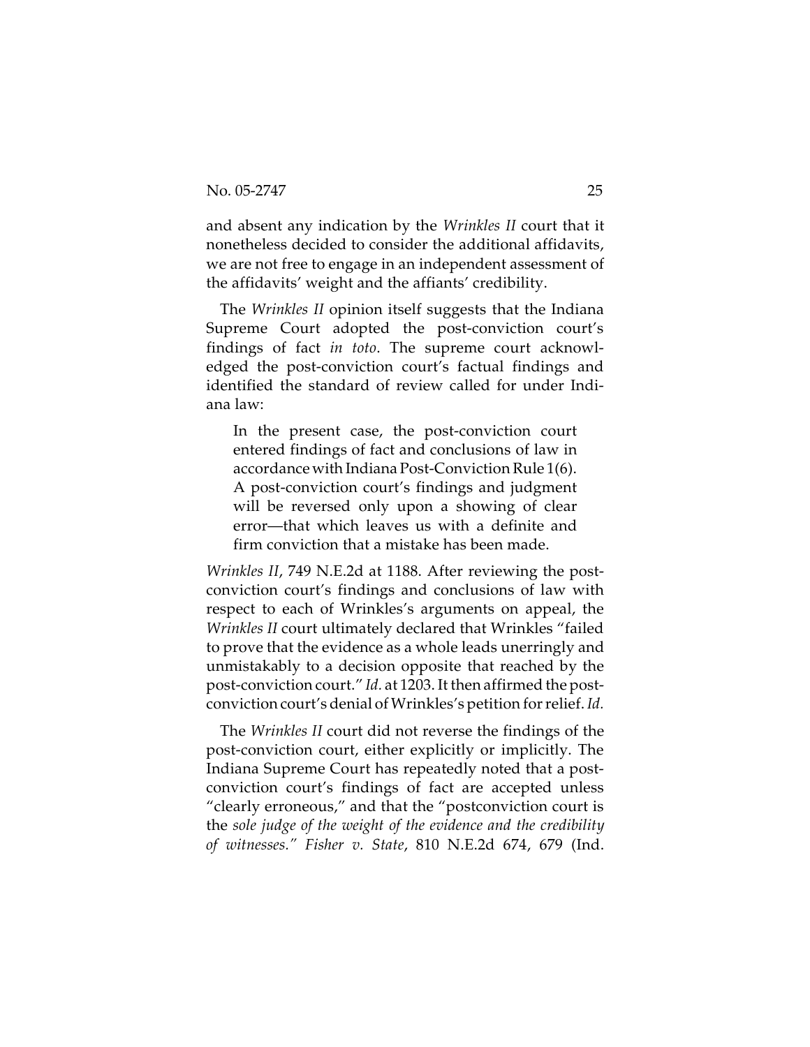and absent any indication by the *Wrinkles II* court that it nonetheless decided to consider the additional affidavits, we are not free to engage in an independent assessment of the affidavits' weight and the affiants' credibility.

The *Wrinkles II* opinion itself suggests that the Indiana Supreme Court adopted the post-conviction court's findings of fact *in toto*. The supreme court acknowledged the post-conviction court's factual findings and identified the standard of review called for under Indiana law:

> In the present case, the post-conviction court entered findings of fact and conclusions of law in accordance with Indiana Post-Conviction Rule 1(6). A post-conviction court's findings and judgment will be reversed only upon a showing of clear error—that which leaves us with a definite and firm conviction that a mistake has been made.

*Wrinkles II*, 749 N.E.2d at 1188. After reviewing the post-conviction court's findings and conclusions of law with respect to each of Wrinkles's arguments on appeal, the *Wrinkles II* court ultimately declared that Wrinkles "failed to prove that the evidence as a whole leads unerringly and unmistakably to a decision opposite that reached by the post-conviction court." *Id.* at 1203. It then affirmed the post-conviction court's denial of Wrinkles's petition for relief. *Id.*

The *Wrinkles II* court did not reverse the findings of the post-conviction court, either explicitly or implicitly. The Indiana Supreme Court has repeatedly noted that a post-conviction court's findings of fact are accepted unless "clearly erroneous," and that the "postconviction court is the *sole judge of the weight of the evidence and the credibility of witnesses." Fisher v. State*, 810 N.E.2d 674, 679 (Ind.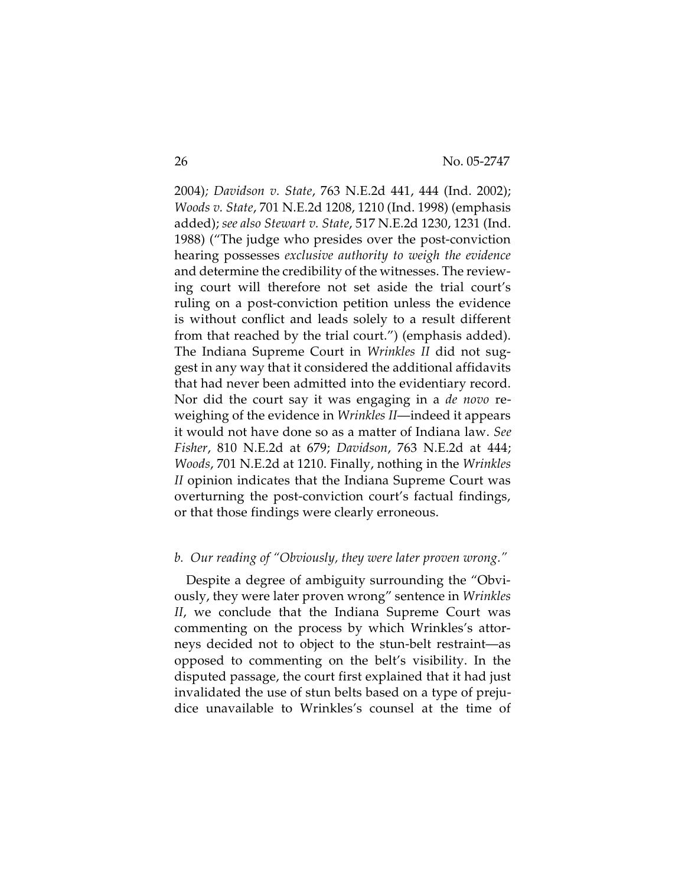2004); *Davidson v. State*, 763 N.E.2d 441, 444 (Ind. 2002); *Woods v. State*, 701 N.E.2d 1208, 1210 (Ind. 1998) (emphasis added); *see also Stewart v. State*, 517 N.E.2d 1230, 1231 (Ind. 1988) ("The judge who presides over the post-conviction hearing possesses *exclusive authority to weigh the evidence* and determine the credibility of the witnesses. The reviewing court will therefore not set aside the trial court's ruling on a post-conviction petition unless the evidence is without conflict and leads solely to a result different from that reached by the trial court.") (emphasis added). The Indiana Supreme Court in *Wrinkles II* did not suggest in any way that it considered the additional affidavits that had never been admitted into the evidentiary record. Nor did the court say it was engaging in a *de novo* reweighing of the evidence in *Wrinkles II*—indeed it appears it would not have done so as a matter of Indiana law. *See Fisher*, 810 N.E.2d at 679; *Davidson*, 763 N.E.2d at 444; *Woods*, 701 N.E.2d at 1210. Finally, nothing in the *Wrinkles II* opinion indicates that the Indiana Supreme Court was overturning the post-conviction court's factual findings, or that those findings were clearly erroneous.

*b. Our reading of "Obviously, they were later proven wrong."*

Despite a degree of ambiguity surrounding the "Obviously, they were later proven wrong" sentence in *Wrinkles II*, we conclude that the Indiana Supreme Court was commenting on the process by which Wrinkles's attorneys decided not to object to the stun-belt restraint—as opposed to commenting on the belt's visibility. In the disputed passage, the court first explained that it had just invalidated the use of stun belts based on a type of prejudice unavailable to Wrinkles's counsel at the time of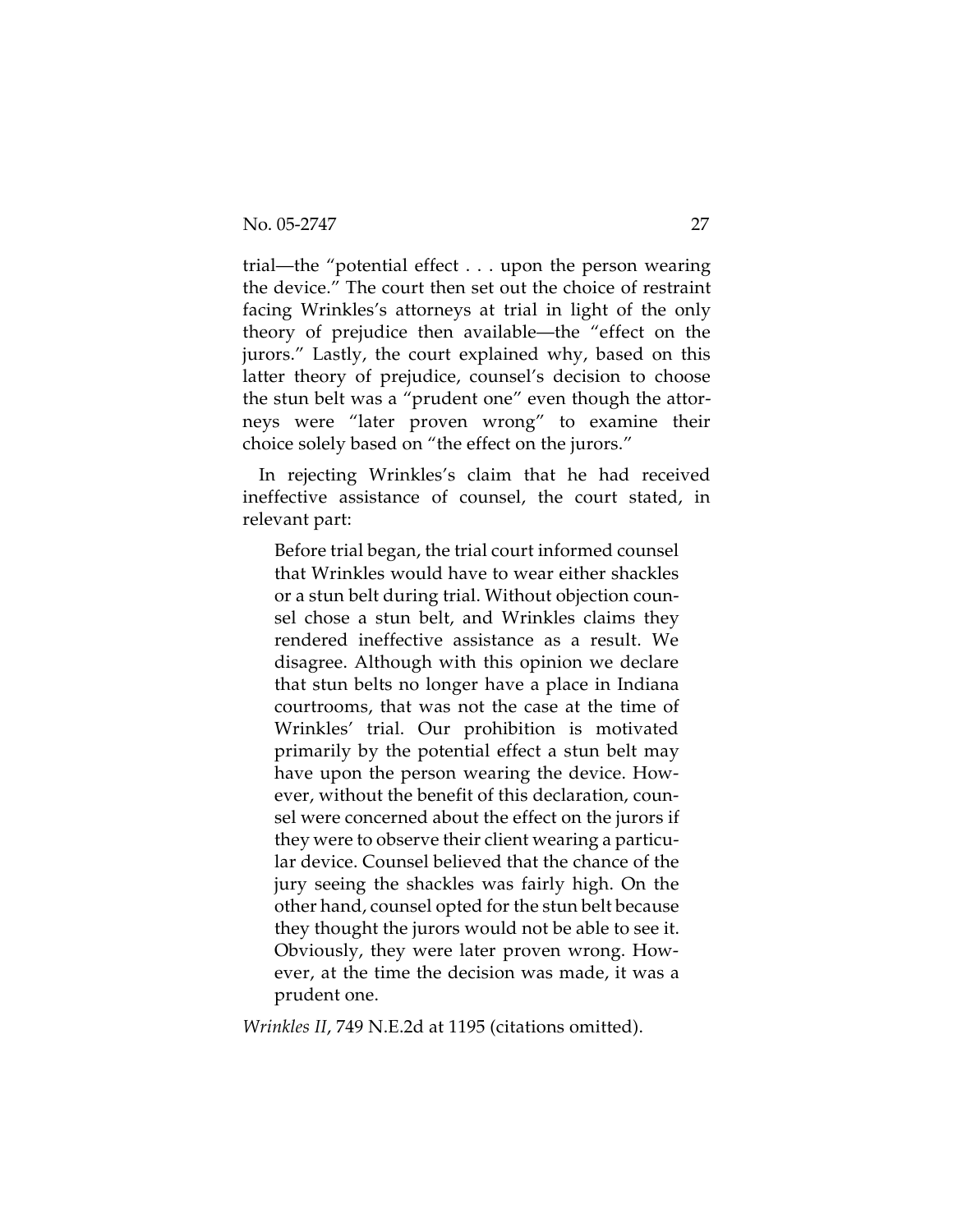trial—the "potential effect . . . upon the person wearing the device." The court then set out the choice of restraint facing Wrinkles's attorneys at trial in light of the only theory of prejudice then available—the "effect on the jurors." Lastly, the court explained why, based on this latter theory of prejudice, counsel's decision to choose the stun belt was a "prudent one" even though the attorneys were "later proven wrong" to examine their choice solely based on "the effect on the jurors."

In rejecting Wrinkles's claim that he had received ineffective assistance of counsel, the court stated, in relevant part:

> Before trial began, the trial court informed counsel that Wrinkles would have to wear either shackles or a stun belt during trial. Without objection counsel chose a stun belt, and Wrinkles claims they rendered ineffective assistance as a result. We disagree. Although with this opinion we declare that stun belts no longer have a place in Indiana courtrooms, that was not the case at the time of Wrinkles' trial. Our prohibition is motivated primarily by the potential effect a stun belt may have upon the person wearing the device. However, without the benefit of this declaration, counsel were concerned about the effect on the jurors if they were to observe their client wearing a particular device. Counsel believed that the chance of the jury seeing the shackles was fairly high. On the other hand, counsel opted for the stun belt because they thought the jurors would not be able to see it. Obviously, they were later proven wrong. However, at the time the decision was made, it was a prudent one.

*Wrinkles II*, 749 N.E.2d at 1195 (citations omitted).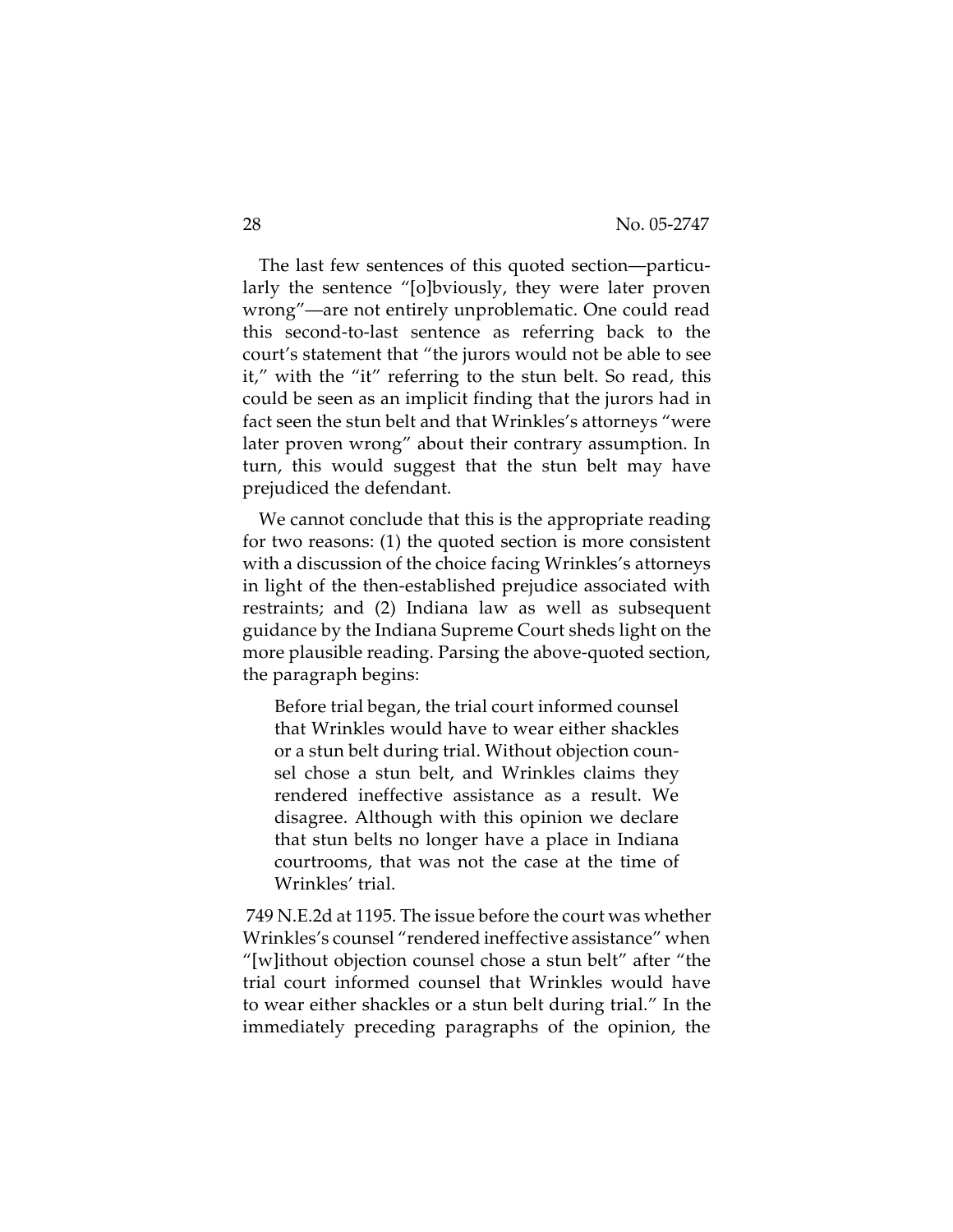The last few sentences of this quoted section—particularly the sentence "[o]bviously, they were later proven wrong"—are not entirely unproblematic. One could read this second-to-last sentence as referring back to the court's statement that "the jurors would not be able to see it," with the "it" referring to the stun belt. So read, this could be seen as an implicit finding that the jurors had in fact seen the stun belt and that Wrinkles's attorneys "were later proven wrong" about their contrary assumption. In turn, this would suggest that the stun belt may have prejudiced the defendant.

We cannot conclude that this is the appropriate reading for two reasons: (1) the quoted section is more consistent with a discussion of the choice facing Wrinkles's attorneys in light of the then-established prejudice associated with restraints; and (2) Indiana law as well as subsequent guidance by the Indiana Supreme Court sheds light on the more plausible reading. Parsing the above-quoted section, the paragraph begins:

> Before trial began, the trial court informed counsel that Wrinkles would have to wear either shackles or a stun belt during trial. Without objection counsel chose a stun belt, and Wrinkles claims they rendered ineffective assistance as a result. We disagree. Although with this opinion we declare that stun belts no longer have a place in Indiana courtrooms, that was not the case at the time of Wrinkles' trial.

749 N.E.2d at 1195. The issue before the court was whether Wrinkles's counsel "rendered ineffective assistance" when "[w]ithout objection counsel chose a stun belt" after "the trial court informed counsel that Wrinkles would have to wear either shackles or a stun belt during trial." In the immediately preceding paragraphs of the opinion, the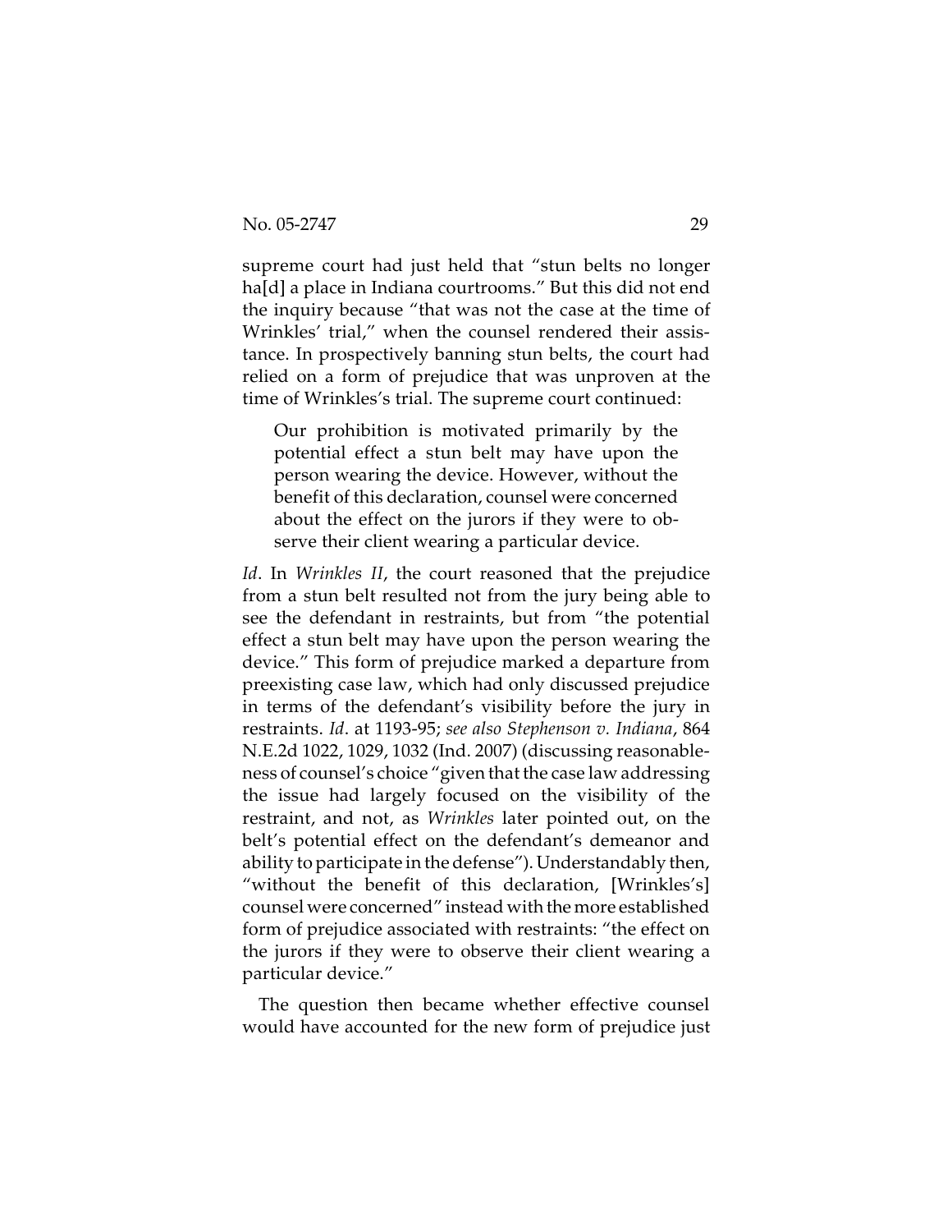supreme court had just held that "stun belts no longer ha[d] a place in Indiana courtrooms." But this did not end the inquiry because "that was not the case at the time of Wrinkles' trial," when the counsel rendered their assistance. In prospectively banning stun belts, the court had relied on a form of prejudice that was unproven at the time of Wrinkles's trial. The supreme court continued:

> Our prohibition is motivated primarily by the potential effect a stun belt may have upon the person wearing the device. However, without the benefit of this declaration, counsel were concerned about the effect on the jurors if they were to observe their client wearing a particular device.

*Id*. In *Wrinkles II*, the court reasoned that the prejudice from a stun belt resulted not from the jury being able to see the defendant in restraints, but from "the potential effect a stun belt may have upon the person wearing the device." This form of prejudice marked a departure from preexisting case law, which had only discussed prejudice in terms of the defendant's visibility before the jury in restraints. *Id*. at 1193-95; *see also Stephenson v. Indiana*, 864 N.E.2d 1022, 1029, 1032 (Ind. 2007) (discussing reasonableness of counsel's choice "given that the case law addressing the issue had largely focused on the visibility of the restraint, and not, as *Wrinkles* later pointed out, on the belt's potential effect on the defendant's demeanor and ability to participate in the defense"). Understandably then, "without the benefit of this declaration, [Wrinkles's] counsel were concerned" instead with the more established form of prejudice associated with restraints: "the effect on the jurors if they were to observe their client wearing a particular device."

The question then became whether effective counsel would have accounted for the new form of prejudice just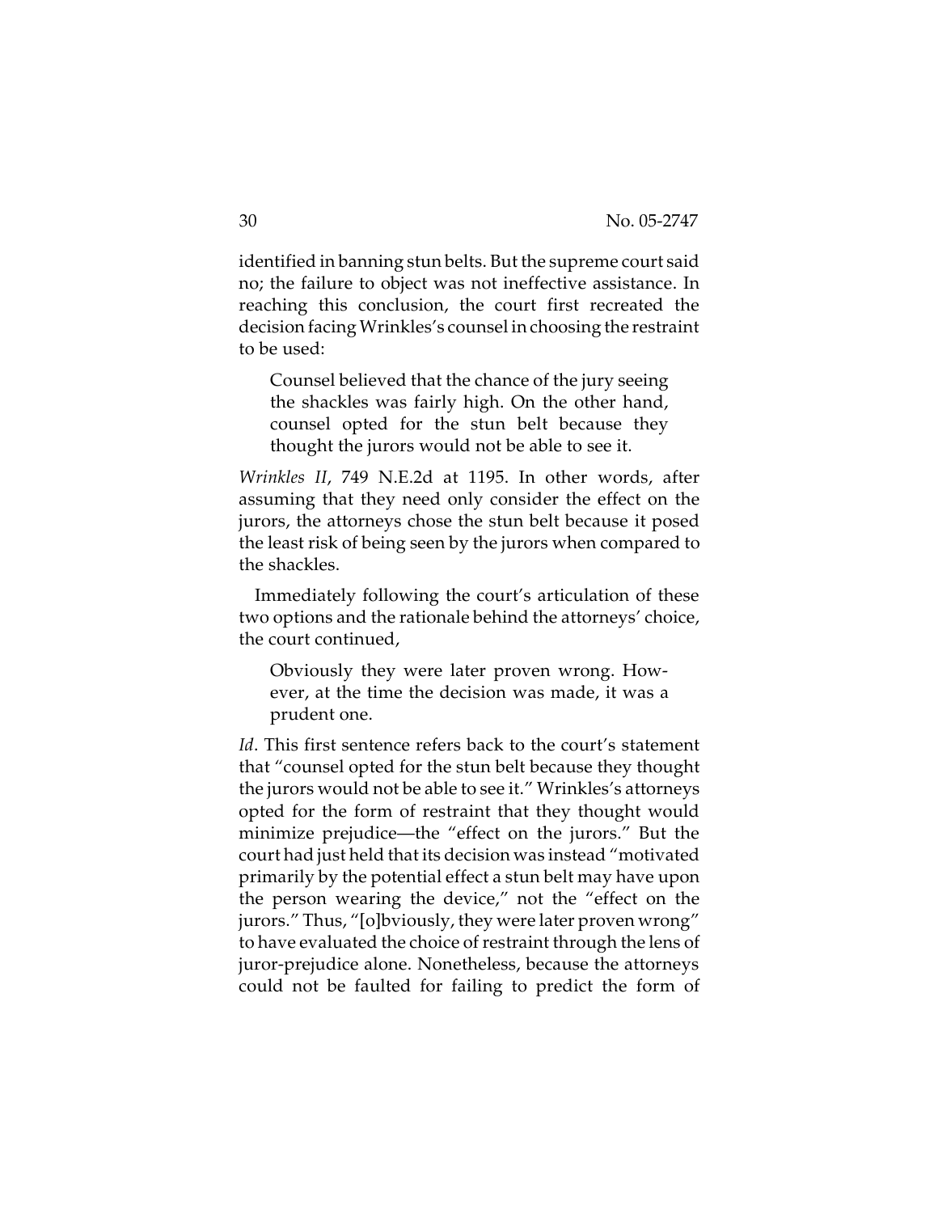identified in banning stun belts. But the supreme court said no; the failure to object was not ineffective assistance. In reaching this conclusion, the court first recreated the decision facing Wrinkles's counsel in choosing the restraint to be used:

> Counsel believed that the chance of the jury seeing the shackles was fairly high. On the other hand, counsel opted for the stun belt because they thought the jurors would not be able to see it.

*Wrinkles II*, 749 N.E.2d at 1195. In other words, after assuming that they need only consider the effect on the jurors, the attorneys chose the stun belt because it posed the least risk of being seen by the jurors when compared to the shackles.

Immediately following the court's articulation of these two options and the rationale behind the attorneys' choice, the court continued,

> Obviously they were later proven wrong. However, at the time the decision was made, it was a prudent one.

*Id*. This first sentence refers back to the court's statement that "counsel opted for the stun belt because they thought the jurors would not be able to see it." Wrinkles's attorneys opted for the form of restraint that they thought would minimize prejudice—the "effect on the jurors." But the court had just held that its decision was instead "motivated primarily by the potential effect a stun belt may have upon the person wearing the device," not the "effect on the jurors." Thus, "[o]bviously, they were later proven wrong" to have evaluated the choice of restraint through the lens of juror-prejudice alone. Nonetheless, because the attorneys could not be faulted for failing to predict the form of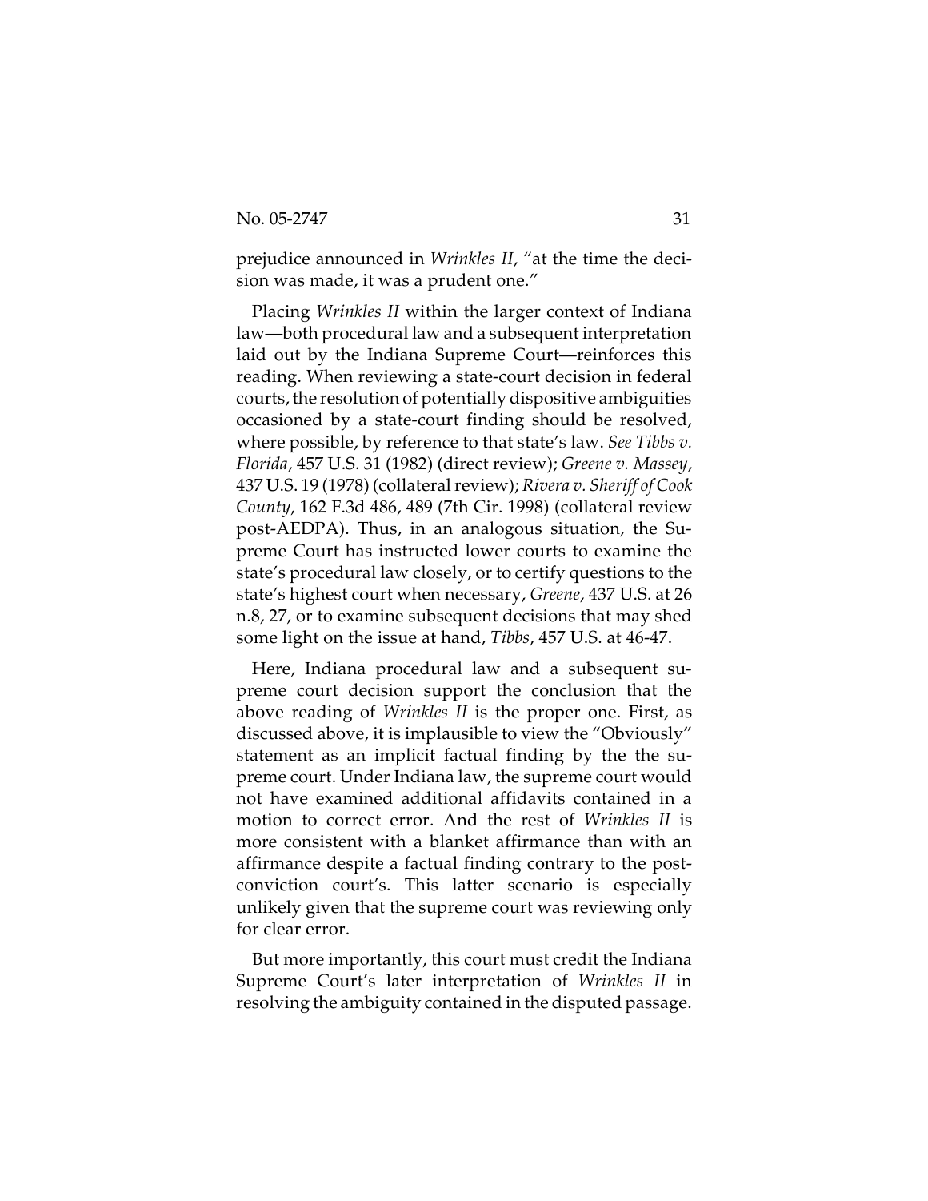prejudice announced in *Wrinkles II*, "at the time the decision was made, it was a prudent one."

Placing *Wrinkles II* within the larger context of Indiana law—both procedural law and a subsequent interpretation laid out by the Indiana Supreme Court—reinforces this reading. When reviewing a state-court decision in federal courts, the resolution of potentially dispositive ambiguities occasioned by a state-court finding should be resolved, where possible, by reference to that state's law. *See Tibbs v. Florida*, 457 U.S. 31 (1982) (direct review); *Greene v. Massey*, 437 U.S. 19 (1978) (collateral review); *Rivera v. Sheriff of Cook County*, 162 F.3d 486, 489 (7th Cir. 1998) (collateral review post-AEDPA). Thus, in an analogous situation, the Supreme Court has instructed lower courts to examine the state's procedural law closely, or to certify questions to the state's highest court when necessary, *Greene*, 437 U.S. at 26 n.8, 27, or to examine subsequent decisions that may shed some light on the issue at hand, *Tibbs*, 457 U.S. at 46-47.

Here, Indiana procedural law and a subsequent supreme court decision support the conclusion that the above reading of *Wrinkles II* is the proper one. First, as discussed above, it is implausible to view the "Obviously" statement as an implicit factual finding by the the supreme court. Under Indiana law, the supreme court would not have examined additional affidavits contained in a motion to correct error. And the rest of *Wrinkles II* is more consistent with a blanket affirmance than with an affirmance despite a factual finding contrary to the post-conviction court's. This latter scenario is especially unlikely given that the supreme court was reviewing only for clear error.

But more importantly, this court must credit the Indiana Supreme Court's later interpretation of *Wrinkles II* in resolving the ambiguity contained in the disputed passage.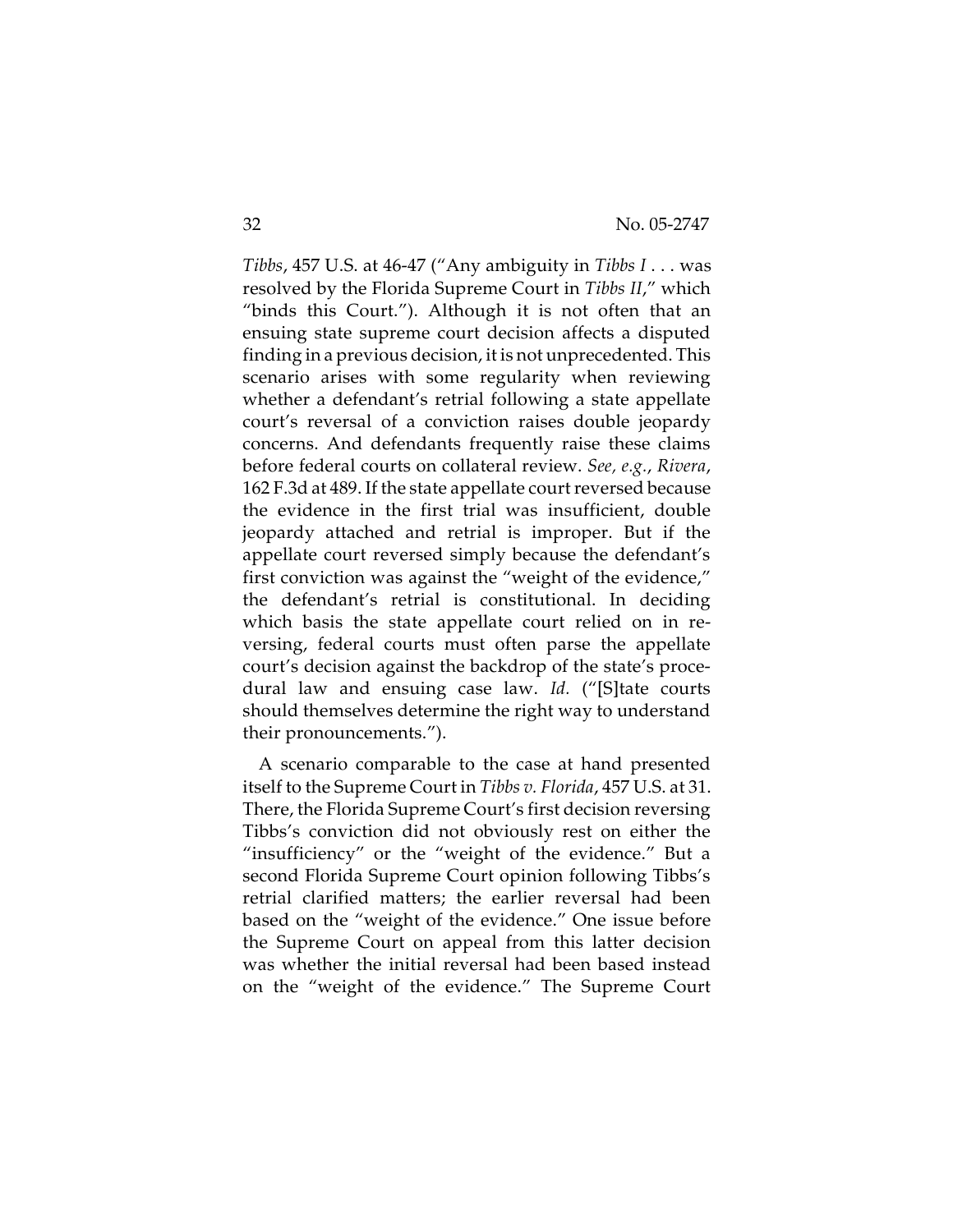*Tibbs*, 457 U.S. at 46-47 ("Any ambiguity in *Tibbs I* . . . was resolved by the Florida Supreme Court in *Tibbs II*," which "binds this Court."). Although it is not often that an ensuing state supreme court decision affects a disputed finding in a previous decision, it is not unprecedented. This scenario arises with some regularity when reviewing whether a defendant's retrial following a state appellate court's reversal of a conviction raises double jeopardy concerns. And defendants frequently raise these claims before federal courts on collateral review. *See, e.g.*, *Rivera*, 162 F.3d at 489. If the state appellate court reversed because the evidence in the first trial was insufficient, double jeopardy attached and retrial is improper. But if the appellate court reversed simply because the defendant's first conviction was against the "weight of the evidence," the defendant's retrial is constitutional. In deciding which basis the state appellate court relied on in reversing, federal courts must often parse the appellate court's decision against the backdrop of the state's procedural law and ensuing case law. *Id.* ("[S]tate courts should themselves determine the right way to understand their pronouncements.").

A scenario comparable to the case at hand presented itself to the Supreme Court in *Tibbs v. Florida*, 457 U.S. at 31. There, the Florida Supreme Court's first decision reversing Tibbs's conviction did not obviously rest on either the "insufficiency" or the "weight of the evidence." But a second Florida Supreme Court opinion following Tibbs's retrial clarified matters; the earlier reversal had been based on the "weight of the evidence." One issue before the Supreme Court on appeal from this latter decision was whether the initial reversal had been based instead on the "weight of the evidence." The Supreme Court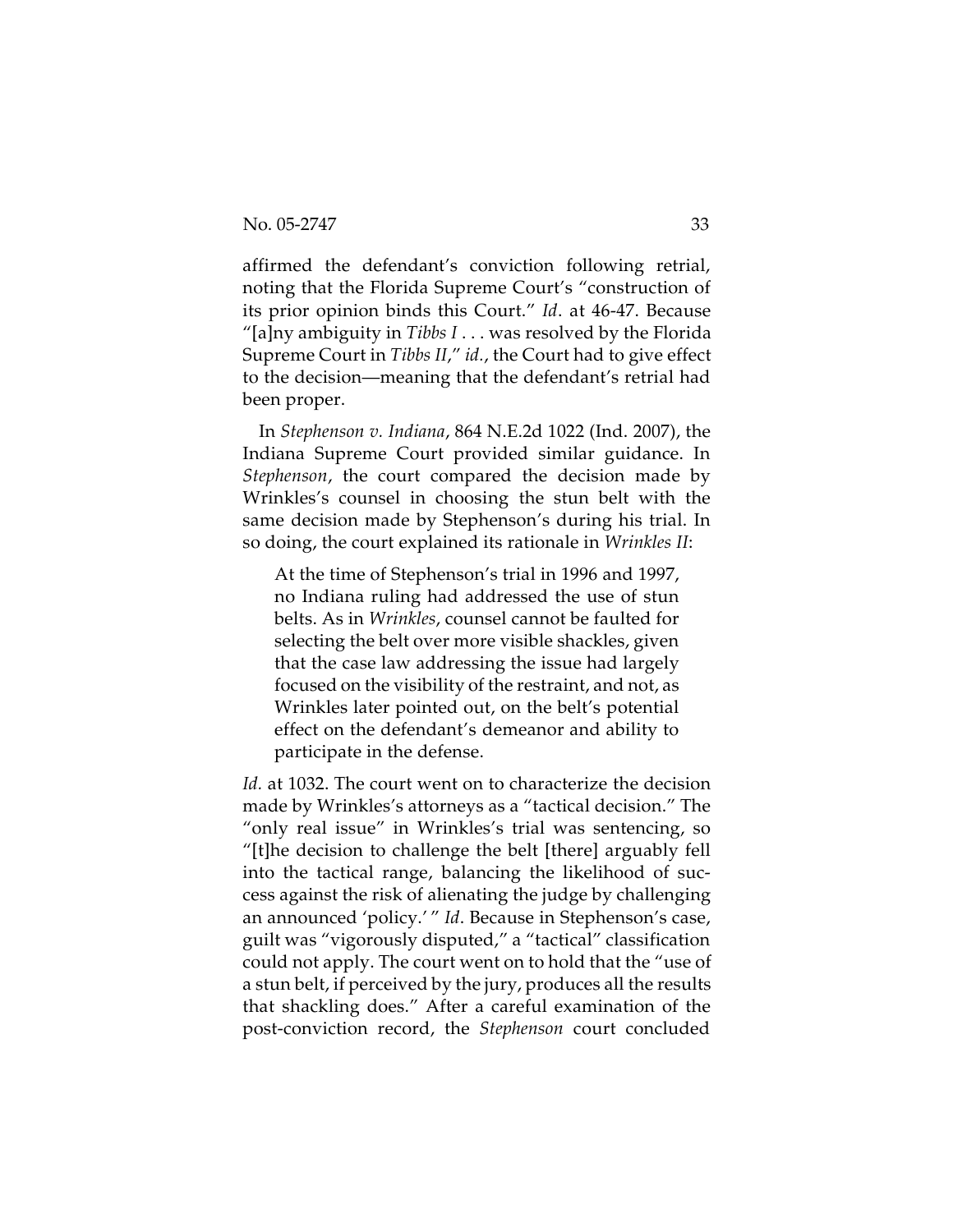affirmed the defendant's conviction following retrial, noting that the Florida Supreme Court's "construction of its prior opinion binds this Court." *Id*. at 46-47. Because "[a]ny ambiguity in *Tibbs I* . . . was resolved by the Florida Supreme Court in *Tibbs II*," *id.*, the Court had to give effect to the decision—meaning that the defendant's retrial had been proper.

In *Stephenson v. Indiana*, 864 N.E.2d 1022 (Ind. 2007), the Indiana Supreme Court provided similar guidance. In *Stephenson*, the court compared the decision made by Wrinkles's counsel in choosing the stun belt with the same decision made by Stephenson's during his trial. In so doing, the court explained its rationale in *Wrinkles II*:

> At the time of Stephenson's trial in 1996 and 1997, no Indiana ruling had addressed the use of stun belts. As in *Wrinkles*, counsel cannot be faulted for selecting the belt over more visible shackles, given that the case law addressing the issue had largely focused on the visibility of the restraint, and not, as Wrinkles later pointed out, on the belt's potential effect on the defendant's demeanor and ability to participate in the defense.

*Id.* at 1032. The court went on to characterize the decision made by Wrinkles's attorneys as a "tactical decision." The "only real issue" in Wrinkles's trial was sentencing, so "[t]he decision to challenge the belt [there] arguably fell into the tactical range, balancing the likelihood of success against the risk of alienating the judge by challenging an announced 'policy.'" *Id*. Because in Stephenson's case, guilt was "vigorously disputed," a "tactical" classification could not apply. The court went on to hold that the "use of a stun belt, if perceived by the jury, produces all the results that shackling does." After a careful examination of the post-conviction record, the *Stephenson* court concluded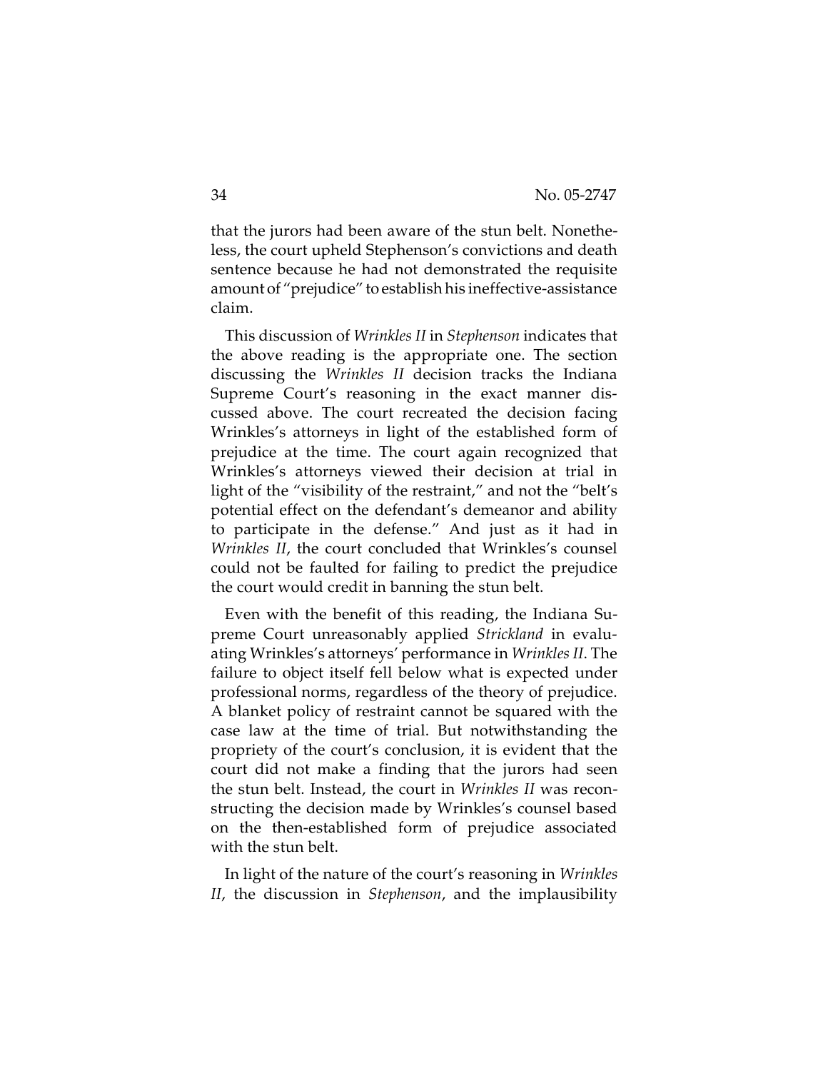that the jurors had been aware of the stun belt. Nonetheless, the court upheld Stephenson's convictions and death sentence because he had not demonstrated the requisite amount of "prejudice" to establish his ineffective-assistance claim.

This discussion of *Wrinkles II* in *Stephenson* indicates that the above reading is the appropriate one. The section discussing the *Wrinkles II* decision tracks the Indiana Supreme Court's reasoning in the exact manner discussed above. The court recreated the decision facing Wrinkles's attorneys in light of the established form of prejudice at the time. The court again recognized that Wrinkles's attorneys viewed their decision at trial in light of the "visibility of the restraint," and not the "belt's potential effect on the defendant's demeanor and ability to participate in the defense." And just as it had in *Wrinkles II*, the court concluded that Wrinkles's counsel could not be faulted for failing to predict the prejudice the court would credit in banning the stun belt.

Even with the benefit of this reading, the Indiana Supreme Court unreasonably applied *Strickland* in evaluating Wrinkles's attorneys' performance in *Wrinkles II*. The failure to object itself fell below what is expected under professional norms, regardless of the theory of prejudice. A blanket policy of restraint cannot be squared with the case law at the time of trial. But notwithstanding the propriety of the court's conclusion, it is evident that the court did not make a finding that the jurors had seen the stun belt. Instead, the court in *Wrinkles II* was reconstructing the decision made by Wrinkles's counsel based on the then-established form of prejudice associated with the stun belt.

In light of the nature of the court's reasoning in *Wrinkles II*, the discussion in *Stephenson*, and the implausibility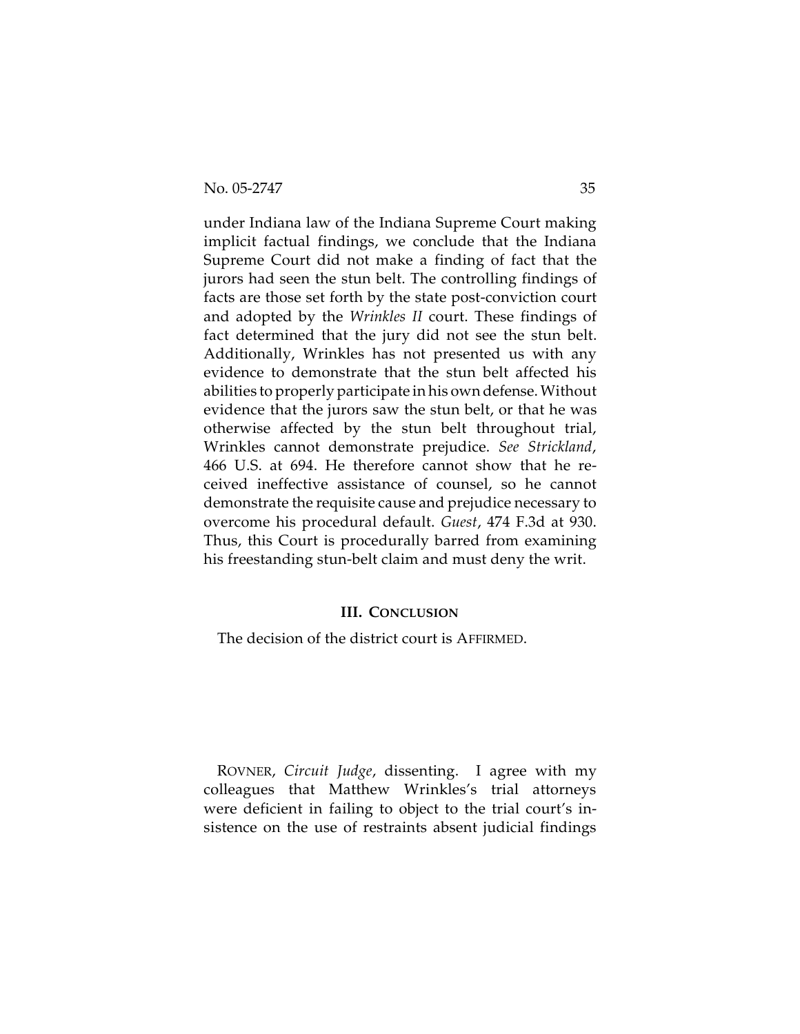under Indiana law of the Indiana Supreme Court making implicit factual findings, we conclude that the Indiana Supreme Court did not make a finding of fact that the jurors had seen the stun belt. The controlling findings of facts are those set forth by the state post-conviction court and adopted by the *Wrinkles II* court. These findings of fact determined that the jury did not see the stun belt. Additionally, Wrinkles has not presented us with any evidence to demonstrate that the stun belt affected his abilities to properly participate in his own defense. Without evidence that the jurors saw the stun belt, or that he was otherwise affected by the stun belt throughout trial, Wrinkles cannot demonstrate prejudice. *See Strickland*, 466 U.S. at 694. He therefore cannot show that he received ineffective assistance of counsel, so he cannot demonstrate the requisite cause and prejudice necessary to overcome his procedural default. *Guest*, 474 F.3d at 930. Thus, this Court is procedurally barred from examining his freestanding stun-belt claim and must deny the writ.

### III. CONCLUSION

The decision of the district court is AFFIRMED.

ROVNER, *Circuit Judge*, dissenting. I agree with my colleagues that Matthew Wrinkles's trial attorneys were deficient in failing to object to the trial court's insistence on the use of restraints absent judicial findings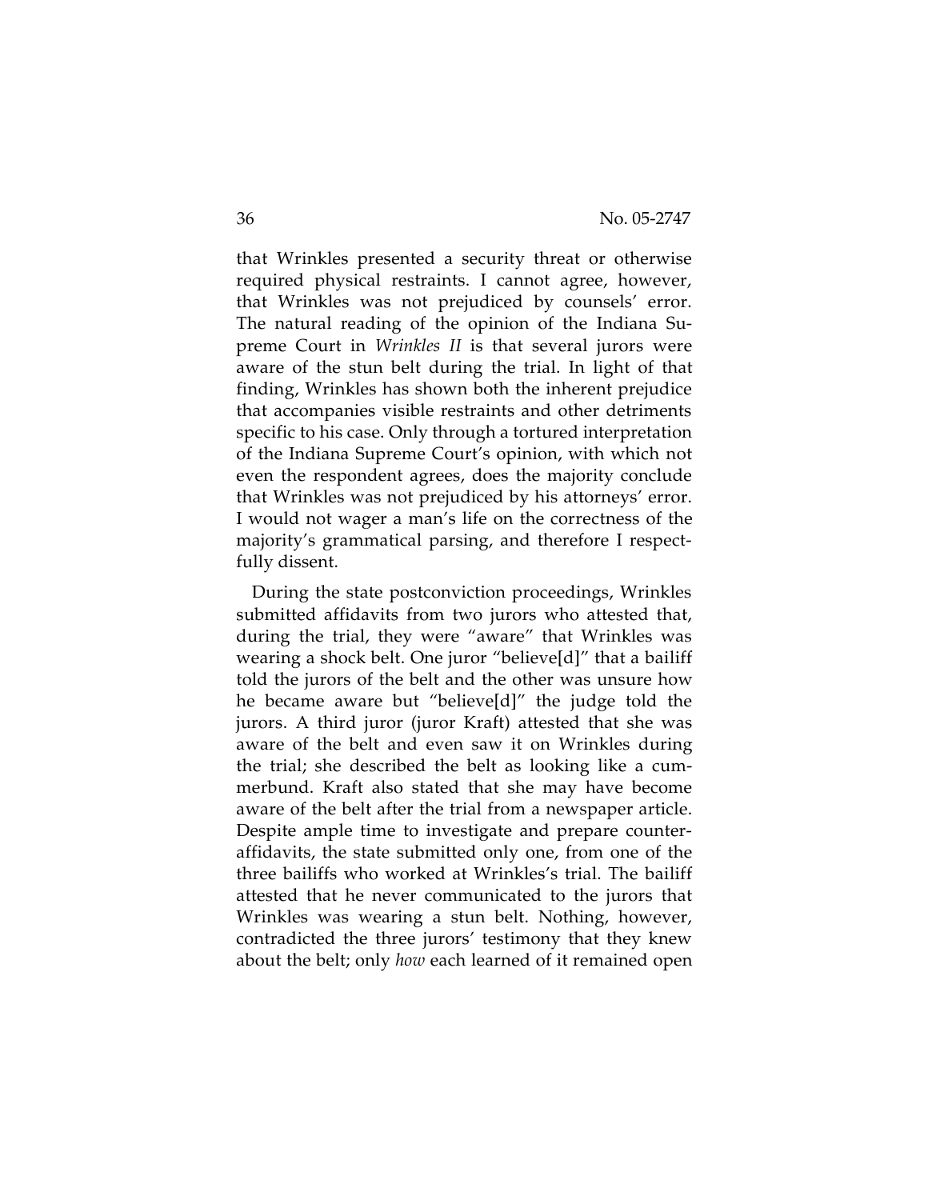that Wrinkles presented a security threat or otherwise required physical restraints. I cannot agree, however, that Wrinkles was not prejudiced by counsels' error. The natural reading of the opinion of the Indiana Supreme Court in *Wrinkles II* is that several jurors were aware of the stun belt during the trial. In light of that finding, Wrinkles has shown both the inherent prejudice that accompanies visible restraints and other detriments specific to his case. Only through a tortured interpretation of the Indiana Supreme Court's opinion, with which not even the respondent agrees, does the majority conclude that Wrinkles was not prejudiced by his attorneys' error. I would not wager a man's life on the correctness of the majority's grammatical parsing, and therefore I respectfully dissent.

During the state postconviction proceedings, Wrinkles submitted affidavits from two jurors who attested that, during the trial, they were "aware" that Wrinkles was wearing a shock belt. One juror "believe[d]" that a bailiff told the jurors of the belt and the other was unsure how he became aware but "believe[d]" the judge told the jurors. A third juror (juror Kraft) attested that she was aware of the belt and even saw it on Wrinkles during the trial; she described the belt as looking like a cummerbund. Kraft also stated that she may have become aware of the belt after the trial from a newspaper article. Despite ample time to investigate and prepare counter-affidavits, the state submitted only one, from one of the three bailiffs who worked at Wrinkles's trial. The bailiff attested that he never communicated to the jurors that Wrinkles was wearing a stun belt. Nothing, however, contradicted the three jurors' testimony that they knew about the belt; only *how* each learned of it remained open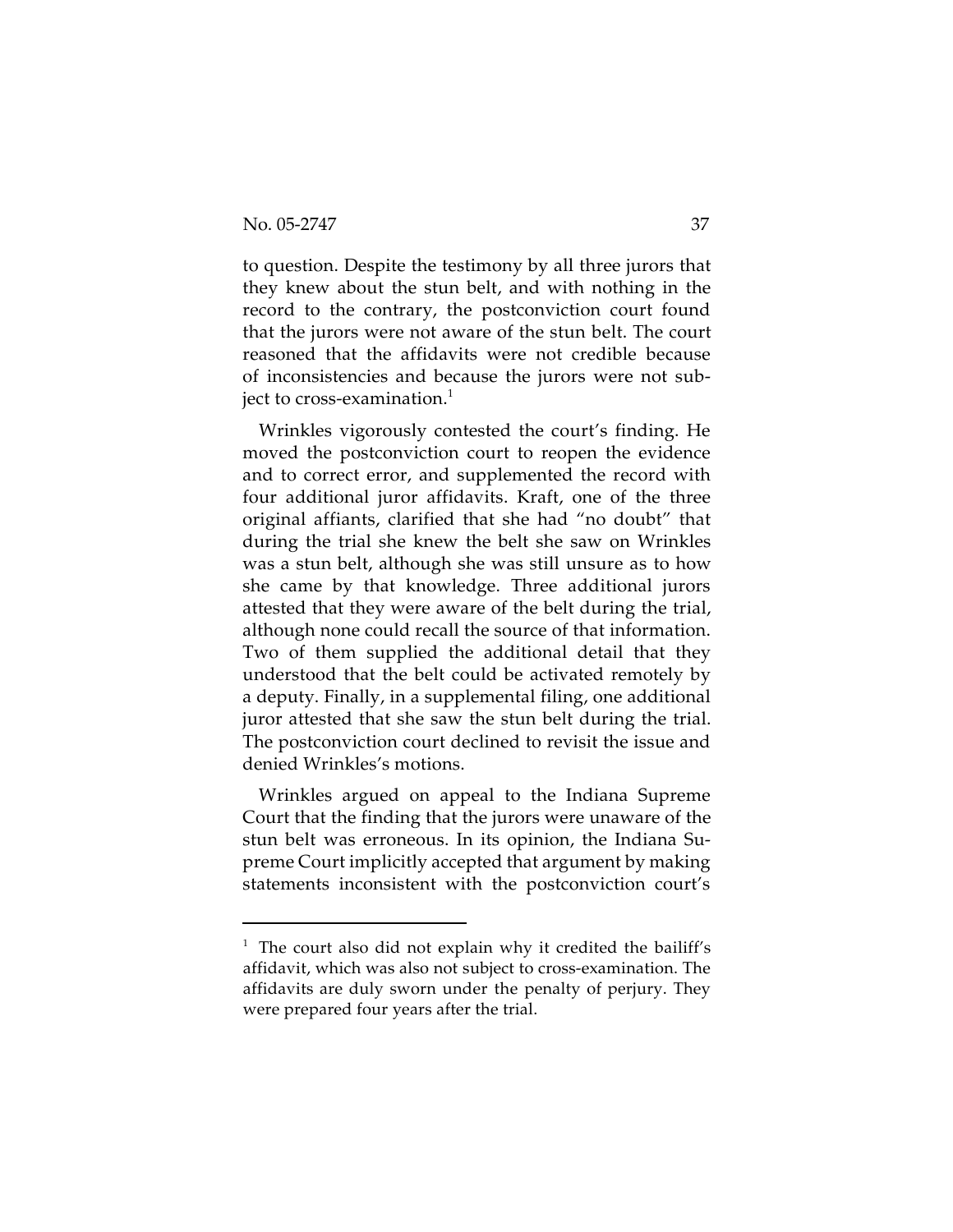to question. Despite the testimony by all three jurors that they knew about the stun belt, and with nothing in the record to the contrary, the postconviction court found that the jurors were not aware of the stun belt. The court reasoned that the affidavits were not credible because of inconsistencies and because the jurors were not subject to cross-examination.[1]

Wrinkles vigorously contested the court's finding. He moved the postconviction court to reopen the evidence and to correct error, and supplemented the record with four additional juror affidavits. Kraft, one of the three original affiants, clarified that she had "no doubt" that during the trial she knew the belt she saw on Wrinkles was a stun belt, although she was still unsure as to how she came by that knowledge. Three additional jurors attested that they were aware of the belt during the trial, although none could recall the source of that information. Two of them supplied the additional detail that they understood that the belt could be activated remotely by a deputy. Finally, in a supplemental filing, one additional juror attested that she saw the stun belt during the trial. The postconviction court declined to revisit the issue and denied Wrinkles's motions.

Wrinkles argued on appeal to the Indiana Supreme Court that the finding that the jurors were unaware of the stun belt was erroneous. In its opinion, the Indiana Supreme Court implicitly accepted that argument by making statements inconsistent with the postconviction court's

---

[1] The court also did not explain why it credited the bailiff's affidavit, which was also not subject to cross-examination. The affidavits are duly sworn under the penalty of perjury. They were prepared four years after the trial.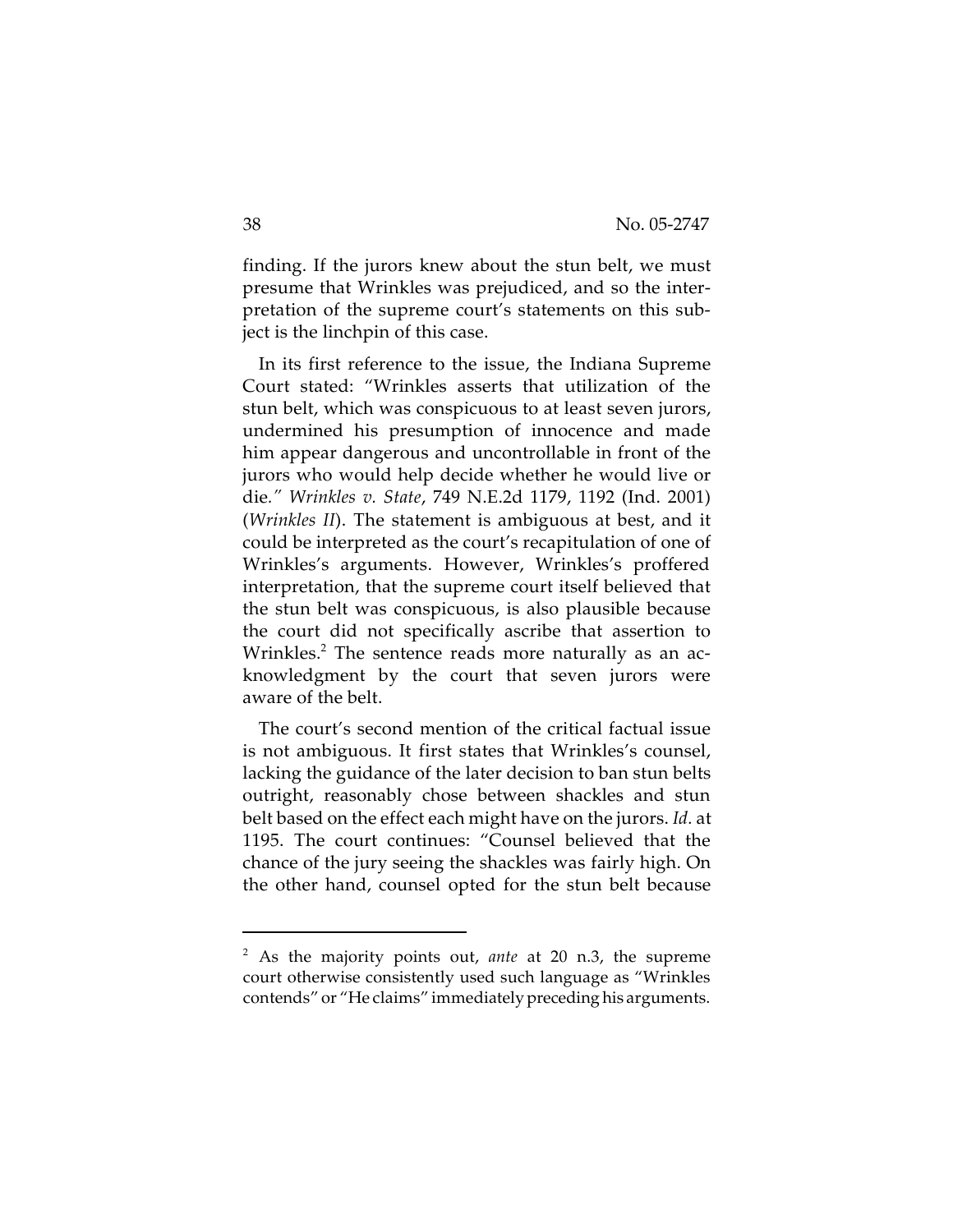finding. If the jurors knew about the stun belt, we must presume that Wrinkles was prejudiced, and so the interpretation of the supreme court's statements on this subject is the linchpin of this case.

In its first reference to the issue, the Indiana Supreme Court stated: "Wrinkles asserts that utilization of the stun belt, which was conspicuous to at least seven jurors, undermined his presumption of innocence and made him appear dangerous and uncontrollable in front of the jurors who would help decide whether he would live or die*." Wrinkles v. State*, 749 N.E.2d 1179, 1192 (Ind. 2001) (*Wrinkles II*). The statement is ambiguous at best, and it could be interpreted as the court's recapitulation of one of Wrinkles's arguments. However, Wrinkles's proffered interpretation, that the supreme court itself believed that the stun belt was conspicuous, is also plausible because the court did not specifically ascribe that assertion to Wrinkles.[2] The sentence reads more naturally as an acknowledgment by the court that seven jurors were aware of the belt.

The court's second mention of the critical factual issue is not ambiguous. It first states that Wrinkles's counsel, lacking the guidance of the later decision to ban stun belts outright, reasonably chose between shackles and stun belt based on the effect each might have on the jurors. *Id.* at 1195. The court continues: "Counsel believed that the chance of the jury seeing the shackles was fairly high. On the other hand, counsel opted for the stun belt because

[2] As the majority points out, *ante* at 20 n.3, the supreme court otherwise consistently used such language as "Wrinkles contends" or "He claims" immediately preceding his arguments.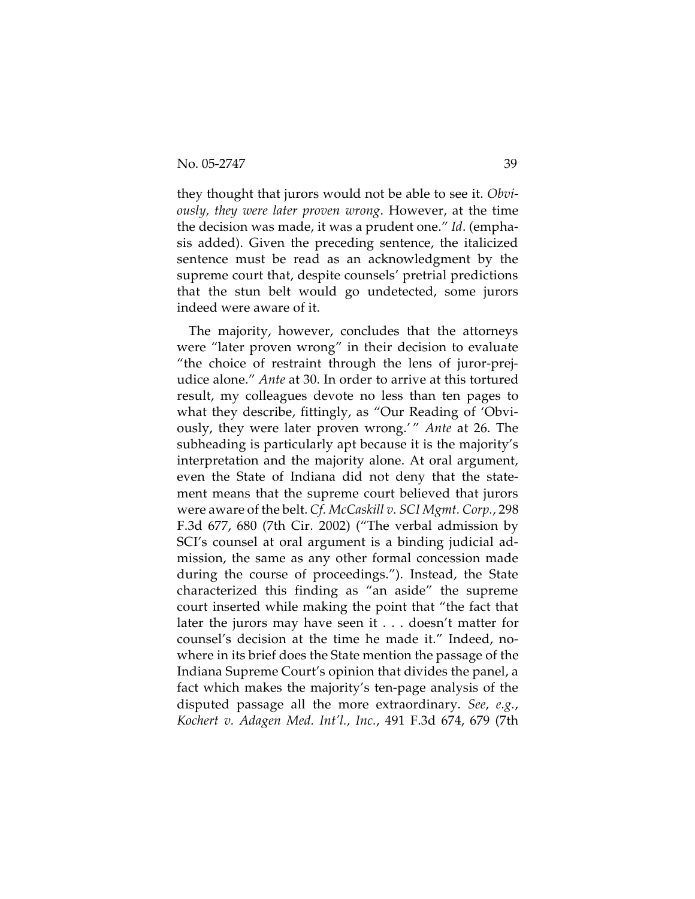they thought that jurors would not be able to see it. *Obviously, they were later proven wrong*. However, at the time the decision was made, it was a prudent one." *Id*. (emphasis added). Given the preceding sentence, the italicized sentence must be read as an acknowledgment by the supreme court that, despite counsels' pretrial predictions that the stun belt would go undetected, some jurors indeed were aware of it.

The majority, however, concludes that the attorneys were "later proven wrong" in their decision to evaluate "the choice of restraint through the lens of juror-prejudice alone." *Ante* at 30. In order to arrive at this tortured result, my colleagues devote no less than ten pages to what they describe, fittingly, as "Our Reading of 'Obviously, they were later proven wrong.'" *Ante* at 26. The subheading is particularly apt because it is the majority's interpretation and the majority alone. At oral argument, even the State of Indiana did not deny that the statement means that the supreme court believed that jurors were aware of the belt. *Cf. McCaskill v. SCI Mgmt. Corp.*, 298 F.3d 677, 680 (7th Cir. 2002) ("The verbal admission by SCI's counsel at oral argument is a binding judicial admission, the same as any other formal concession made during the course of proceedings."). Instead, the State characterized this finding as "an aside" the supreme court inserted while making the point that "the fact that later the jurors may have seen it . . . doesn't matter for counsel's decision at the time he made it." Indeed, nowhere in its brief does the State mention the passage of the Indiana Supreme Court's opinion that divides the panel, a fact which makes the majority's ten-page analysis of the disputed passage all the more extraordinary. *See, e.g., Kochert v. Adagen Med. Int'l., Inc.*, 491 F.3d 674, 679 (7th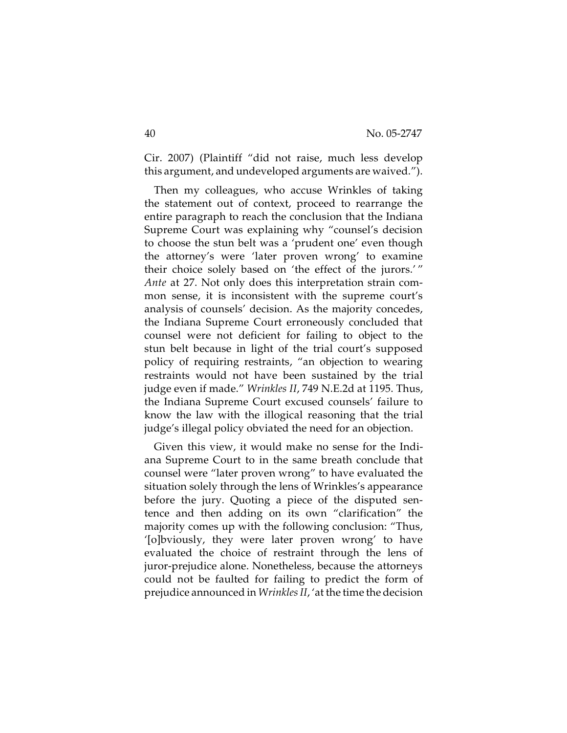Cir. 2007) (Plaintiff "did not raise, much less develop this argument, and undeveloped arguments are waived.").

Then my colleagues, who accuse Wrinkles of taking the statement out of context, proceed to rearrange the entire paragraph to reach the conclusion that the Indiana Supreme Court was explaining why "counsel's decision to choose the stun belt was a 'prudent one' even though the attorney's were 'later proven wrong' to examine their choice solely based on 'the effect of the jurors.'" *Ante* at 27. Not only does this interpretation strain common sense, it is inconsistent with the supreme court's analysis of counsels' decision. As the majority concedes, the Indiana Supreme Court erroneously concluded that counsel were not deficient for failing to object to the stun belt because in light of the trial court's supposed policy of requiring restraints, "an objection to wearing restraints would not have been sustained by the trial judge even if made." *Wrinkles II*, 749 N.E.2d at 1195. Thus, the Indiana Supreme Court excused counsels' failure to know the law with the illogical reasoning that the trial judge's illegal policy obviated the need for an objection.

Given this view, it would make no sense for the Indiana Supreme Court to in the same breath conclude that counsel were "later proven wrong" to have evaluated the situation solely through the lens of Wrinkles's appearance before the jury. Quoting a piece of the disputed sentence and then adding on its own "clarification" the majority comes up with the following conclusion: "Thus, '[o]bviously, they were later proven wrong' to have evaluated the choice of restraint through the lens of juror-prejudice alone. Nonetheless, because the attorneys could not be faulted for failing to predict the form of prejudice announced in *Wrinkles II*, 'at the time the decision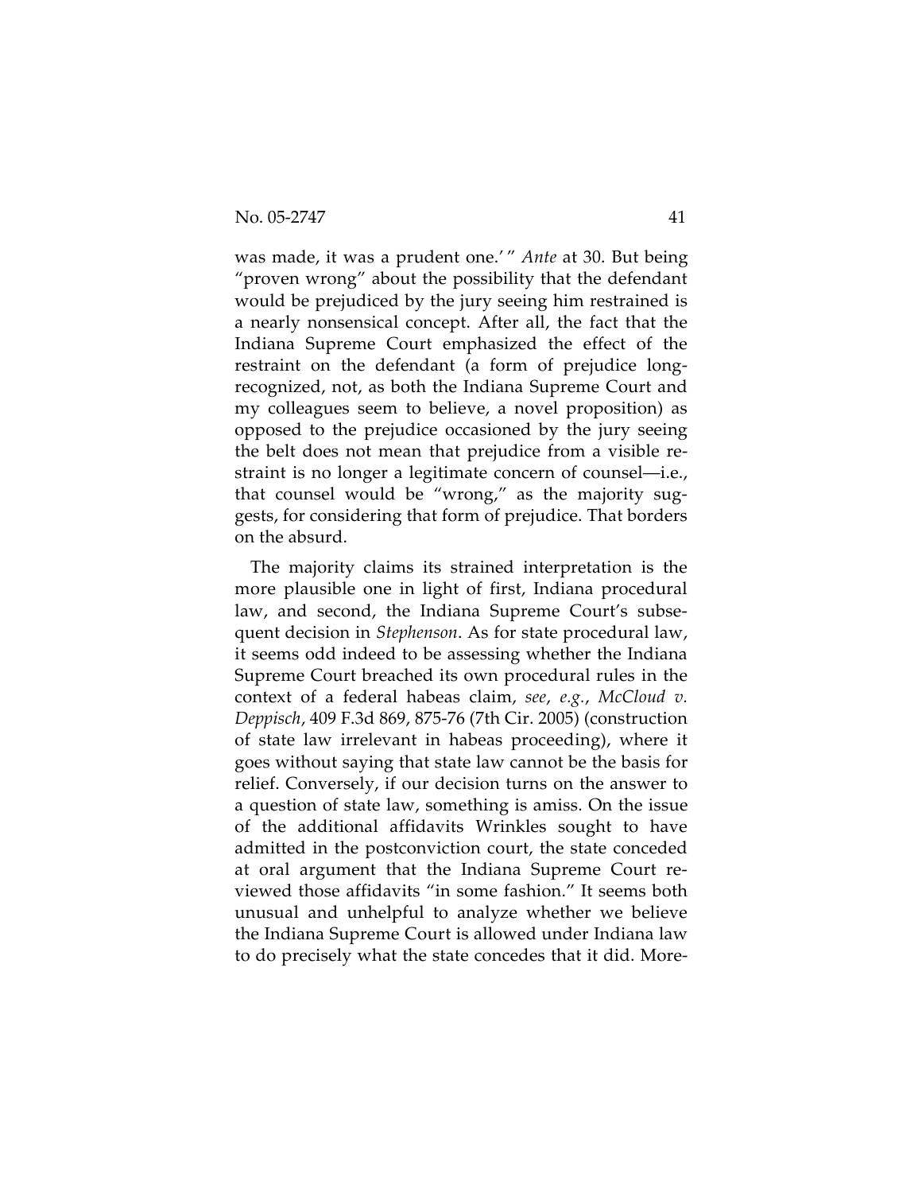was made, it was a prudent one.' " *Ante* at 30. But being "proven wrong" about the possibility that the defendant would be prejudiced by the jury seeing him restrained is a nearly nonsensical concept. After all, the fact that the Indiana Supreme Court emphasized the effect of the restraint on the defendant (a form of prejudice long-recognized, not, as both the Indiana Supreme Court and my colleagues seem to believe, a novel proposition) as opposed to the prejudice occasioned by the jury seeing the belt does not mean that prejudice from a visible restraint is no longer a legitimate concern of counsel—i.e., that counsel would be "wrong," as the majority suggests, for considering that form of prejudice. That borders on the absurd.

The majority claims its strained interpretation is the more plausible one in light of first, Indiana procedural law, and second, the Indiana Supreme Court's subsequent decision in *Stephenson*. As for state procedural law, it seems odd indeed to be assessing whether the Indiana Supreme Court breached its own procedural rules in the context of a federal habeas claim, *see*, *e.g.*, *McCloud v. Deppisch*, 409 F.3d 869, 875-76 (7th Cir. 2005) (construction of state law irrelevant in habeas proceeding), where it goes without saying that state law cannot be the basis for relief. Conversely, if our decision turns on the answer to a question of state law, something is amiss. On the issue of the additional affidavits Wrinkles sought to have admitted in the postconviction court, the state conceded at oral argument that the Indiana Supreme Court reviewed those affidavits "in some fashion." It seems both unusual and unhelpful to analyze whether we believe the Indiana Supreme Court is allowed under Indiana law to do precisely what the state concedes that it did. More-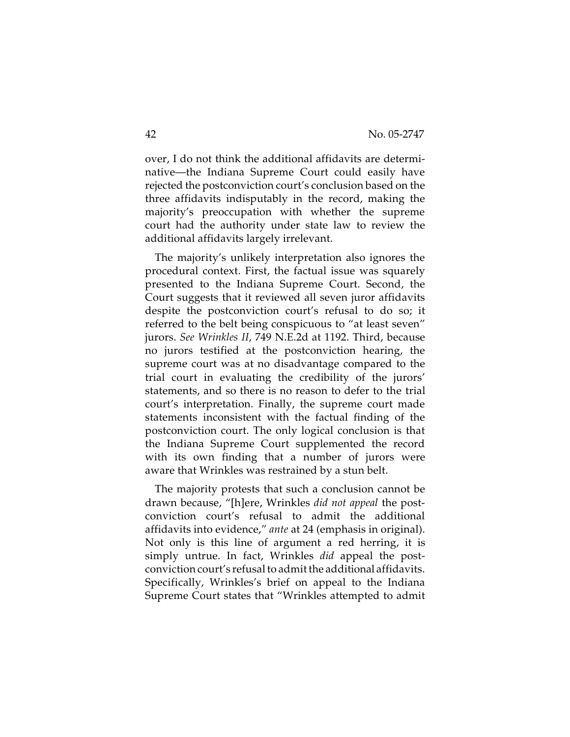over, I do not think the additional affidavits are determinative—the Indiana Supreme Court could easily have rejected the postconviction court's conclusion based on the three affidavits indisputably in the record, making the majority's preoccupation with whether the supreme court had the authority under state law to review the additional affidavits largely irrelevant.

The majority's unlikely interpretation also ignores the procedural context. First, the factual issue was squarely presented to the Indiana Supreme Court. Second, the Court suggests that it reviewed all seven juror affidavits despite the postconviction court's refusal to do so; it referred to the belt being conspicuous to "at least seven" jurors. *See Wrinkles II*, 749 N.E.2d at 1192. Third, because no jurors testified at the postconviction hearing, the supreme court was at no disadvantage compared to the trial court in evaluating the credibility of the jurors' statements, and so there is no reason to defer to the trial court's interpretation. Finally, the supreme court made statements inconsistent with the factual finding of the postconviction court. The only logical conclusion is that the Indiana Supreme Court supplemented the record with its own finding that a number of jurors were aware that Wrinkles was restrained by a stun belt.

The majority protests that such a conclusion cannot be drawn because, "[h]ere, Wrinkles *did not appeal* the post-conviction court's refusal to admit the additional affidavits into evidence," *ante* at 24 (emphasis in original). Not only is this line of argument a red herring, it is simply untrue. In fact, Wrinkles *did* appeal the post-conviction court's refusal to admit the additional affidavits. Specifically, Wrinkles's brief on appeal to the Indiana Supreme Court states that "Wrinkles attempted to admit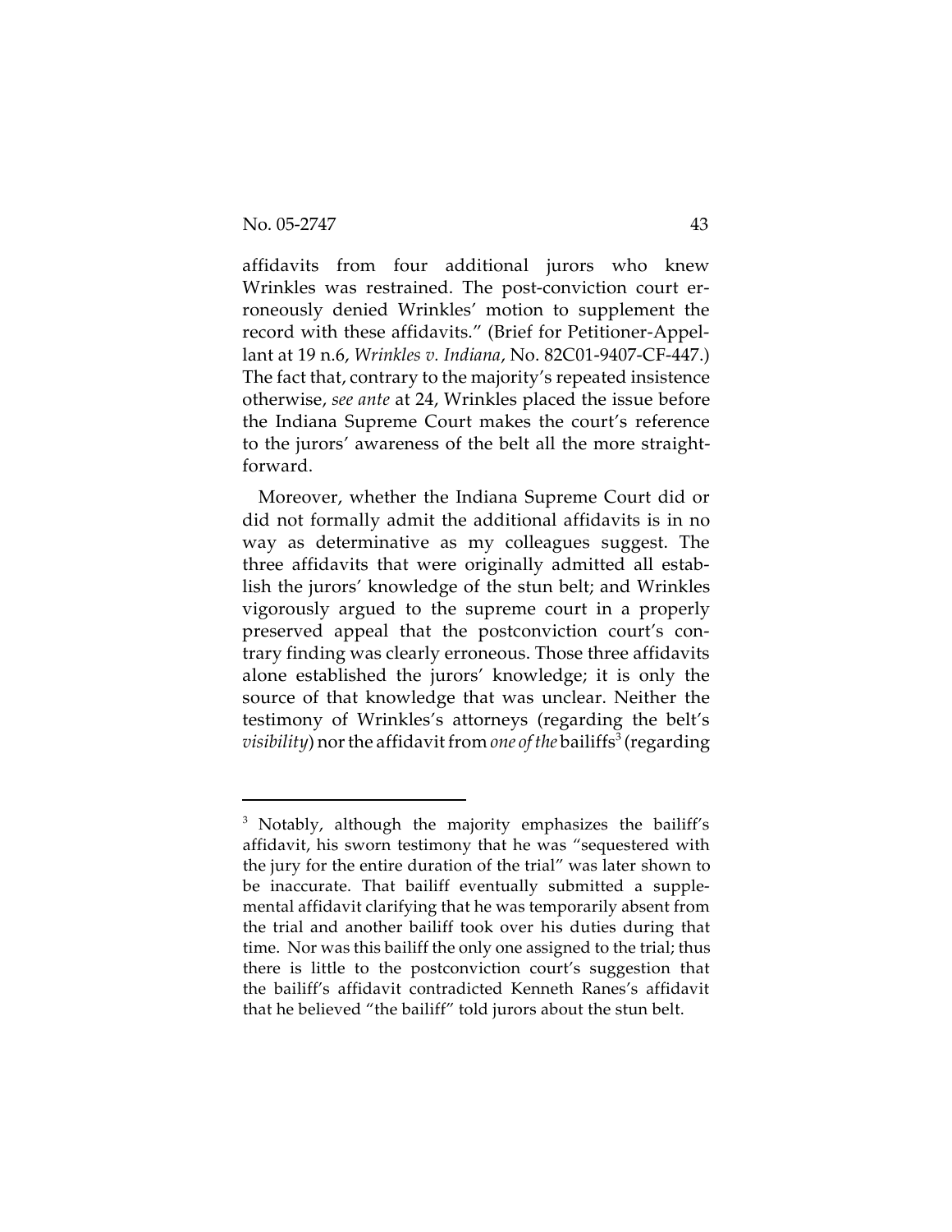affidavits from four additional jurors who knew Wrinkles was restrained. The post-conviction court erroneously denied Wrinkles' motion to supplement the record with these affidavits." (Brief for Petitioner-Appellant at 19 n.6, *Wrinkles v. Indiana*, No. 82C01-9407-CF-447.) The fact that, contrary to the majority's repeated insistence otherwise, *see ante* at 24, Wrinkles placed the issue before the Indiana Supreme Court makes the court's reference to the jurors' awareness of the belt all the more straightforward.

Moreover, whether the Indiana Supreme Court did or did not formally admit the additional affidavits is in no way as determinative as my colleagues suggest. The three affidavits that were originally admitted all establish the jurors' knowledge of the stun belt; and Wrinkles vigorously argued to the supreme court in a properly preserved appeal that the postconviction court's contrary finding was clearly erroneous. Those three affidavits alone established the jurors' knowledge; it is only the source of that knowledge that was unclear. Neither the testimony of Wrinkles's attorneys (regarding the belt's *visibility*) nor the affidavit from *one of the* bailiffs[3] (regarding

[3] Notably, although the majority emphasizes the bailiff's affidavit, his sworn testimony that he was "sequestered with the jury for the entire duration of the trial" was later shown to be inaccurate. That bailiff eventually submitted a supplemental affidavit clarifying that he was temporarily absent from the trial and another bailiff took over his duties during that time. Nor was this bailiff the only one assigned to the trial; thus there is little to the postconviction court's suggestion that the bailiff's affidavit contradicted Kenneth Ranes's affidavit that he believed "the bailiff" told jurors about the stun belt.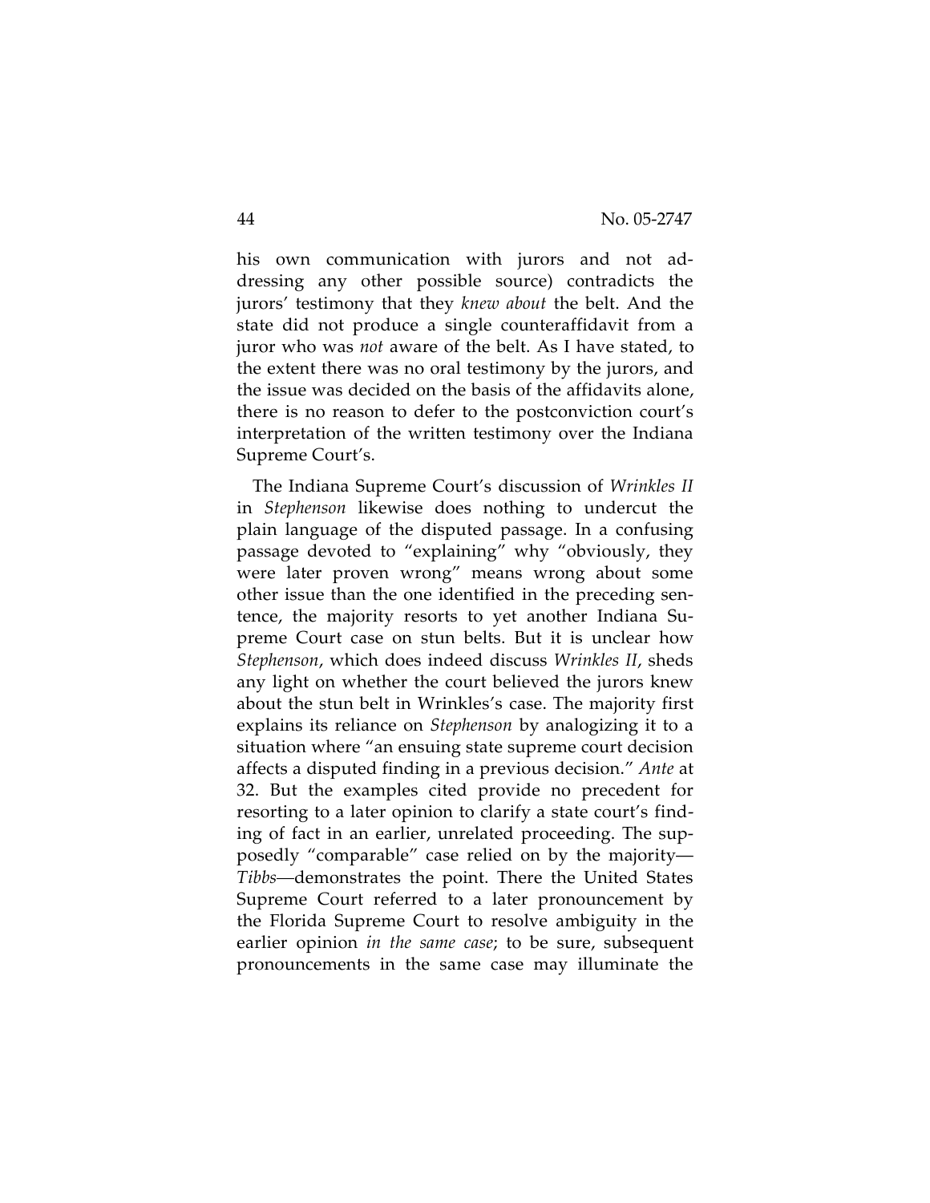his own communication with jurors and not addressing any other possible source) contradicts the jurors' testimony that they *knew about* the belt. And the state did not produce a single counteraffidavit from a juror who was *not* aware of the belt. As I have stated, to the extent there was no oral testimony by the jurors, and the issue was decided on the basis of the affidavits alone, there is no reason to defer to the postconviction court's interpretation of the written testimony over the Indiana Supreme Court's.

The Indiana Supreme Court's discussion of *Wrinkles II* in *Stephenson* likewise does nothing to undercut the plain language of the disputed passage. In a confusing passage devoted to "explaining" why "obviously, they were later proven wrong" means wrong about some other issue than the one identified in the preceding sentence, the majority resorts to yet another Indiana Supreme Court case on stun belts. But it is unclear how *Stephenson*, which does indeed discuss *Wrinkles II*, sheds any light on whether the court believed the jurors knew about the stun belt in Wrinkles's case. The majority first explains its reliance on *Stephenson* by analogizing it to a situation where "an ensuing state supreme court decision affects a disputed finding in a previous decision." *Ante* at 32. But the examples cited provide no precedent for resorting to a later opinion to clarify a state court's finding of fact in an earlier, unrelated proceeding. The supposedly "comparable" case relied on by the majority—*Tibbs*—demonstrates the point. There the United States Supreme Court referred to a later pronouncement by the Florida Supreme Court to resolve ambiguity in the earlier opinion *in the same case*; to be sure, subsequent pronouncements in the same case may illuminate the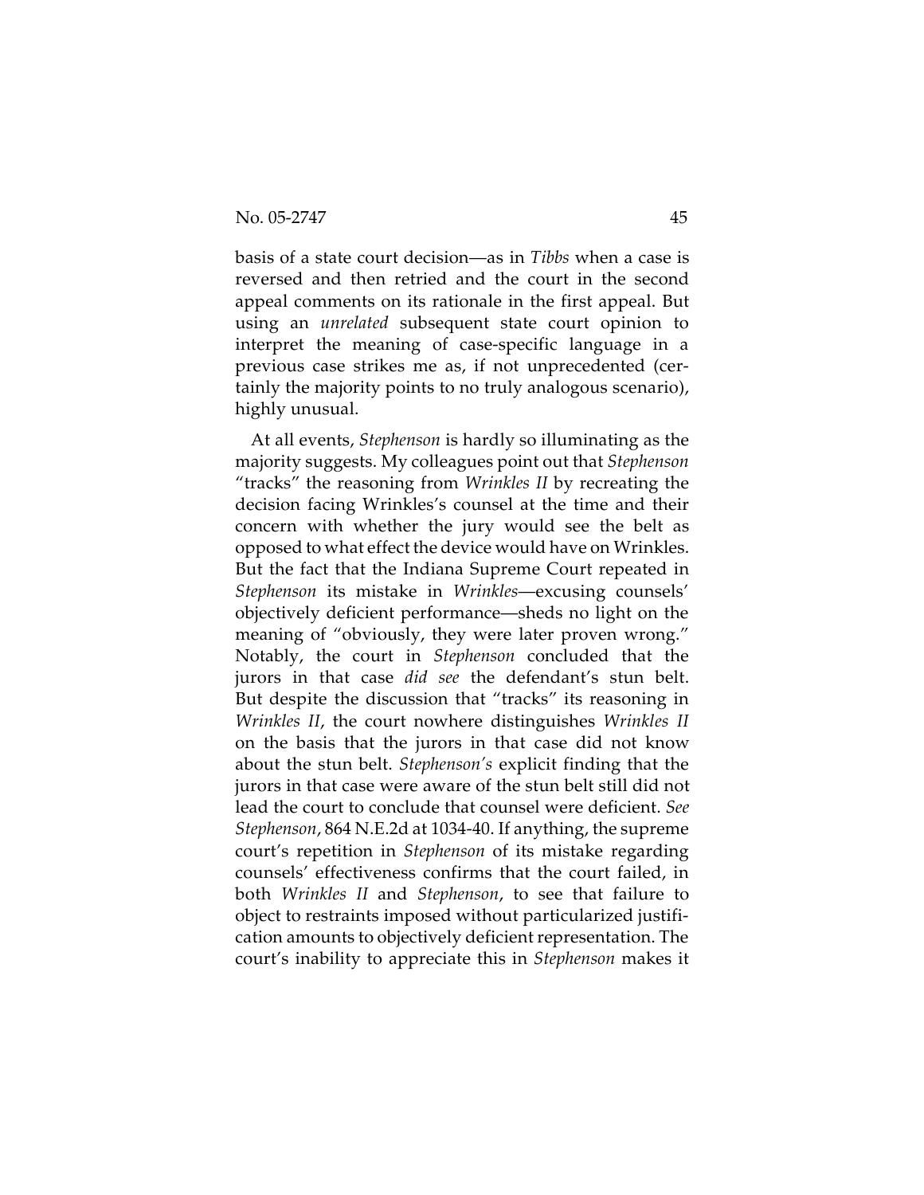basis of a state court decision—as in *Tibbs* when a case is reversed and then retried and the court in the second appeal comments on its rationale in the first appeal. But using an *unrelated* subsequent state court opinion to interpret the meaning of case-specific language in a previous case strikes me as, if not unprecedented (certainly the majority points to no truly analogous scenario), highly unusual.

At all events, *Stephenson* is hardly so illuminating as the majority suggests. My colleagues point out that *Stephenson* "tracks" the reasoning from *Wrinkles II* by recreating the decision facing Wrinkles's counsel at the time and their concern with whether the jury would see the belt as opposed to what effect the device would have on Wrinkles. But the fact that the Indiana Supreme Court repeated in *Stephenson* its mistake in *Wrinkles*—excusing counsels' objectively deficient performance—sheds no light on the meaning of "obviously, they were later proven wrong." Notably, the court in *Stephenson* concluded that the jurors in that case *did see* the defendant's stun belt. But despite the discussion that "tracks" its reasoning in *Wrinkles II*, the court nowhere distinguishes *Wrinkles II* on the basis that the jurors in that case did not know about the stun belt. *Stephenson's* explicit finding that the jurors in that case were aware of the stun belt still did not lead the court to conclude that counsel were deficient. *See Stephenson*, 864 N.E.2d at 1034-40. If anything, the supreme court's repetition in *Stephenson* of its mistake regarding counsels' effectiveness confirms that the court failed, in both *Wrinkles II* and *Stephenson*, to see that failure to object to restraints imposed without particularized justification amounts to objectively deficient representation. The court's inability to appreciate this in *Stephenson* makes it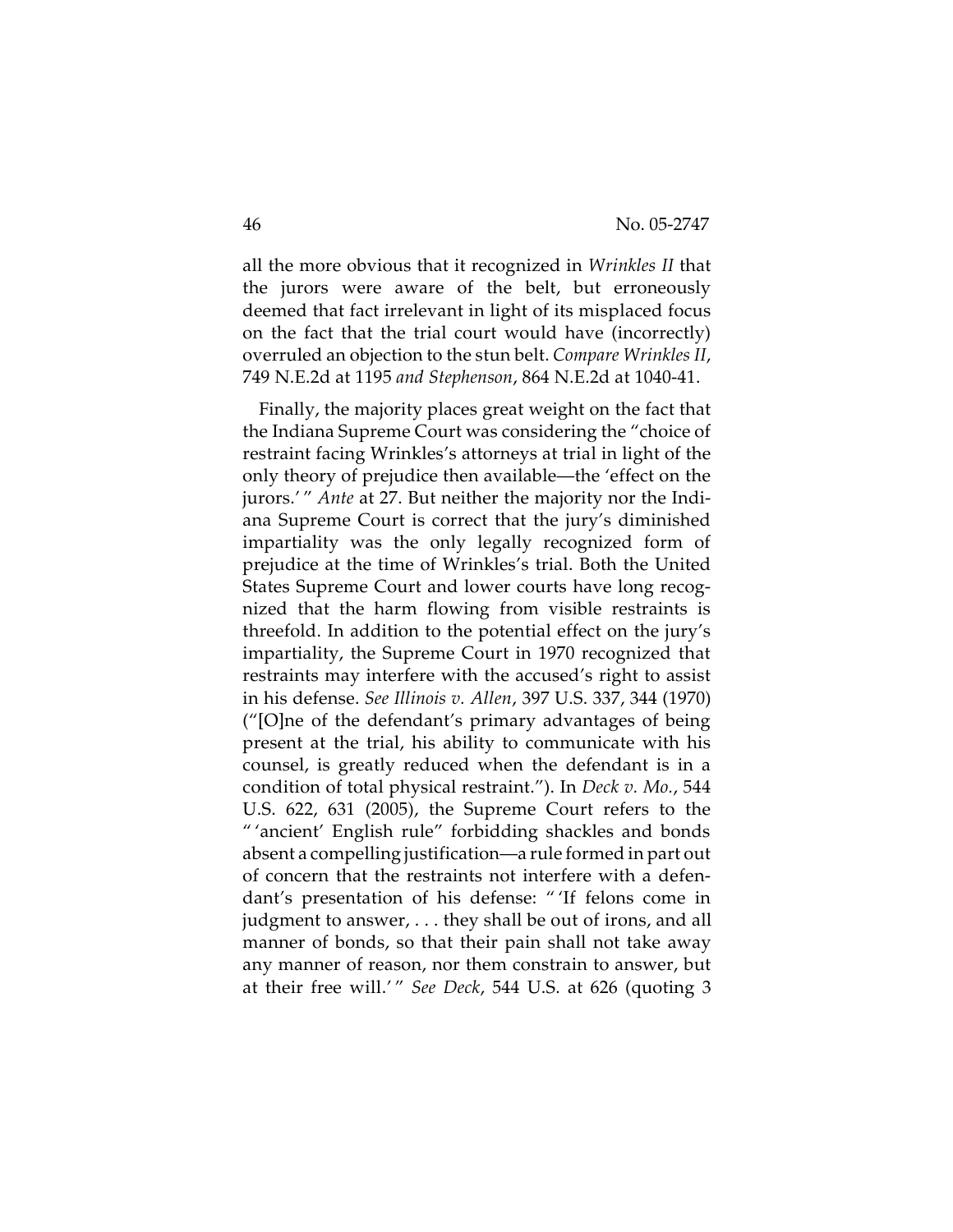all the more obvious that it recognized in *Wrinkles II* that the jurors were aware of the belt, but erroneously deemed that fact irrelevant in light of its misplaced focus on the fact that the trial court would have (incorrectly) overruled an objection to the stun belt. *Compare Wrinkles II*, 749 N.E.2d at 1195 *and Stephenson*, 864 N.E.2d at 1040-41.

Finally, the majority places great weight on the fact that the Indiana Supreme Court was considering the "choice of restraint facing Wrinkles's attorneys at trial in light of the only theory of prejudice then available—the 'effect on the jurors.' " *Ante* at 27. But neither the majority nor the Indiana Supreme Court is correct that the jury's diminished impartiality was the only legally recognized form of prejudice at the time of Wrinkles's trial. Both the United States Supreme Court and lower courts have long recognized that the harm flowing from visible restraints is threefold. In addition to the potential effect on the jury's impartiality, the Supreme Court in 1970 recognized that restraints may interfere with the accused's right to assist in his defense. *See Illinois v. Allen*, 397 U.S. 337, 344 (1970) ("[O]ne of the defendant's primary advantages of being present at the trial, his ability to communicate with his counsel, is greatly reduced when the defendant is in a condition of total physical restraint."). In *Deck v. Mo.*, 544 U.S. 622, 631 (2005), the Supreme Court refers to the " 'ancient' English rule" forbidding shackles and bonds absent a compelling justification—a rule formed in part out of concern that the restraints not interfere with a defendant's presentation of his defense: " 'If felons come in judgment to answer, . . . they shall be out of irons, and all manner of bonds, so that their pain shall not take away any manner of reason, nor them constrain to answer, but at their free will.' " *See Deck*, 544 U.S. at 626 (quoting 3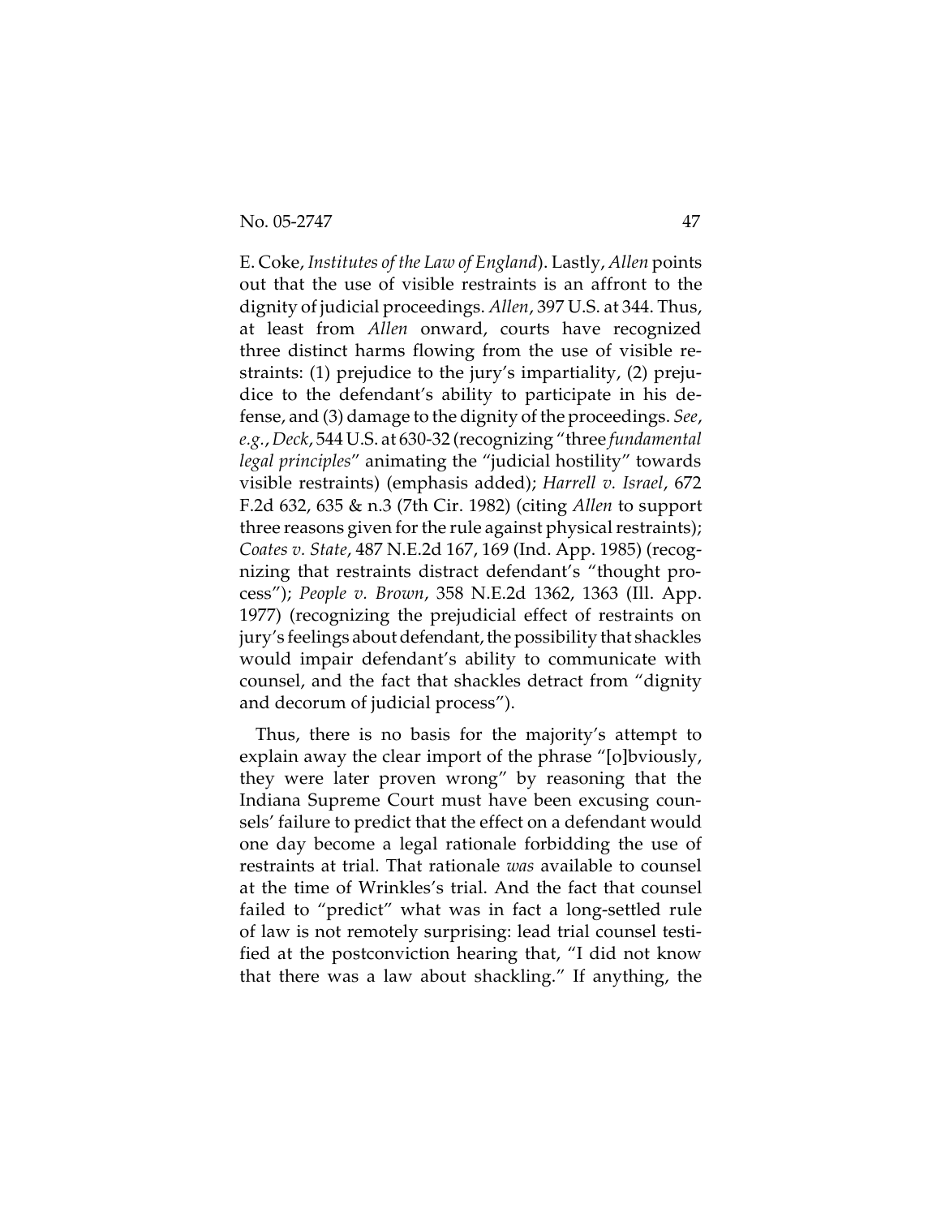E. Coke, *Institutes of the Law of England*). Lastly, *Allen* points out that the use of visible restraints is an affront to the dignity of judicial proceedings. *Allen*, 397 U.S. at 344. Thus, at least from *Allen* onward, courts have recognized three distinct harms flowing from the use of visible restraints: (1) prejudice to the jury's impartiality, (2) prejudice to the defendant's ability to participate in his defense, and (3) damage to the dignity of the proceedings. *See, e.g.*, *Deck*, 544 U.S. at 630-32 (recognizing "three *fundamental legal principles*" animating the "judicial hostility" towards visible restraints) (emphasis added); *Harrell v. Israel*, 672 F.2d 632, 635 & n.3 (7th Cir. 1982) (citing *Allen* to support three reasons given for the rule against physical restraints); *Coates v. State*, 487 N.E.2d 167, 169 (Ind. App. 1985) (recognizing that restraints distract defendant's "thought process"); *People v. Brown*, 358 N.E.2d 1362, 1363 (Ill. App. 1977) (recognizing the prejudicial effect of restraints on jury's feelings about defendant, the possibility that shackles would impair defendant's ability to communicate with counsel, and the fact that shackles detract from "dignity and decorum of judicial process").

Thus, there is no basis for the majority's attempt to explain away the clear import of the phrase "[o]bviously, they were later proven wrong" by reasoning that the Indiana Supreme Court must have been excusing counsels' failure to predict that the effect on a defendant would one day become a legal rationale forbidding the use of restraints at trial. That rationale *was* available to counsel at the time of Wrinkles's trial. And the fact that counsel failed to "predict" what was in fact a long-settled rule of law is not remotely surprising: lead trial counsel testified at the postconviction hearing that, "I did not know that there was a law about shackling." If anything, the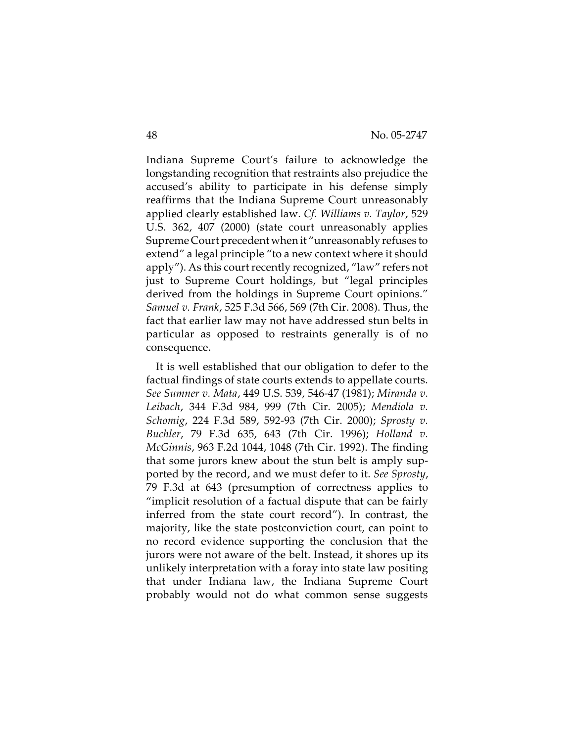Indiana Supreme Court's failure to acknowledge the longstanding recognition that restraints also prejudice the accused's ability to participate in his defense simply reaffirms that the Indiana Supreme Court unreasonably applied clearly established law. *Cf. Williams v. Taylor*, 529 U.S. 362, 407 (2000) (state court unreasonably applies Supreme Court precedent when it "unreasonably refuses to extend" a legal principle "to a new context where it should apply"). As this court recently recognized, "law" refers not just to Supreme Court holdings, but "legal principles derived from the holdings in Supreme Court opinions." *Samuel v. Frank*, 525 F.3d 566, 569 (7th Cir. 2008). Thus, the fact that earlier law may not have addressed stun belts in particular as opposed to restraints generally is of no consequence.

It is well established that our obligation to defer to the factual findings of state courts extends to appellate courts. *See Sumner v. Mata*, 449 U.S. 539, 546-47 (1981); *Miranda v. Leibach*, 344 F.3d 984, 999 (7th Cir. 2005); *Mendiola v. Schomig*, 224 F.3d 589, 592-93 (7th Cir. 2000); *Sprosty v. Buchler*, 79 F.3d 635, 643 (7th Cir. 1996); *Holland v. McGinnis*, 963 F.2d 1044, 1048 (7th Cir. 1992). The finding that some jurors knew about the stun belt is amply supported by the record, and we must defer to it. *See Sprosty*, 79 F.3d at 643 (presumption of correctness applies to "implicit resolution of a factual dispute that can be fairly inferred from the state court record"). In contrast, the majority, like the state postconviction court, can point to no record evidence supporting the conclusion that the jurors were not aware of the belt. Instead, it shores up its unlikely interpretation with a foray into state law positing that under Indiana law, the Indiana Supreme Court probably would not do what common sense suggests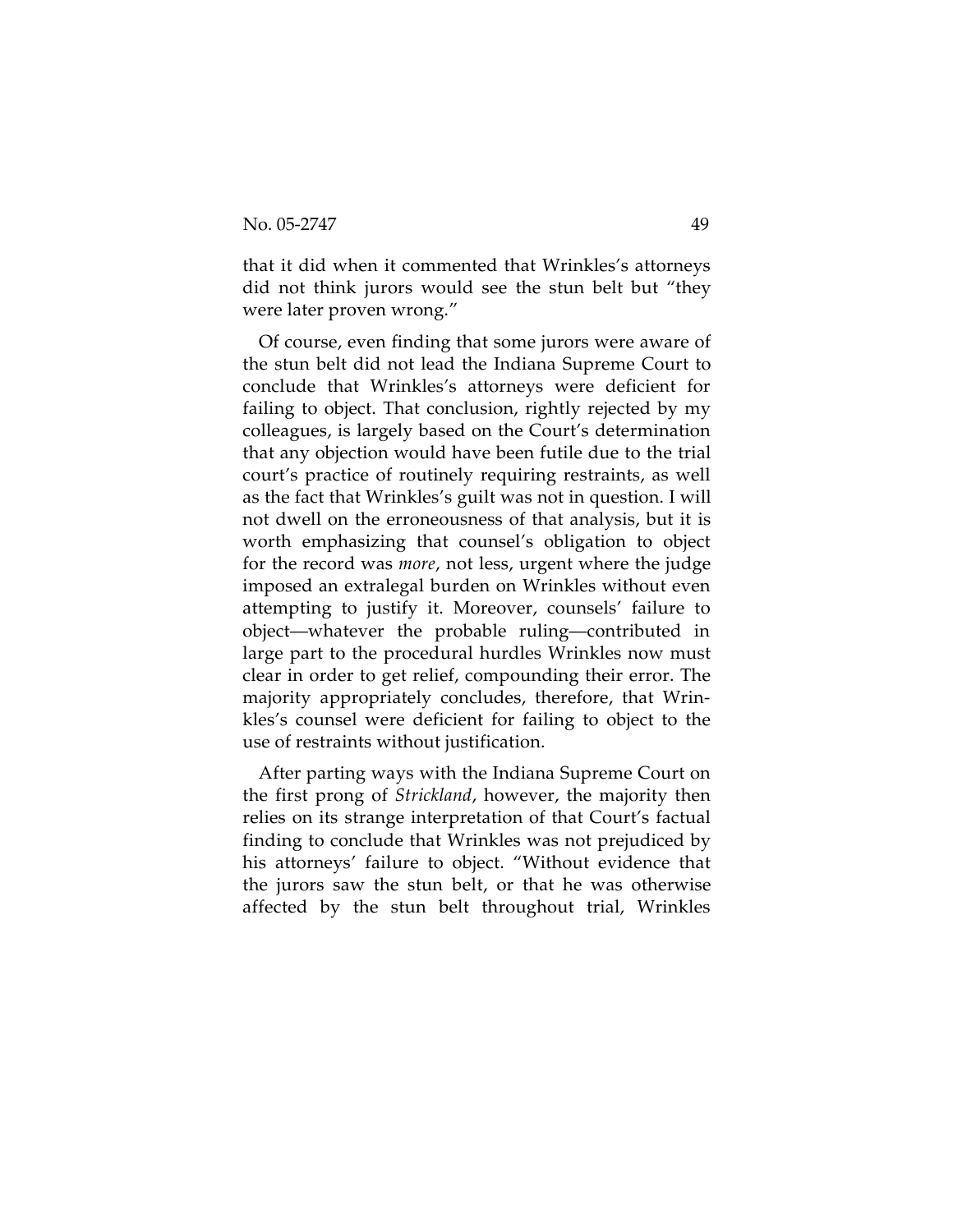that it did when it commented that Wrinkles's attorneys did not think jurors would see the stun belt but "they were later proven wrong."

Of course, even finding that some jurors were aware of the stun belt did not lead the Indiana Supreme Court to conclude that Wrinkles's attorneys were deficient for failing to object. That conclusion, rightly rejected by my colleagues, is largely based on the Court's determination that any objection would have been futile due to the trial court's practice of routinely requiring restraints, as well as the fact that Wrinkles's guilt was not in question. I will not dwell on the erroneousness of that analysis, but it is worth emphasizing that counsel's obligation to object for the record was *more*, not less, urgent where the judge imposed an extralegal burden on Wrinkles without even attempting to justify it. Moreover, counsels' failure to object—whatever the probable ruling—contributed in large part to the procedural hurdles Wrinkles now must clear in order to get relief, compounding their error. The majority appropriately concludes, therefore, that Wrinkles's counsel were deficient for failing to object to the use of restraints without justification.

After parting ways with the Indiana Supreme Court on the first prong of *Strickland*, however, the majority then relies on its strange interpretation of that Court's factual finding to conclude that Wrinkles was not prejudiced by his attorneys' failure to object. "Without evidence that the jurors saw the stun belt, or that he was otherwise affected by the stun belt throughout trial, Wrinkles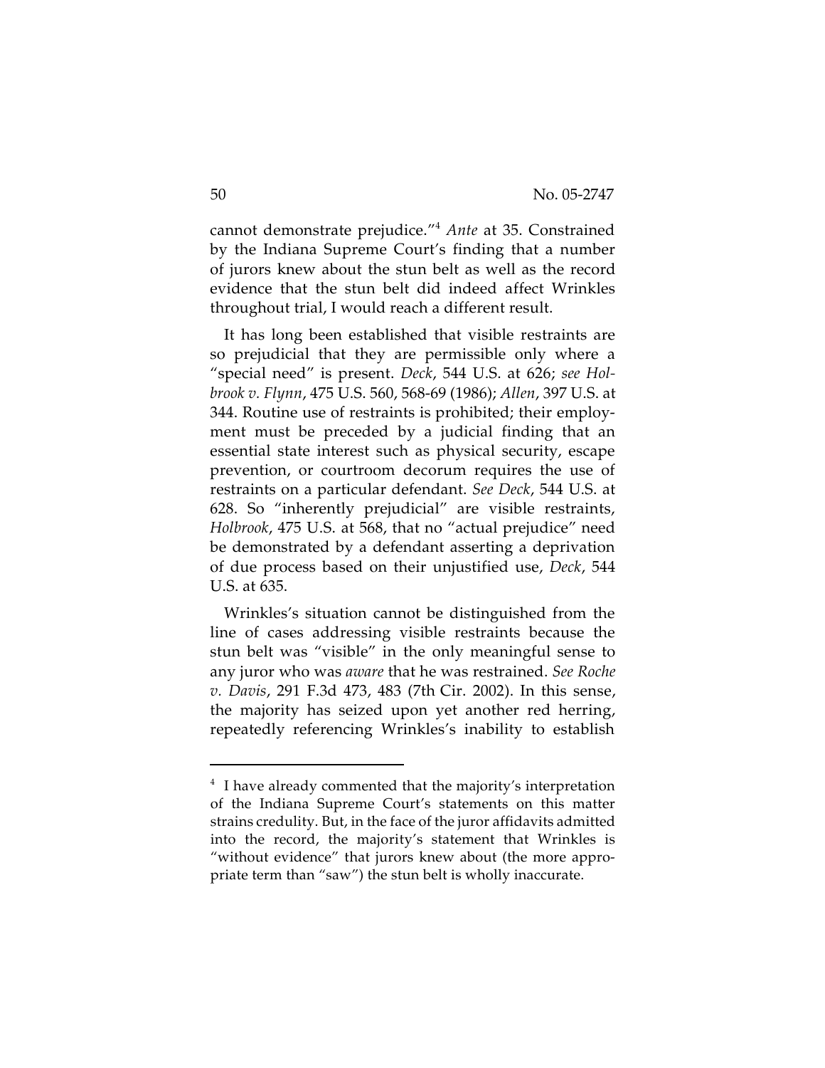cannot demonstrate prejudice."[4] *Ante* at 35. Constrained by the Indiana Supreme Court's finding that a number of jurors knew about the stun belt as well as the record evidence that the stun belt did indeed affect Wrinkles throughout trial, I would reach a different result.

It has long been established that visible restraints are so prejudicial that they are permissible only where a "special need" is present. *Deck*, 544 U.S. at 626; *see Holbrook v. Flynn*, 475 U.S. 560, 568-69 (1986); *Allen*, 397 U.S. at 344. Routine use of restraints is prohibited; their employment must be preceded by a judicial finding that an essential state interest such as physical security, escape prevention, or courtroom decorum requires the use of restraints on a particular defendant. *See Deck*, 544 U.S. at 628. So "inherently prejudicial" are visible restraints, *Holbrook*, 475 U.S. at 568, that no "actual prejudice" need be demonstrated by a defendant asserting a deprivation of due process based on their unjustified use, *Deck*, 544 U.S. at 635.

Wrinkles's situation cannot be distinguished from the line of cases addressing visible restraints because the stun belt was "visible" in the only meaningful sense to any juror who was *aware* that he was restrained. *See Roche v. Davis*, 291 F.3d 473, 483 (7th Cir. 2002). In this sense, the majority has seized upon yet another red herring, repeatedly referencing Wrinkles's inability to establish

---

[4] I have already commented that the majority's interpretation of the Indiana Supreme Court's statements on this matter strains credulity. But, in the face of the juror affidavits admitted into the record, the majority's statement that Wrinkles is "without evidence" that jurors knew about (the more appropriate term than "saw") the stun belt is wholly inaccurate.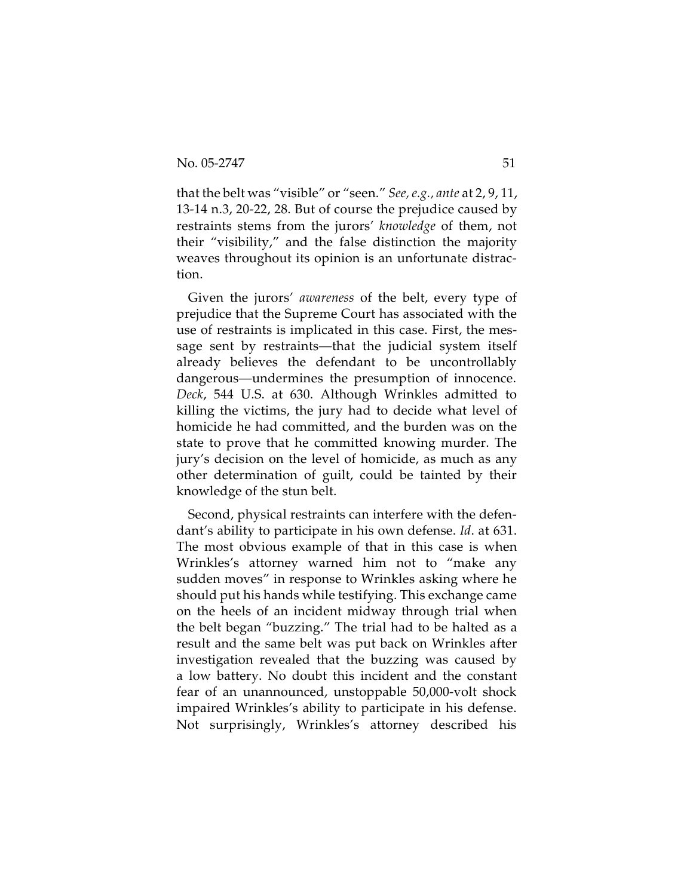that the belt was "visible" or "seen." *See, e.g.*, *ante* at 2, 9, 11, 13-14 n.3, 20-22, 28. But of course the prejudice caused by restraints stems from the jurors' *knowledge* of them, not their "visibility," and the false distinction the majority weaves throughout its opinion is an unfortunate distraction.

Given the jurors' *awareness* of the belt, every type of prejudice that the Supreme Court has associated with the use of restraints is implicated in this case. First, the message sent by restraints—that the judicial system itself already believes the defendant to be uncontrollably dangerous—undermines the presumption of innocence. *Deck*, 544 U.S. at 630. Although Wrinkles admitted to killing the victims, the jury had to decide what level of homicide he had committed, and the burden was on the state to prove that he committed knowing murder. The jury's decision on the level of homicide, as much as any other determination of guilt, could be tainted by their knowledge of the stun belt.

Second, physical restraints can interfere with the defendant's ability to participate in his own defense. *Id*. at 631. The most obvious example of that in this case is when Wrinkles's attorney warned him not to "make any sudden moves" in response to Wrinkles asking where he should put his hands while testifying. This exchange came on the heels of an incident midway through trial when the belt began "buzzing." The trial had to be halted as a result and the same belt was put back on Wrinkles after investigation revealed that the buzzing was caused by a low battery. No doubt this incident and the constant fear of an unannounced, unstoppable 50,000-volt shock impaired Wrinkles's ability to participate in his defense. Not surprisingly, Wrinkles's attorney described his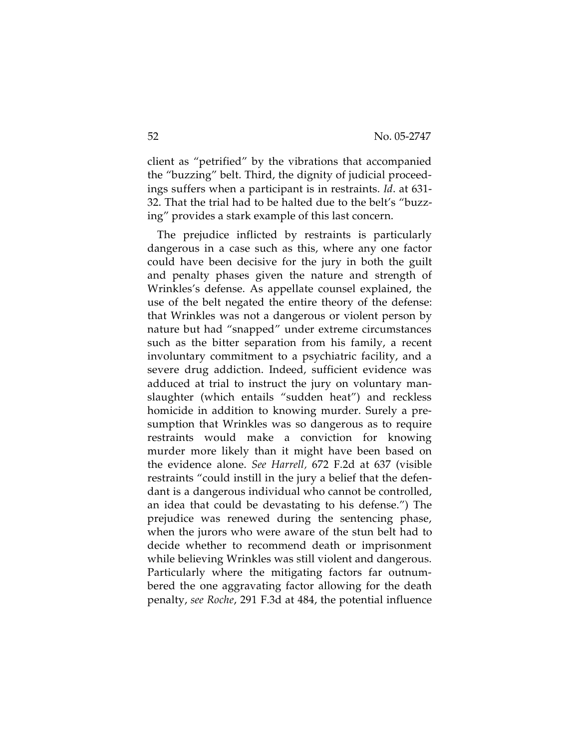client as "petrified" by the vibrations that accompanied the "buzzing" belt. Third, the dignity of judicial proceedings suffers when a participant is in restraints. *Id*. at 631-32. That the trial had to be halted due to the belt's "buzzing" provides a stark example of this last concern.

The prejudice inflicted by restraints is particularly dangerous in a case such as this, where any one factor could have been decisive for the jury in both the guilt and penalty phases given the nature and strength of Wrinkles's defense. As appellate counsel explained, the use of the belt negated the entire theory of the defense: that Wrinkles was not a dangerous or violent person by nature but had "snapped" under extreme circumstances such as the bitter separation from his family, a recent involuntary commitment to a psychiatric facility, and a severe drug addiction. Indeed, sufficient evidence was adduced at trial to instruct the jury on voluntary manslaughter (which entails "sudden heat") and reckless homicide in addition to knowing murder. Surely a presumption that Wrinkles was so dangerous as to require restraints would make a conviction for knowing murder more likely than it might have been based on the evidence alone. *See Harrell,* 672 F.2d at 637 (visible restraints "could instill in the jury a belief that the defendant is a dangerous individual who cannot be controlled, an idea that could be devastating to his defense.") The prejudice was renewed during the sentencing phase, when the jurors who were aware of the stun belt had to decide whether to recommend death or imprisonment while believing Wrinkles was still violent and dangerous. Particularly where the mitigating factors far outnumbered the one aggravating factor allowing for the death penalty, *see Roche*, 291 F.3d at 484, the potential influence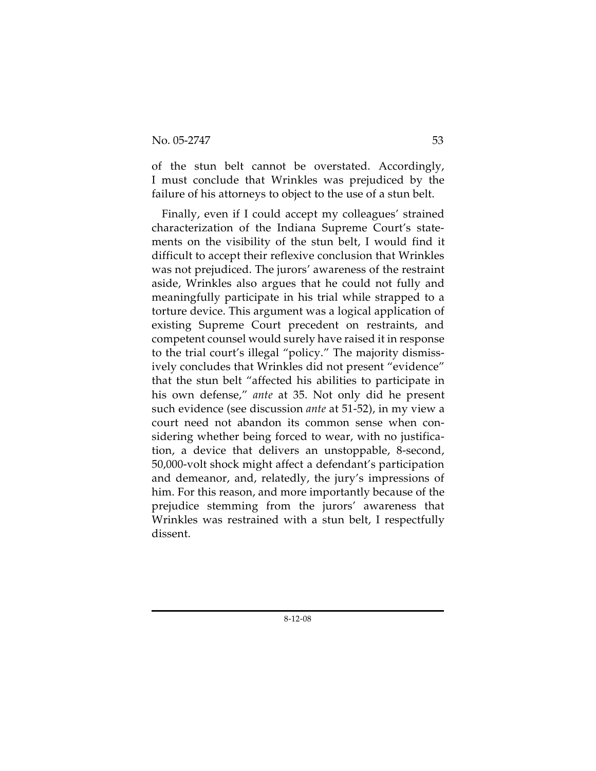of the stun belt cannot be overstated. Accordingly, I must conclude that Wrinkles was prejudiced by the failure of his attorneys to object to the use of a stun belt.

Finally, even if I could accept my colleagues' strained characterization of the Indiana Supreme Court's statements on the visibility of the stun belt, I would find it difficult to accept their reflexive conclusion that Wrinkles was not prejudiced. The jurors' awareness of the restraint aside, Wrinkles also argues that he could not fully and meaningfully participate in his trial while strapped to a torture device. This argument was a logical application of existing Supreme Court precedent on restraints, and competent counsel would surely have raised it in response to the trial court's illegal "policy." The majority dismissively concludes that Wrinkles did not present "evidence" that the stun belt "affected his abilities to participate in his own defense," *ante* at 35. Not only did he present such evidence (see discussion *ante* at 51-52), in my view a court need not abandon its common sense when considering whether being forced to wear, with no justification, a device that delivers an unstoppable, 8-second, 50,000-volt shock might affect a defendant's participation and demeanor, and, relatedly, the jury's impressions of him. For this reason, and more importantly because of the prejudice stemming from the jurors' awareness that Wrinkles was restrained with a stun belt, I respectfully dissent.

8-12-08